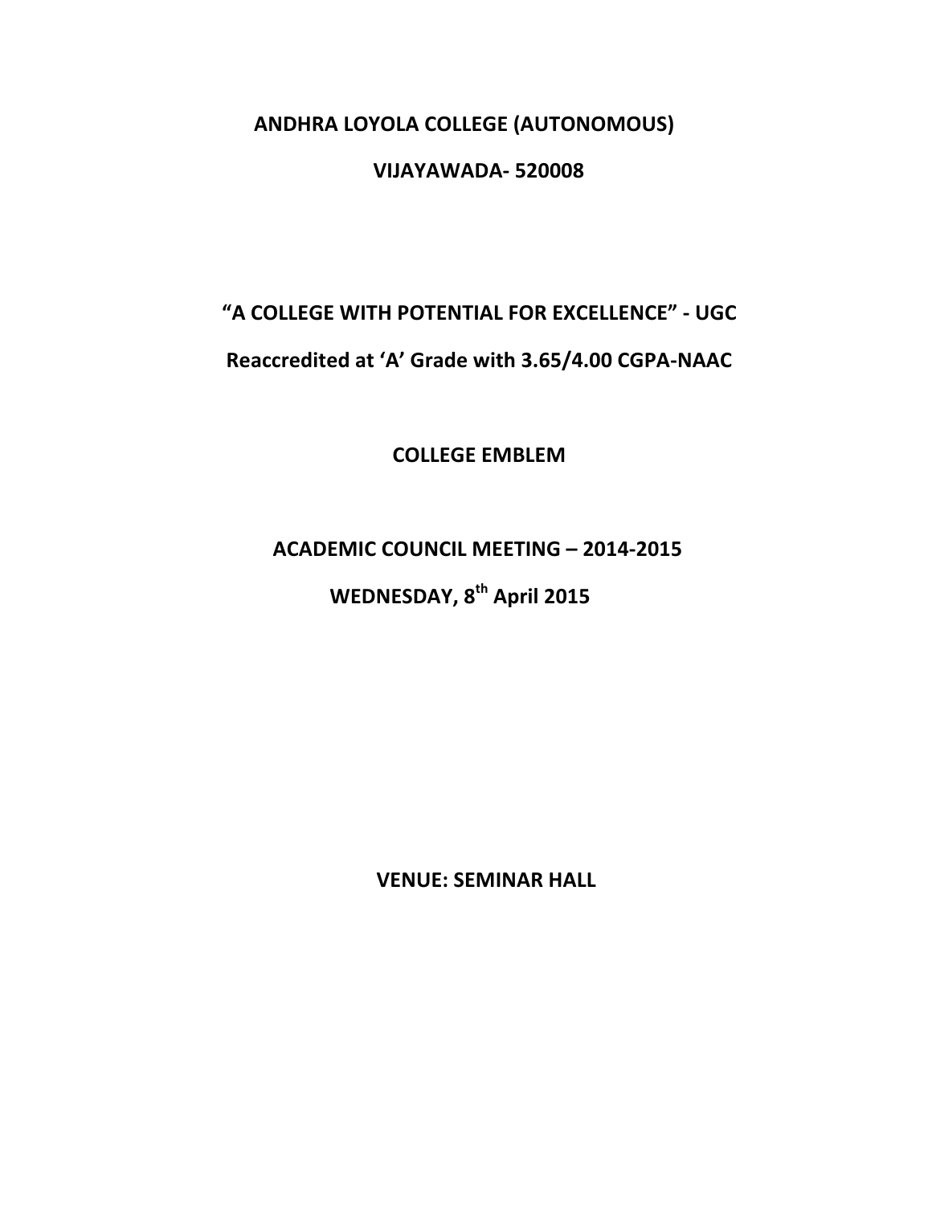# ANDHRA LOYOLA COLLEGE (AUTONOMOUS)

## VIJAYAWADA- 520008

**“A COLLEGE WITH POTENTIAL FOR EXCELLENCE” - UGC**

**Reaccredited at ‘A’ Grade with 3.65/4.00 CGPA-NAAC**

**COLLEGE EMBLEM**

## ACADEMIC COUNCIL MEETING – 2014-2015

**WEDNESDAY, 8th April 2015**

**VENUE: SEMINAR HALL**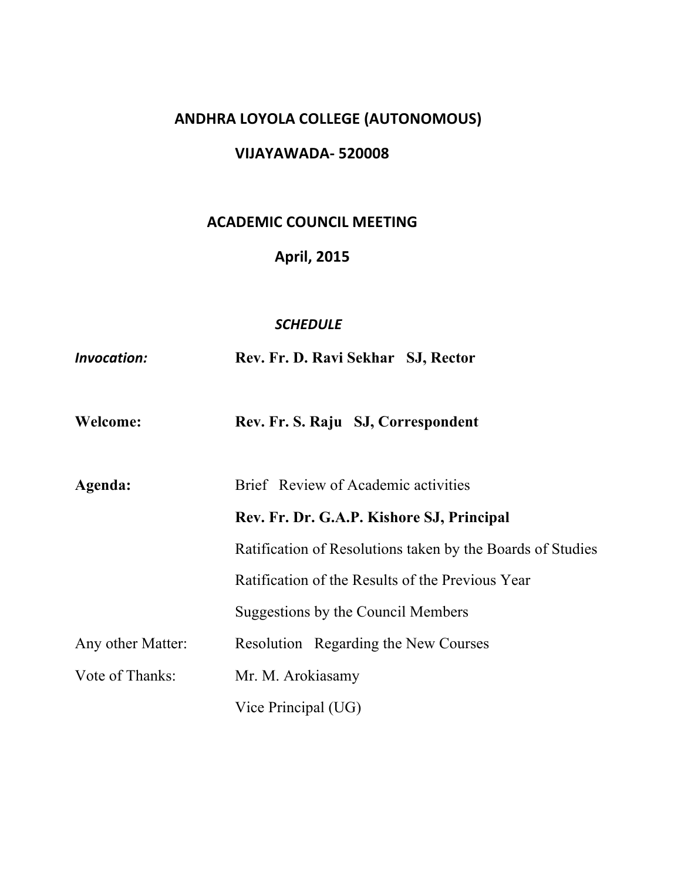# ANDHRA LOYOLA COLLEGE (AUTONOMOUS)

## VIJAYAWADA- 520008

## ACADEMIC COUNCIL MEETING

## April, 2015

### *SCHEDULE*

| | |
|---|---|
| *Invocation:* | **Rev. Fr. D. Ravi Sekhar SJ, Rector** |
| **Welcome:** | **Rev. Fr. S. Raju SJ, Correspondent** |
| **Agenda:** | Brief Review of Academic activities |
| | **Rev. Fr. Dr. G.A.P. Kishore SJ, Principal** |
| | Ratification of Resolutions taken by the Boards of Studies |
| | Ratification of the Results of the Previous Year |
| | Suggestions by the Council Members |
| Any other Matter: | Resolution Regarding the New Courses |
| Vote of Thanks: | Mr. M. Arokiasamy |
| | Vice Principal (UG) |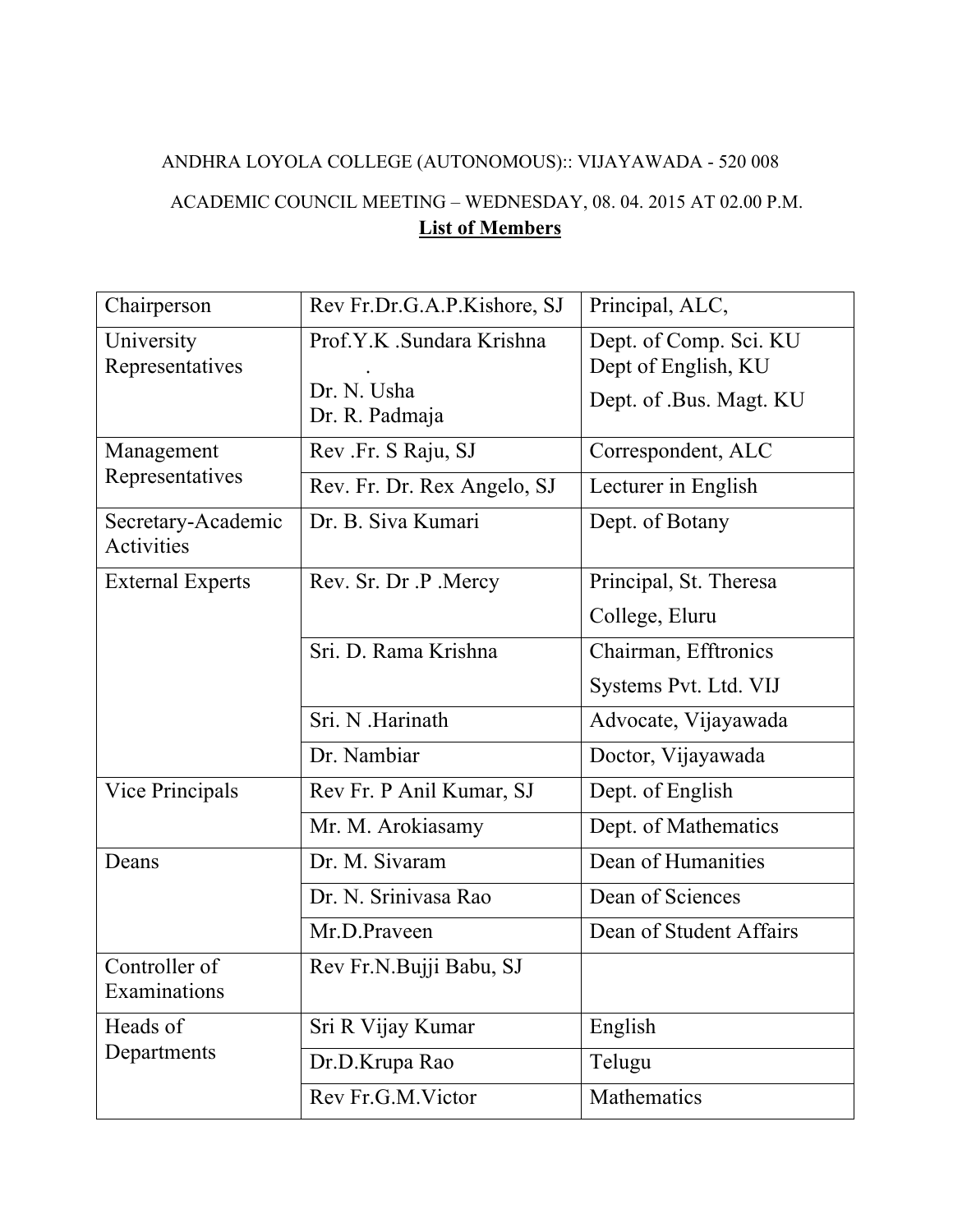ANDHRA LOYOLA COLLEGE (AUTONOMOUS):: VIJAYAWADA - 520 008

ACADEMIC COUNCIL MEETING – WEDNESDAY, 08. 04. 2015 AT 02.00 P.M.

**List of Members**

| | | |
|---|---|---|
| Chairperson | Rev Fr.Dr.G.A.P.Kishore, SJ | Principal, ALC, |
| University Representatives | Prof.Y.K .Sundara Krishna .<br>Dr. N. Usha<br>Dr. R. Padmaja | Dept. of Comp. Sci. KU<br>Dept of English, KU<br>Dept. of .Bus. Magt. KU |
| Management Representatives | Rev .Fr. S Raju, SJ | Correspondent, ALC |
| | Rev. Fr. Dr. Rex Angelo, SJ | Lecturer in English |
| Secretary-Academic Activities | Dr. B. Siva Kumari | Dept. of Botany |
| External Experts | Rev. Sr. Dr .P .Mercy | Principal, St. Theresa College, Eluru |
| | Sri. D. Rama Krishna | Chairman, Efftronics Systems Pvt. Ltd. VIJ |
| | Sri. N .Harinath | Advocate, Vijayawada |
| | Dr. Nambiar | Doctor, Vijayawada |
| Vice Principals | Rev Fr. P Anil Kumar, SJ | Dept. of English |
| | Mr. M. Arokiasamy | Dept. of Mathematics |
| Deans | Dr. M. Sivaram | Dean of Humanities |
| | Dr. N. Srinivasa Rao | Dean of Sciences |
| | Mr.D.Praveen | Dean of Student Affairs |
| Controller of Examinations | Rev Fr.N.Bujji Babu, SJ | |
| Heads of Departments | Sri R Vijay Kumar | English |
| | Dr.D.Krupa Rao | Telugu |
| | Rev Fr.G.M.Victor | Mathematics |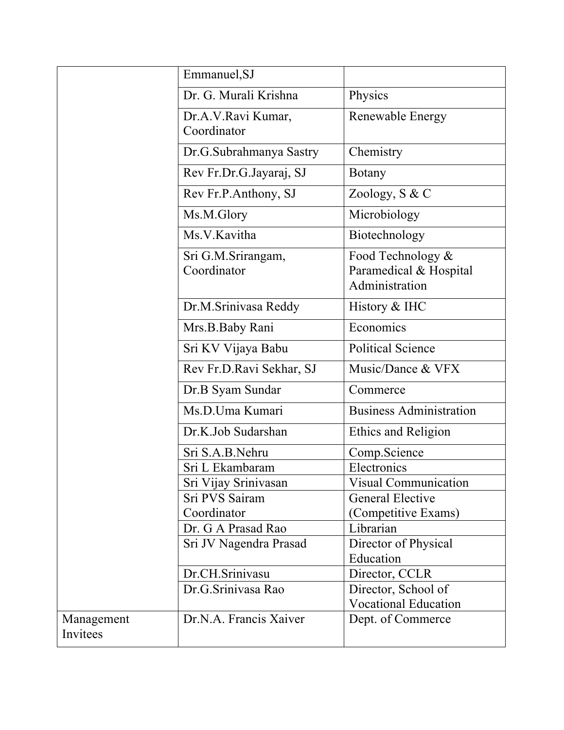| | | |
|---|---|---|
| | Emmanuel,SJ | |
| | Dr. G. Murali Krishna | Physics |
| | Dr.A.V.Ravi Kumar, Coordinator | Renewable Energy |
| | Dr.G.Subrahmanya Sastry | Chemistry |
| | Rev Fr.Dr.G.Jayaraj, SJ | Botany |
| | Rev Fr.P.Anthony, SJ | Zoology, S & C |
| | Ms.M.Glory | Microbiology |
| | Ms.V.Kavitha | Biotechnology |
| | Sri G.M.Srirangam, Coordinator | Food Technology & Paramedical & Hospital Administration |
| | Dr.M.Srinivasa Reddy | History & IHC |
| | Mrs.B.Baby Rani | Economics |
| | Sri KV Vijaya Babu | Political Science |
| | Rev Fr.D.Ravi Sekhar, SJ | Music/Dance & VFX |
| | Dr.B Syam Sundar | Commerce |
| | Ms.D.Uma Kumari | Business Administration |
| | Dr.K.Job Sudarshan | Ethics and Religion |
| | Sri S.A.B.Nehru | Comp.Science |
| | Sri L Ekambaram | Electronics |
| | Sri Vijay Srinivasan | Visual Communication |
| | Sri PVS Sairam Coordinator | General Elective (Competitive Exams) |
| | Dr. G A Prasad Rao | Librarian |
| | Sri JV Nagendra Prasad | Director of Physical Education |
| | Dr.CH.Srinivasu | Director, CCLR |
| | Dr.G.Srinivasa Rao | Director, School of Vocational Education |
| Management Invitees | Dr.N.A. Francis Xaiver | Dept. of Commerce |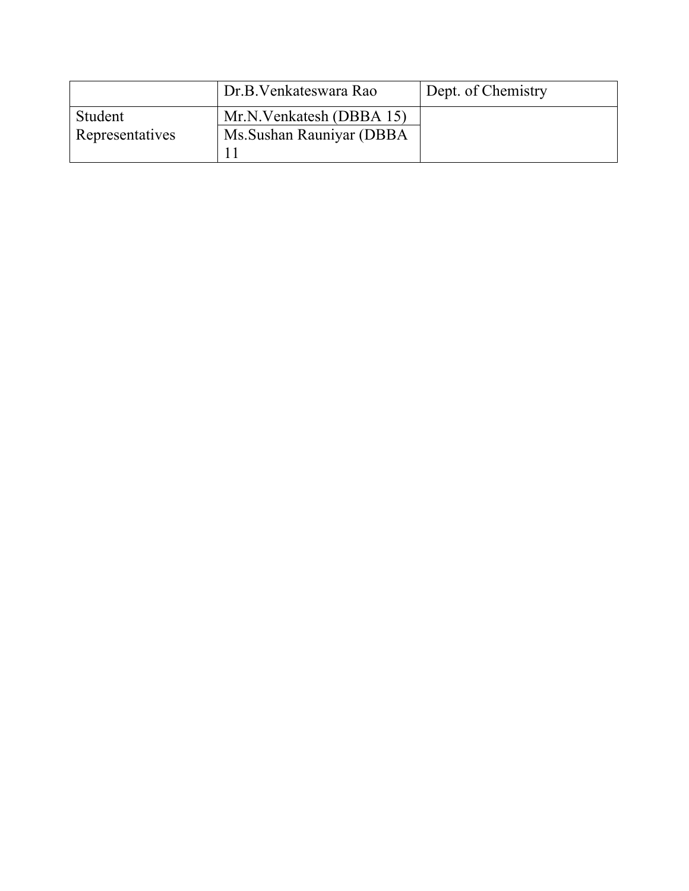| | | |
|---|---|---|
| | Dr.B.Venkateswara Rao | Dept. of Chemistry |
| Student Representatives | Mr.N.Venkatesh (DBBA 15) | |
| | Ms.Sushan Rauniyar (DBBA 11 | |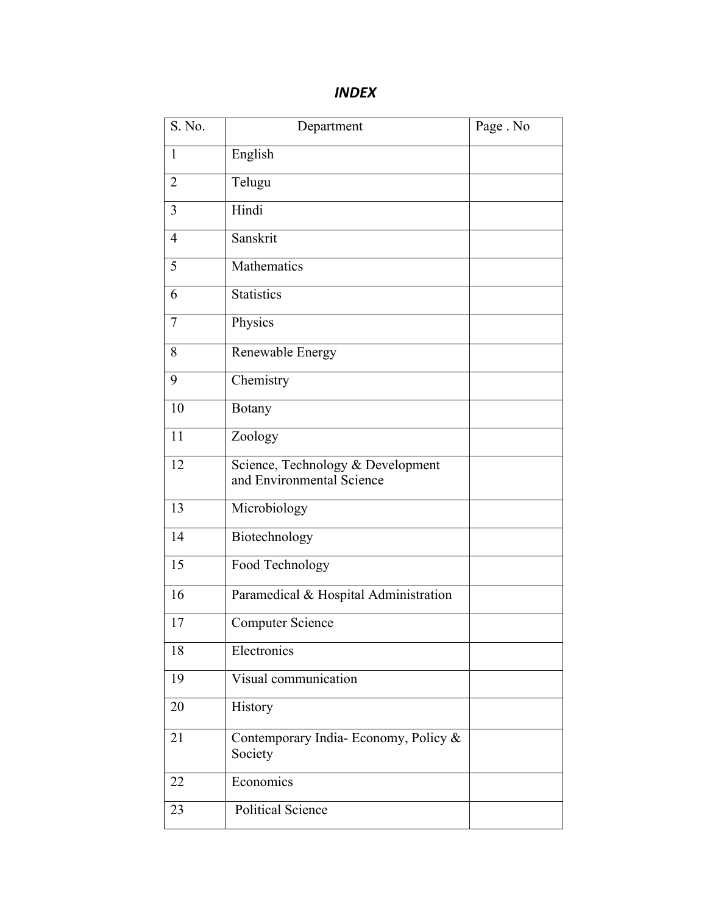## *INDEX*

| S. No. | Department | Page . No |
|---|---|---|
| 1 | English | |
| 2 | Telugu | |
| 3 | Hindi | |
| 4 | Sanskrit | |
| 5 | Mathematics | |
| 6 | Statistics | |
| 7 | Physics | |
| 8 | Renewable Energy | |
| 9 | Chemistry | |
| 10 | Botany | |
| 11 | Zoology | |
| 12 | Science, Technology & Development and Environmental Science | |
| 13 | Microbiology | |
| 14 | Biotechnology | |
| 15 | Food Technology | |
| 16 | Paramedical & Hospital Administration | |
| 17 | Computer Science | |
| 18 | Electronics | |
| 19 | Visual communication | |
| 20 | History | |
| 21 | Contemporary India- Economy, Policy & Society | |
| 22 | Economics | |
| 23 | Political Science | |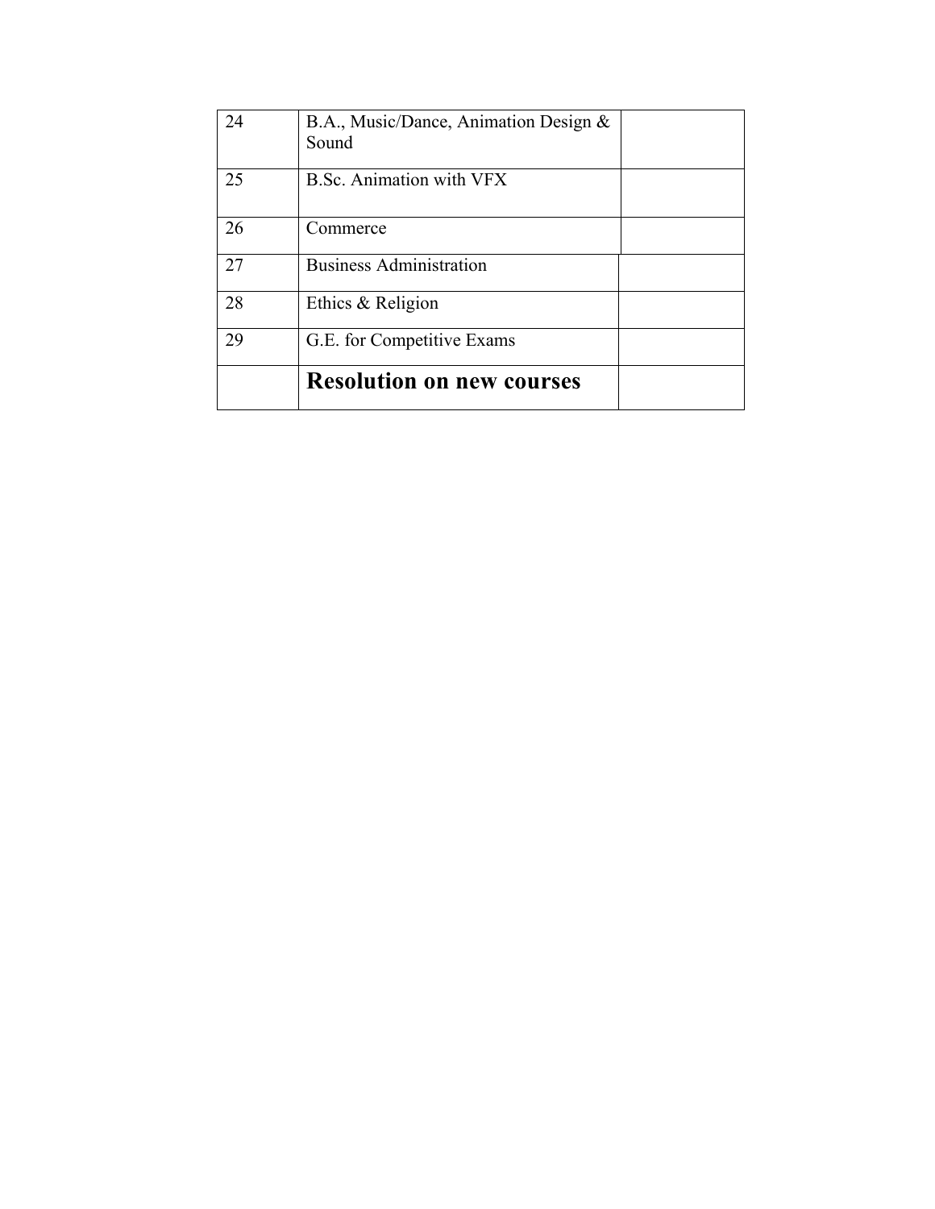| | | |
|---|---|---|
| 24 | B.A., Music/Dance, Animation Design & Sound | |
| 25 | B.Sc. Animation with VFX | |
| 26 | Commerce | |
| 27 | Business Administration | |
| 28 | Ethics & Religion | |
| 29 | G.E. for Competitive Exams | |
| | **Resolution on new courses** | |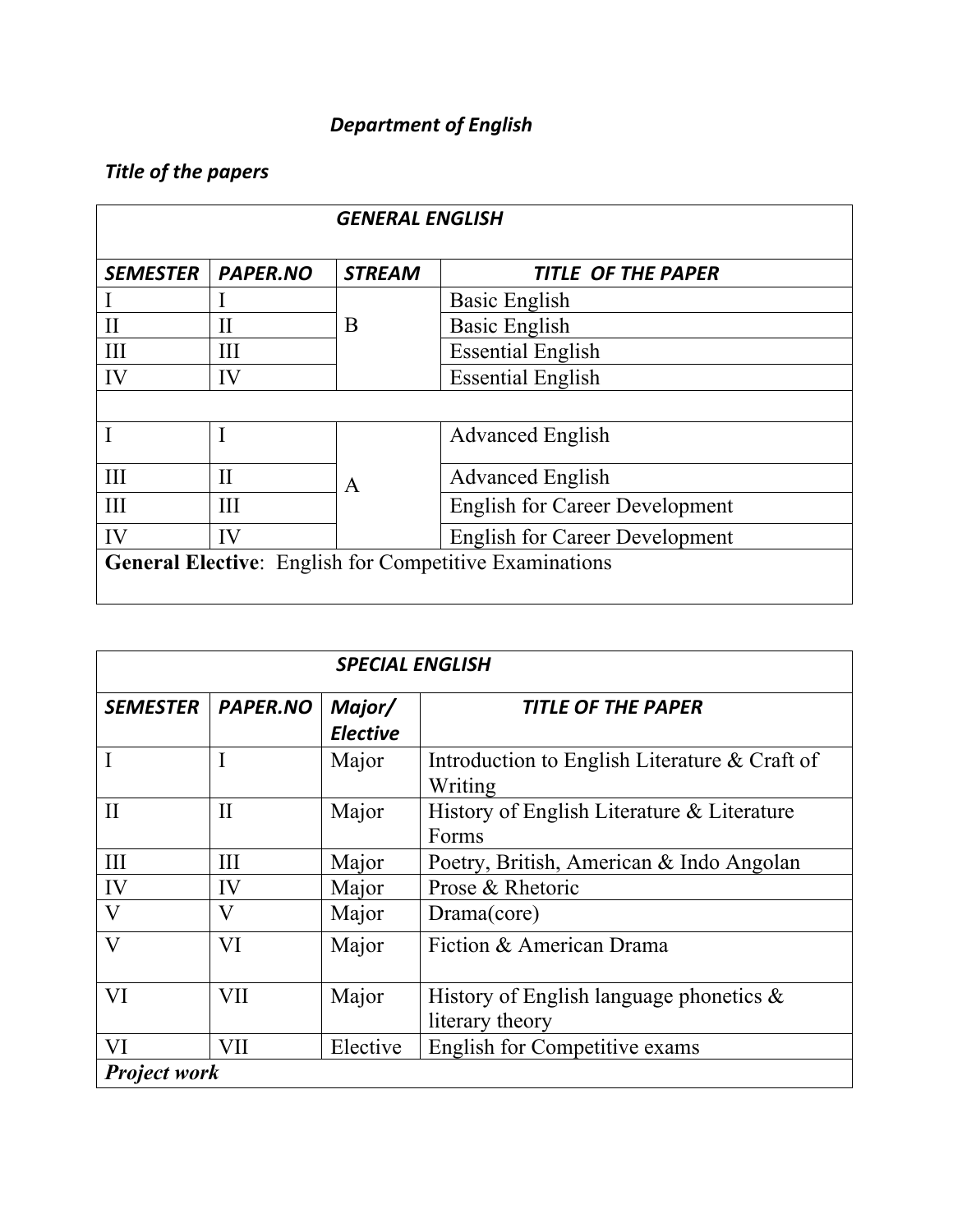***Department of English***

***Title of the papers***

| ***GENERAL ENGLISH*** | | | |
|---|---|---|---|
| ***SEMESTER*** | ***PAPER.NO*** | ***STREAM*** | ***TITLE OF THE PAPER*** |
| I | I | B | Basic English |
| II | II | | Basic English |
| III | III | | Essential English |
| IV | IV | | Essential English |
| | | | |
| I | I | A | Advanced English |
| III | II | | Advanced English |
| III | III | | English for Career Development |
| IV | IV | | English for Career Development |
| **General Elective**: English for Competitive Examinations | | | |

| ***SPECIAL ENGLISH*** | | | |
|---|---|---|---|
| ***SEMESTER*** | ***PAPER.NO*** | ***Major/ Elective*** | ***TITLE OF THE PAPER*** |
| I | I | Major | Introduction to English Literature & Craft of Writing |
| II | II | Major | History of English Literature & Literature Forms |
| III | III | Major | Poetry, British, American & Indo Angolan |
| IV | IV | Major | Prose & Rhetoric |
| V | V | Major | Drama(core) |
| V | VI | Major | Fiction & American Drama |
| VI | VII | Major | History of English language phonetics & literary theory |
| VI | VII | Elective | English for Competitive exams |
| ***Project work*** | | | |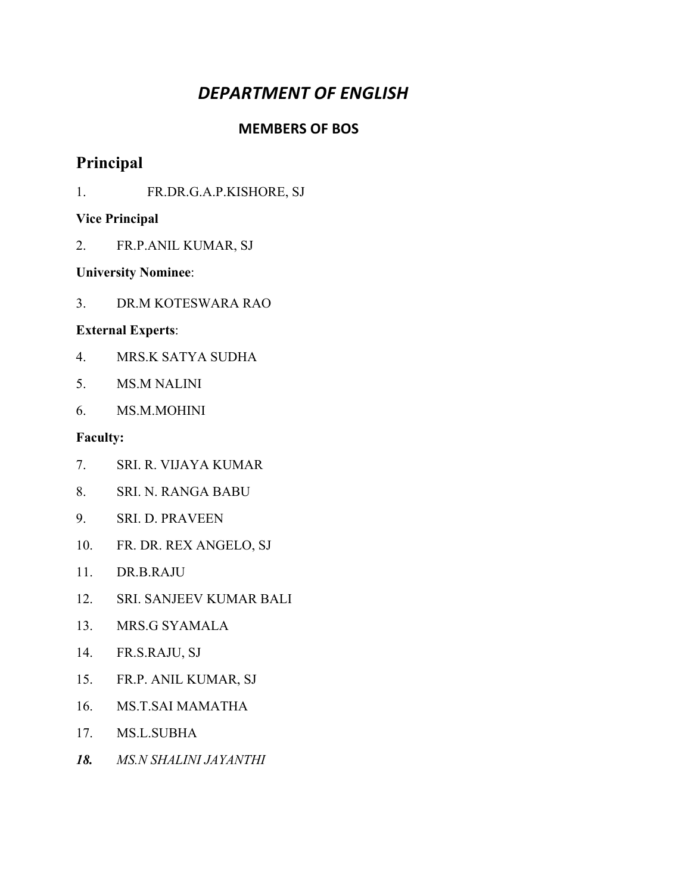# *DEPARTMENT OF ENGLISH*

## MEMBERS OF BOS

## Principal

1. FR.DR.G.A.P.KISHORE, SJ

**Vice Principal**

2. FR.P.ANIL KUMAR, SJ

**University Nominee**:

3. DR.M KOTESWARA RAO

**External Experts**:

4. MRS.K SATYA SUDHA
5. MS.M NALINI
6. MS.M.MOHINI

**Faculty:**

7. SRI. R. VIJAYA KUMAR
8. SRI. N. RANGA BABU
9. SRI. D. PRAVEEN
10. FR. DR. REX ANGELO, SJ
11. DR.B.RAJU
12. SRI. SANJEEV KUMAR BALI
13. MRS.G SYAMALA
14. FR.S.RAJU, SJ
15. FR.P. ANIL KUMAR, SJ
16. MS.T.SAI MAMATHA
17. MS.L.SUBHA
18. *MS.N SHALINI JAYANTHI*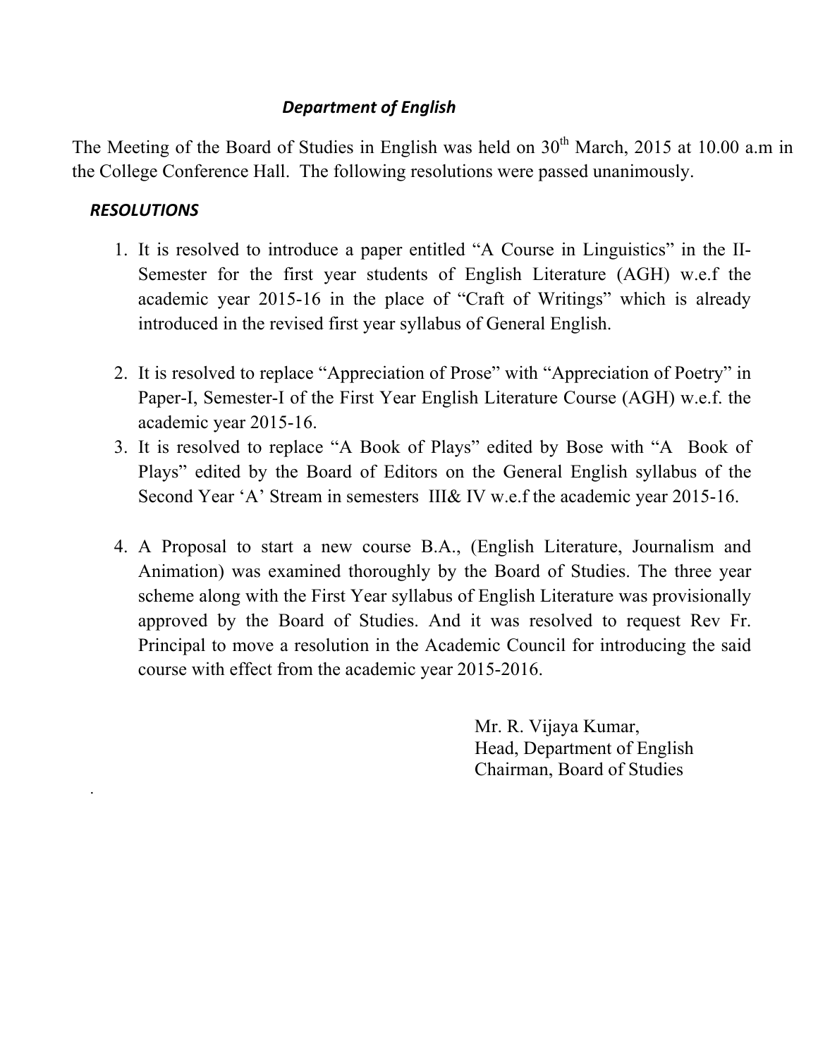### *Department of English*

The Meeting of the Board of Studies in English was held on 30th March, 2015 at 10.00 a.m in the College Conference Hall. The following resolutions were passed unanimously.

***RESOLUTIONS***

1. It is resolved to introduce a paper entitled "A Course in Linguistics" in the II-Semester for the first year students of English Literature (AGH) w.e.f the academic year 2015-16 in the place of "Craft of Writings" which is already introduced in the revised first year syllabus of General English.

2. It is resolved to replace "Appreciation of Prose" with "Appreciation of Poetry" in Paper-I, Semester-I of the First Year English Literature Course (AGH) w.e.f. the academic year 2015-16.
3. It is resolved to replace "A Book of Plays" edited by Bose with "A Book of Plays" edited by the Board of Editors on the General English syllabus of the Second Year 'A' Stream in semesters III& IV w.e.f the academic year 2015-16.

4. A Proposal to start a new course B.A., (English Literature, Journalism and Animation) was examined thoroughly by the Board of Studies. The three year scheme along with the First Year syllabus of English Literature was provisionally approved by the Board of Studies. And it was resolved to request Rev Fr. Principal to move a resolution in the Academic Council for introducing the said course with effect from the academic year 2015-2016.

Mr. R. Vijaya Kumar,
Head, Department of English
Chairman, Board of Studies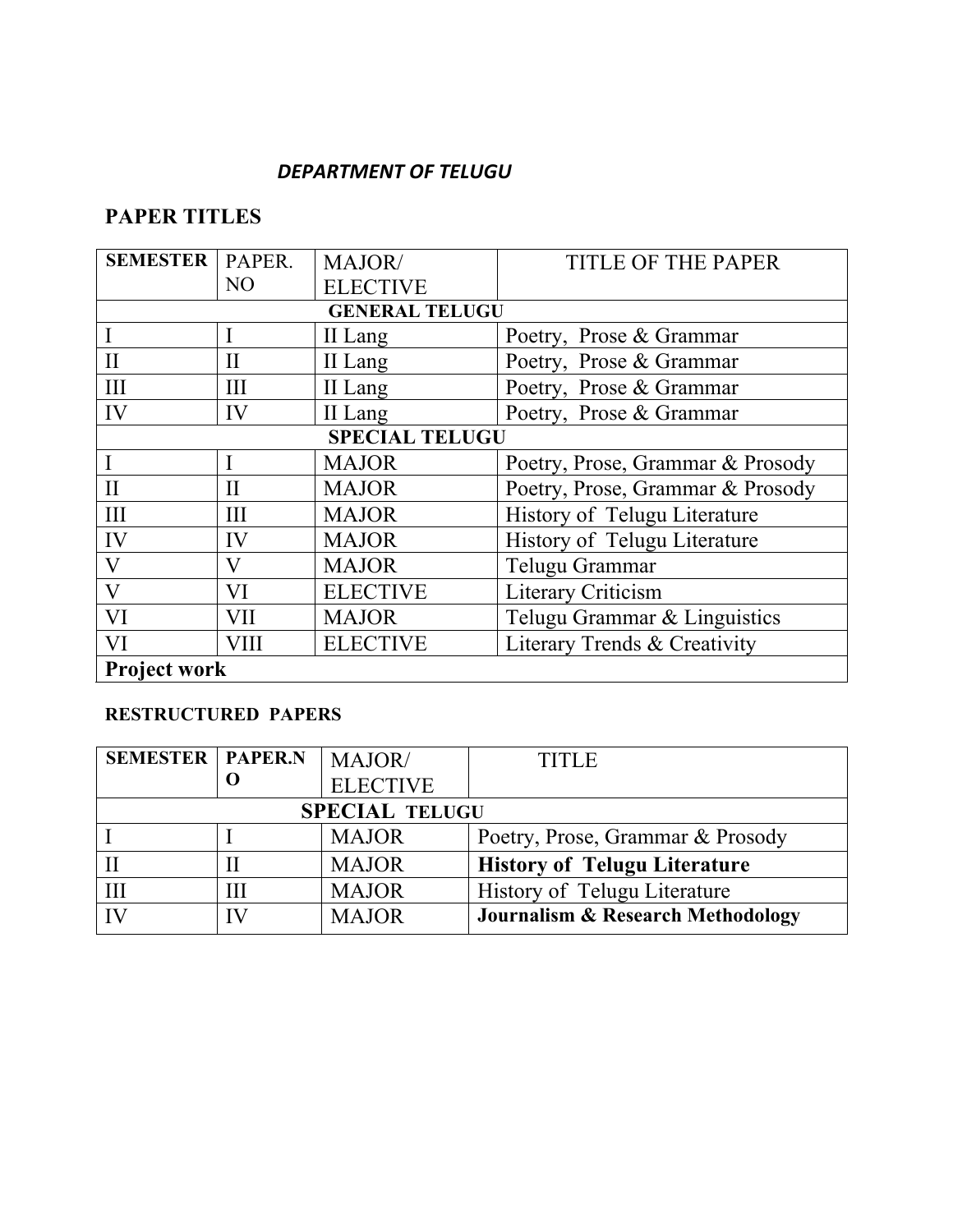***DEPARTMENT OF TELUGU***

## PAPER TITLES

| SEMESTER | PAPER. NO | MAJOR/ ELECTIVE | TITLE OF THE PAPER |
|---|---|---|---|
| **GENERAL TELUGU** | | | |
| I | I | II Lang | Poetry, Prose & Grammar |
| II | II | II Lang | Poetry, Prose & Grammar |
| III | III | II Lang | Poetry, Prose & Grammar |
| IV | IV | II Lang | Poetry, Prose & Grammar |
| **SPECIAL TELUGU** | | | |
| I | I | MAJOR | Poetry, Prose, Grammar & Prosody |
| II | II | MAJOR | Poetry, Prose, Grammar & Prosody |
| III | III | MAJOR | History of Telugu Literature |
| IV | IV | MAJOR | History of Telugu Literature |
| V | V | MAJOR | Telugu Grammar |
| V | VI | ELECTIVE | Literary Criticism |
| VI | VII | MAJOR | Telugu Grammar & Linguistics |
| VI | VIII | ELECTIVE | Literary Trends & Creativity |
| **Project work** | | | |

**RESTRUCTURED PAPERS**

| SEMESTER | PAPER.NO | MAJOR/ ELECTIVE | TITLE |
|---|---|---|---|
| **SPECIAL TELUGU** | | | |
| I | I | MAJOR | Poetry, Prose, Grammar & Prosody |
| II | II | MAJOR | **History of Telugu Literature** |
| III | III | MAJOR | History of Telugu Literature |
| IV | IV | MAJOR | **Journalism & Research Methodology** |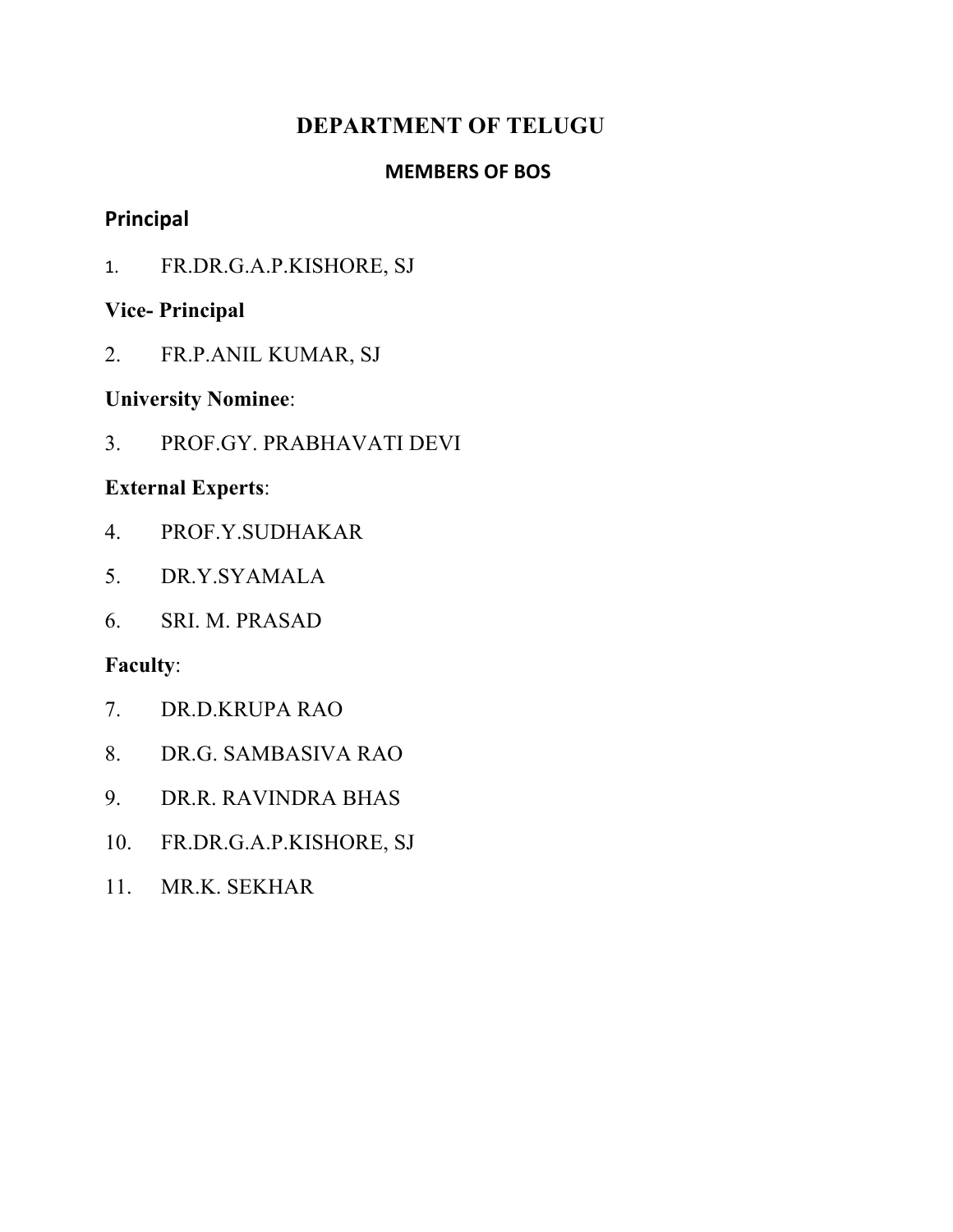# DEPARTMENT OF TELUGU

## MEMBERS OF BOS

**Principal**

1. FR.DR.G.A.P.KISHORE, SJ

**Vice- Principal**

2. FR.P.ANIL KUMAR, SJ

**University Nominee**:

3. PROF.GY. PRABHAVATI DEVI

**External Experts**:

4. PROF.Y.SUDHAKAR
5. DR.Y.SYAMALA
6. SRI. M. PRASAD

**Faculty**:

7. DR.D.KRUPA RAO
8. DR.G. SAMBASIVA RAO
9. DR.R. RAVINDRA BHAS
10. FR.DR.G.A.P.KISHORE, SJ
11. MR.K. SEKHAR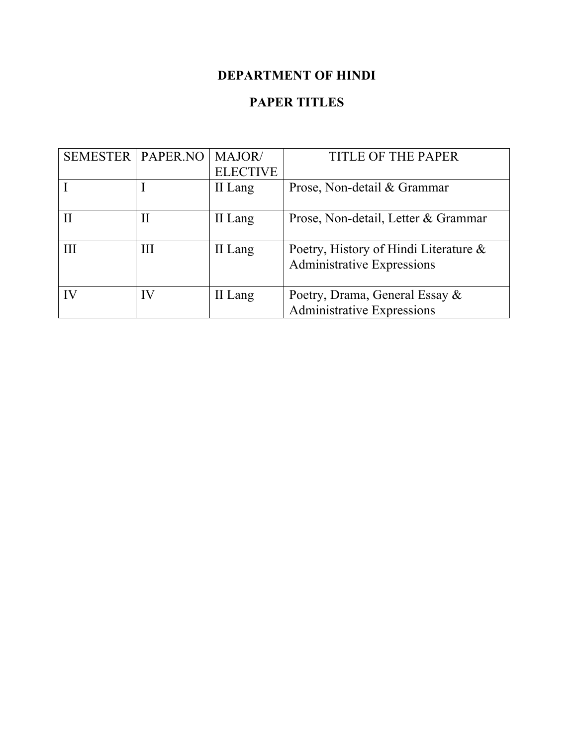# DEPARTMENT OF HINDI

## PAPER TITLES

| SEMESTER | PAPER.NO | MAJOR/ ELECTIVE | TITLE OF THE PAPER |
|---|---|---|---|
| I | I | II Lang | Prose, Non-detail & Grammar |
| II | II | II Lang | Prose, Non-detail, Letter & Grammar |
| III | III | II Lang | Poetry, History of Hindi Literature & Administrative Expressions |
| IV | IV | II Lang | Poetry, Drama, General Essay & Administrative Expressions |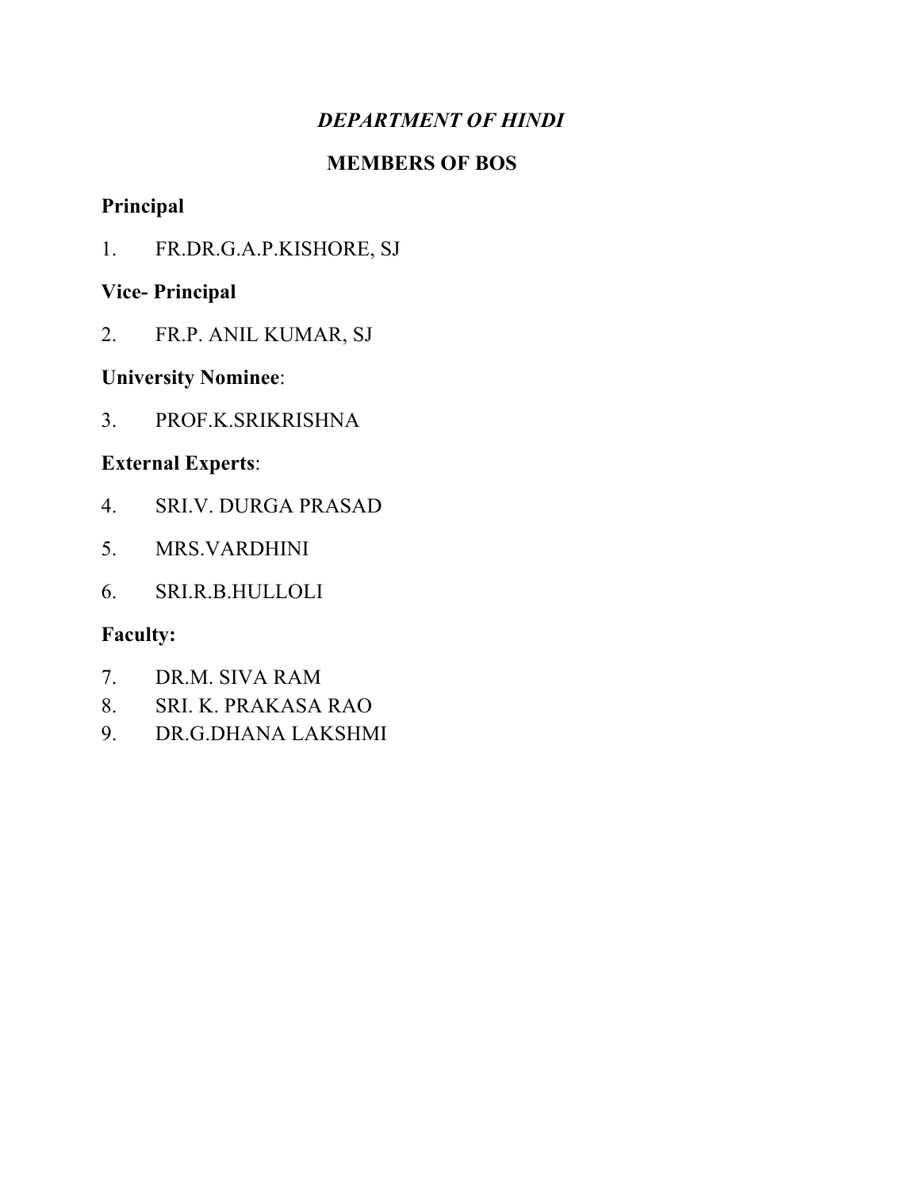# *DEPARTMENT OF HINDI*

## MEMBERS OF BOS

**Principal**

1. FR.DR.G.A.P.KISHORE, SJ

**Vice- Principal**

2. FR.P. ANIL KUMAR, SJ

**University Nominee**:

3. PROF.K.SRIKRISHNA

**External Experts**:

4. SRI.V. DURGA PRASAD
5. MRS.VARDHINI
6. SRI.R.B.HULLOLI

**Faculty:**

7. DR.M. SIVA RAM
8. SRI. K. PRAKASA RAO
9. DR.G.DHANA LAKSHMI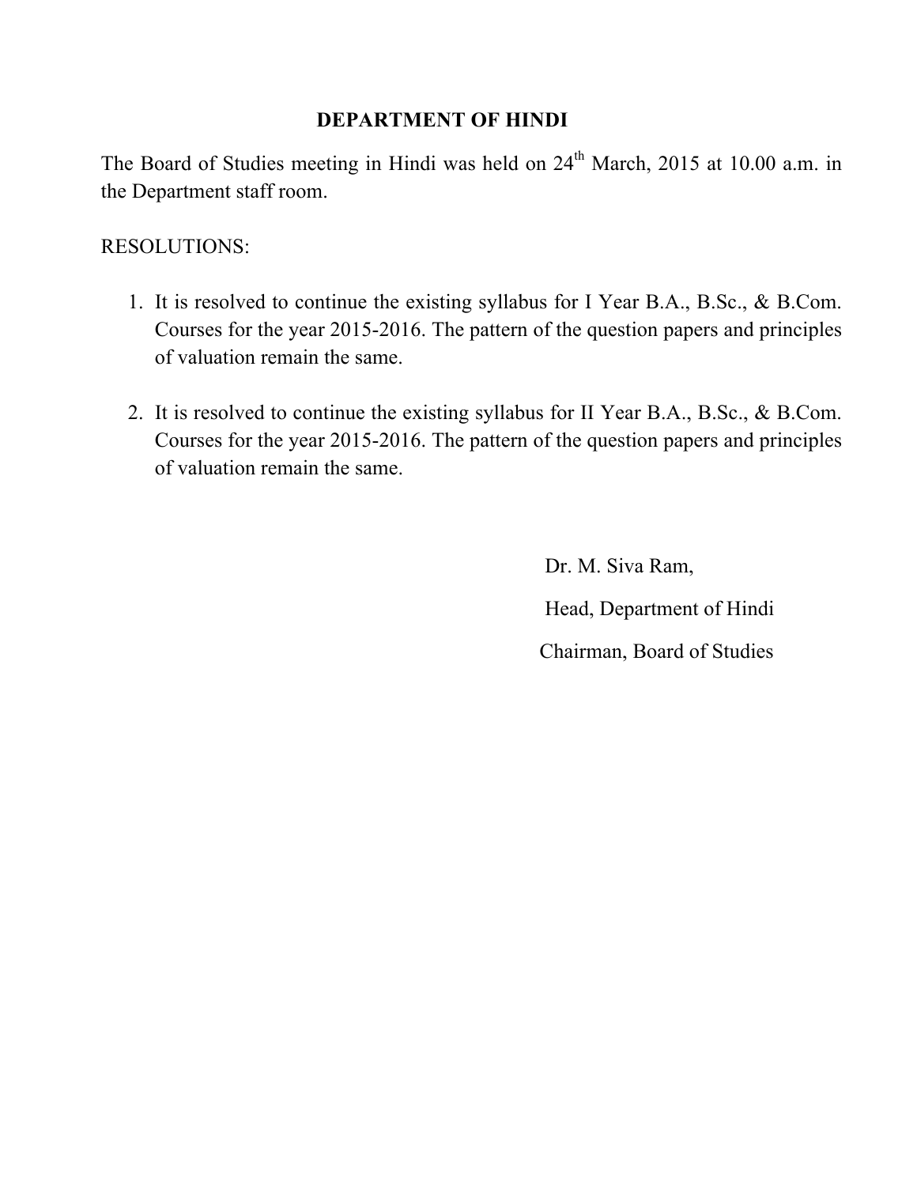## DEPARTMENT OF HINDI

The Board of Studies meeting in Hindi was held on 24th March, 2015 at 10.00 a.m. in the Department staff room.

RESOLUTIONS:

1. It is resolved to continue the existing syllabus for I Year B.A., B.Sc., & B.Com. Courses for the year 2015-2016. The pattern of the question papers and principles of valuation remain the same.

2. It is resolved to continue the existing syllabus for II Year B.A., B.Sc., & B.Com. Courses for the year 2015-2016. The pattern of the question papers and principles of valuation remain the same.

Dr. M. Siva Ram,

Head, Department of Hindi

Chairman, Board of Studies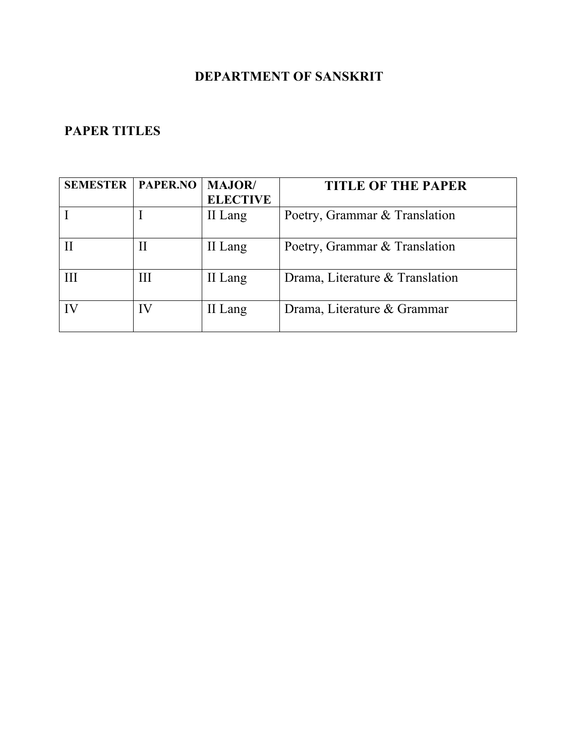# DEPARTMENT OF SANSKRIT

## PAPER TITLES

| SEMESTER | PAPER.NO | MAJOR/ ELECTIVE | TITLE OF THE PAPER |
|---|---|---|---|
| I | I | II Lang | Poetry, Grammar & Translation |
| II | II | II Lang | Poetry, Grammar & Translation |
| III | III | II Lang | Drama, Literature & Translation |
| IV | IV | II Lang | Drama, Literature & Grammar |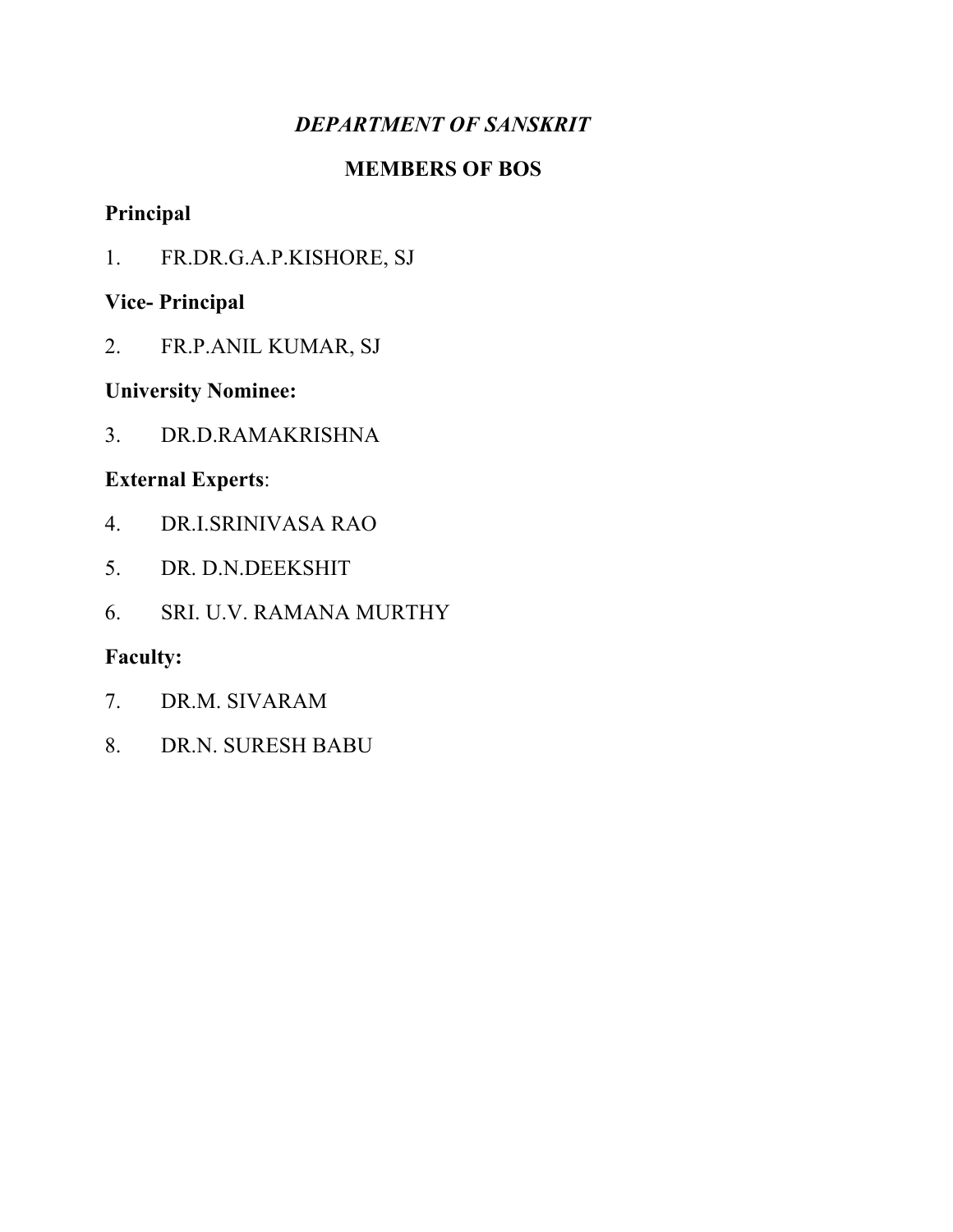## *DEPARTMENT OF SANSKRIT*

## MEMBERS OF BOS

**Principal**

1. FR.DR.G.A.P.KISHORE, SJ

**Vice- Principal**

2. FR.P.ANIL KUMAR, SJ

**University Nominee:**

3. DR.D.RAMAKRISHNA

**External Experts**:

4. DR.I.SRINIVASA RAO
5. DR. D.N.DEEKSHIT
6. SRI. U.V. RAMANA MURTHY

**Faculty:**

7. DR.M. SIVARAM
8. DR.N. SURESH BABU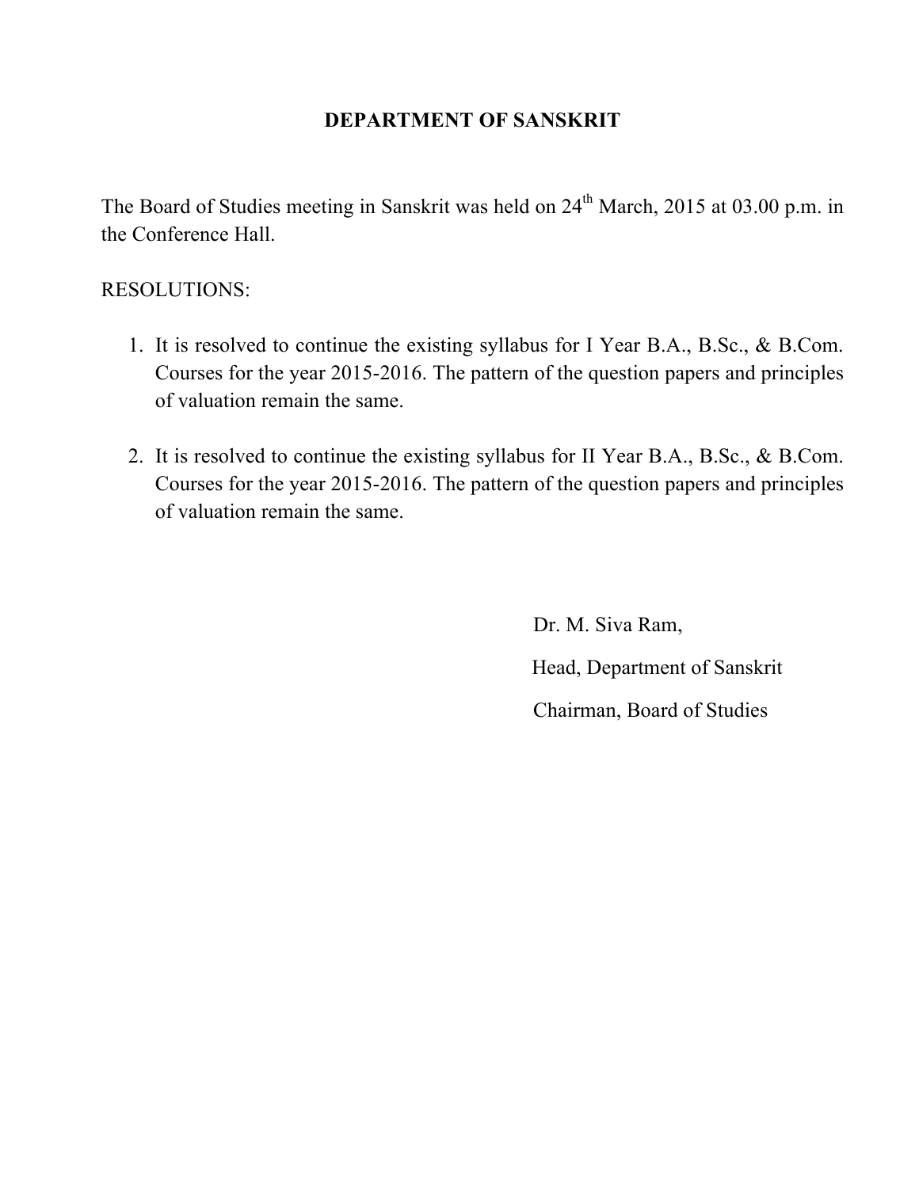## DEPARTMENT OF SANSKRIT

The Board of Studies meeting in Sanskrit was held on 24th March, 2015 at 03.00 p.m. in the Conference Hall.

RESOLUTIONS:

1. It is resolved to continue the existing syllabus for I Year B.A., B.Sc., & B.Com. Courses for the year 2015-2016. The pattern of the question papers and principles of valuation remain the same.

2. It is resolved to continue the existing syllabus for II Year B.A., B.Sc., & B.Com. Courses for the year 2015-2016. The pattern of the question papers and principles of valuation remain the same.

Dr. M. Siva Ram,

Head, Department of Sanskrit

Chairman, Board of Studies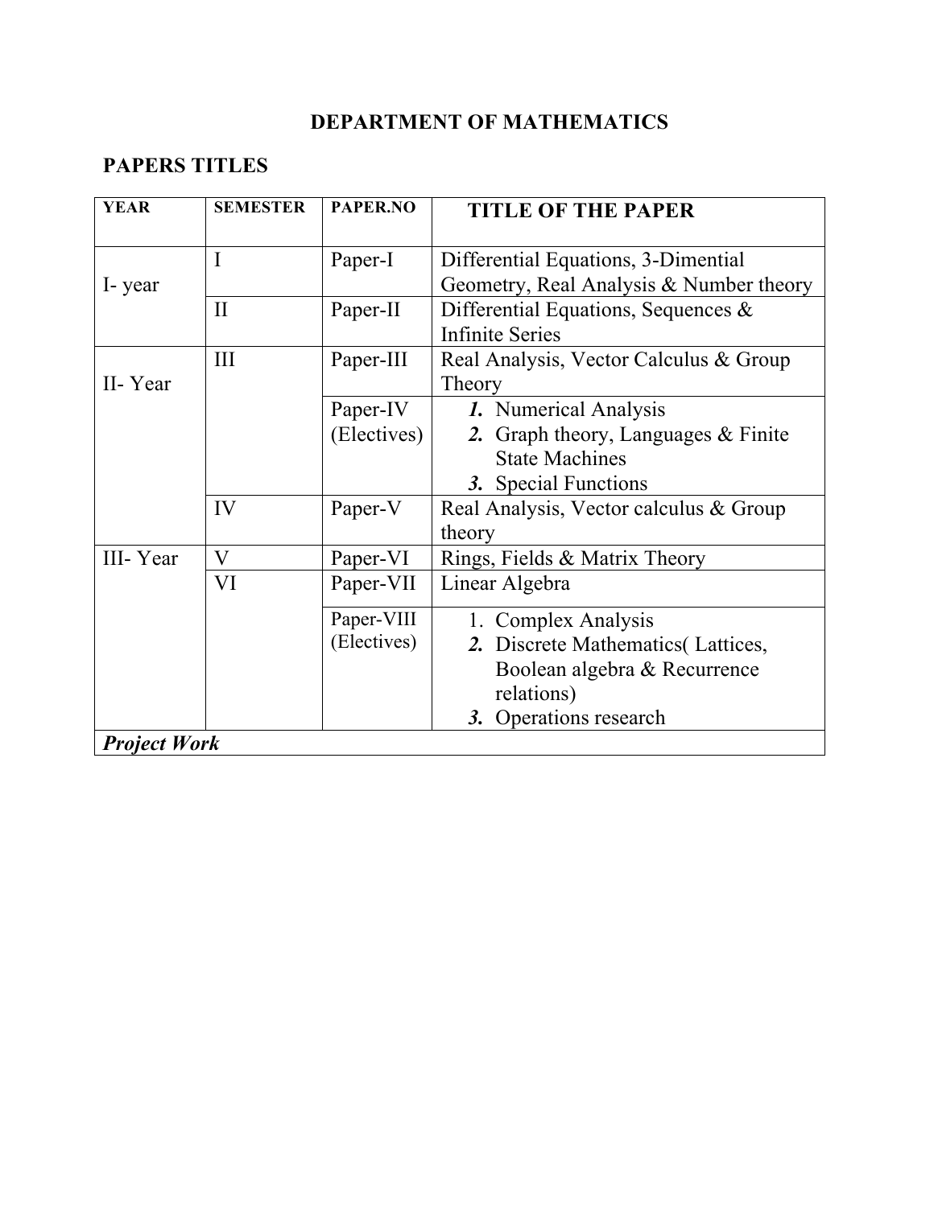# DEPARTMENT OF MATHEMATICS

## PAPERS TITLES

| YEAR | SEMESTER | PAPER.NO | TITLE OF THE PAPER |
|---|---|---|---|
| I- year | I | Paper-I | Differential Equations, 3-Dimential Geometry, Real Analysis & Number theory |
| | II | Paper-II | Differential Equations, Sequences & Infinite Series |
| II- Year | III | Paper-III | Real Analysis, Vector Calculus & Group Theory |
| | | Paper-IV (Electives) | ***1.*** Numerical Analysis<br>***2.*** Graph theory, Languages & Finite State Machines<br>***3.*** Special Functions |
| | IV | Paper-V | Real Analysis, Vector calculus & Group theory |
| III- Year | V | Paper-VI | Rings, Fields & Matrix Theory |
| | VI | Paper-VII | Linear Algebra |
| | | Paper-VIII (Electives) | 1. Complex Analysis<br>***2.*** Discrete Mathematics( Lattices, Boolean algebra & Recurrence relations)<br>***3.*** Operations research |
| ***Project Work*** | | | |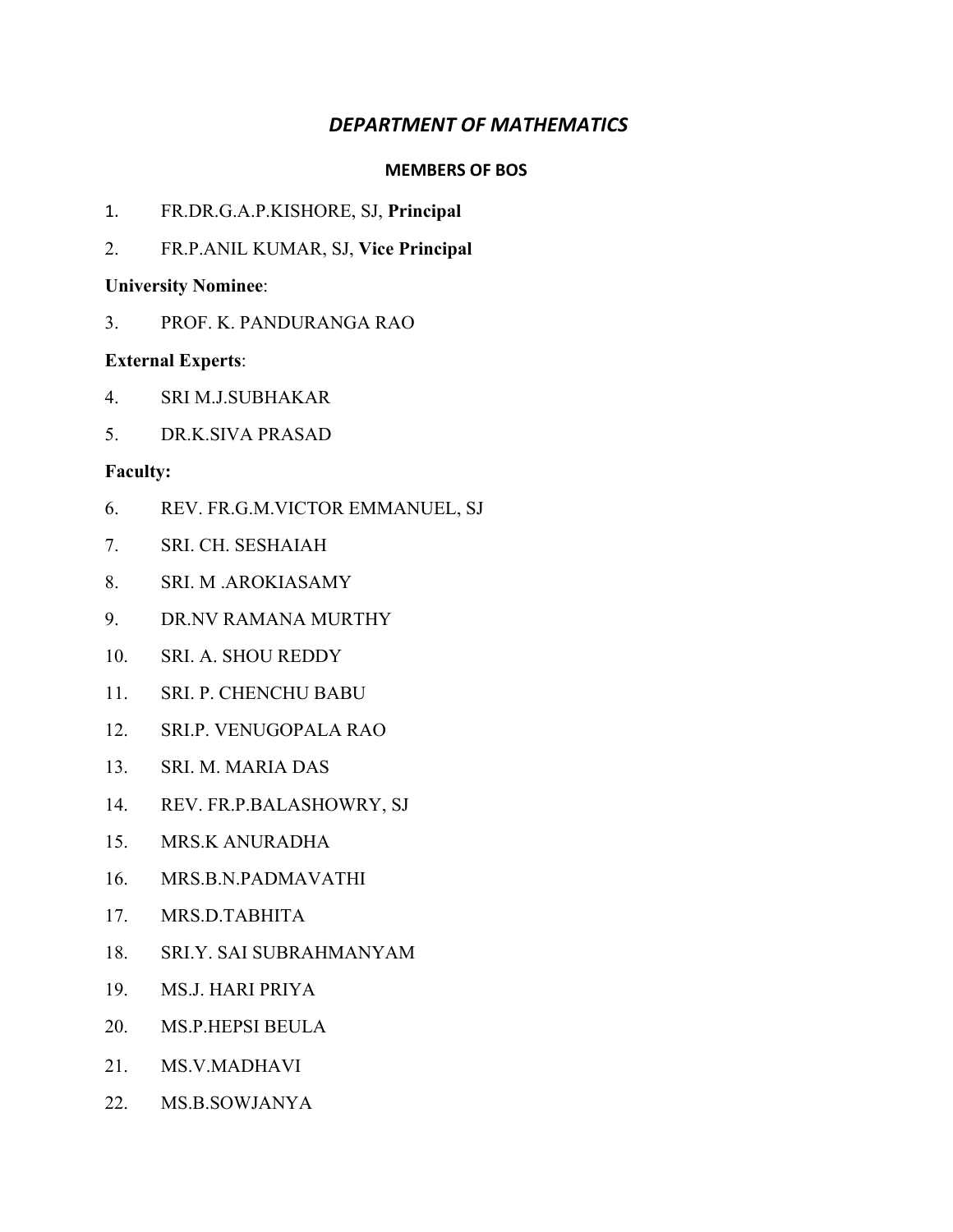## *DEPARTMENT OF MATHEMATICS*

### MEMBERS OF BOS

1. FR.DR.G.A.P.KISHORE, SJ, **Principal**
2. FR.P.ANIL KUMAR, SJ, **Vice Principal**

**University Nominee**:

3. PROF. K. PANDURANGA RAO

**External Experts**:

4. SRI M.J.SUBHAKAR
5. DR.K.SIVA PRASAD

**Faculty:**

6. REV. FR.G.M.VICTOR EMMANUEL, SJ
7. SRI. CH. SESHAIAH
8. SRI. M .AROKIASAMY
9. DR.NV RAMANA MURTHY
10. SRI. A. SHOU REDDY
11. SRI. P. CHENCHU BABU
12. SRI.P. VENUGOPALA RAO
13. SRI. M. MARIA DAS
14. REV. FR.P.BALASHOWRY, SJ
15. MRS.K ANURADHA
16. MRS.B.N.PADMAVATHI
17. MRS.D.TABHITA
18. SRI.Y. SAI SUBRAHMANYAM
19. MS.J. HARI PRIYA
20. MS.P.HEPSI BEULA
21. MS.V.MADHAVI
22. MS.B.SOWJANYA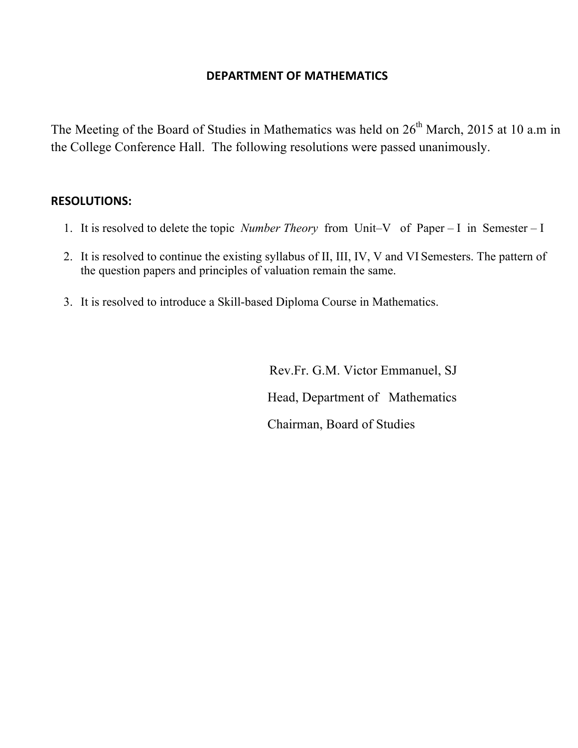## DEPARTMENT OF MATHEMATICS

The Meeting of the Board of Studies in Mathematics was held on 26th March, 2015 at 10 a.m in the College Conference Hall. The following resolutions were passed unanimously.

**RESOLUTIONS:**

1. It is resolved to delete the topic *Number Theory* from Unit–V of Paper – I in Semester – I
2. It is resolved to continue the existing syllabus of II, III, IV, V and VI Semesters. The pattern of the question papers and principles of valuation remain the same.
3. It is resolved to introduce a Skill-based Diploma Course in Mathematics.

Rev.Fr. G.M. Victor Emmanuel, SJ

Head, Department of Mathematics

Chairman, Board of Studies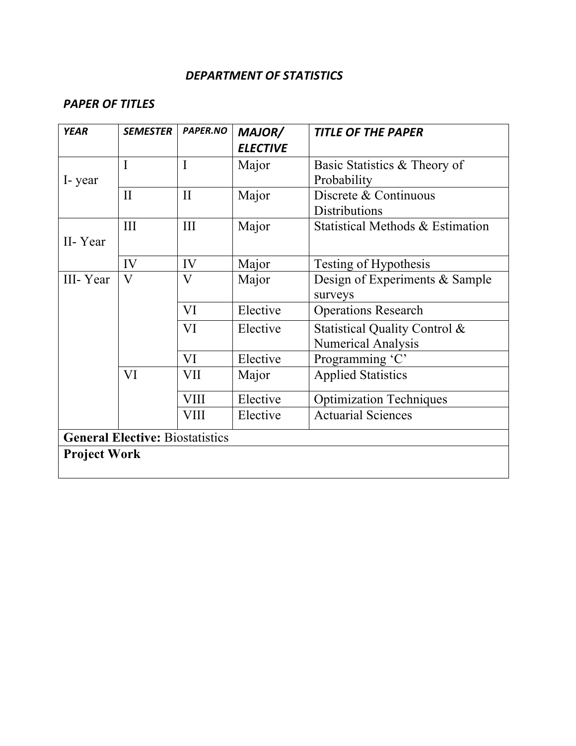## *DEPARTMENT OF STATISTICS*

### *PAPER OF TITLES*

| *YEAR* | *SEMESTER* | *PAPER.NO* | *MAJOR/ ELECTIVE* | *TITLE OF THE PAPER* |
|---|---|---|---|---|
| I- year | I | I | Major | Basic Statistics & Theory of Probability |
| | II | II | Major | Discrete & Continuous Distributions |
| II- Year | III | III | Major | Statistical Methods & Estimation |
| | IV | IV | Major | Testing of Hypothesis |
| III- Year | V | V | Major | Design of Experiments & Sample surveys |
| | | VI | Elective | Operations Research |
| | | VI | Elective | Statistical Quality Control & Numerical Analysis |
| | | VI | Elective | Programming 'C' |
| | VI | VII | Major | Applied Statistics |
| | | VIII | Elective | Optimization Techniques |
| | | VIII | Elective | Actuarial Sciences |
| **General Elective:** Biostatistics | | | | |
| **Project Work** | | | | |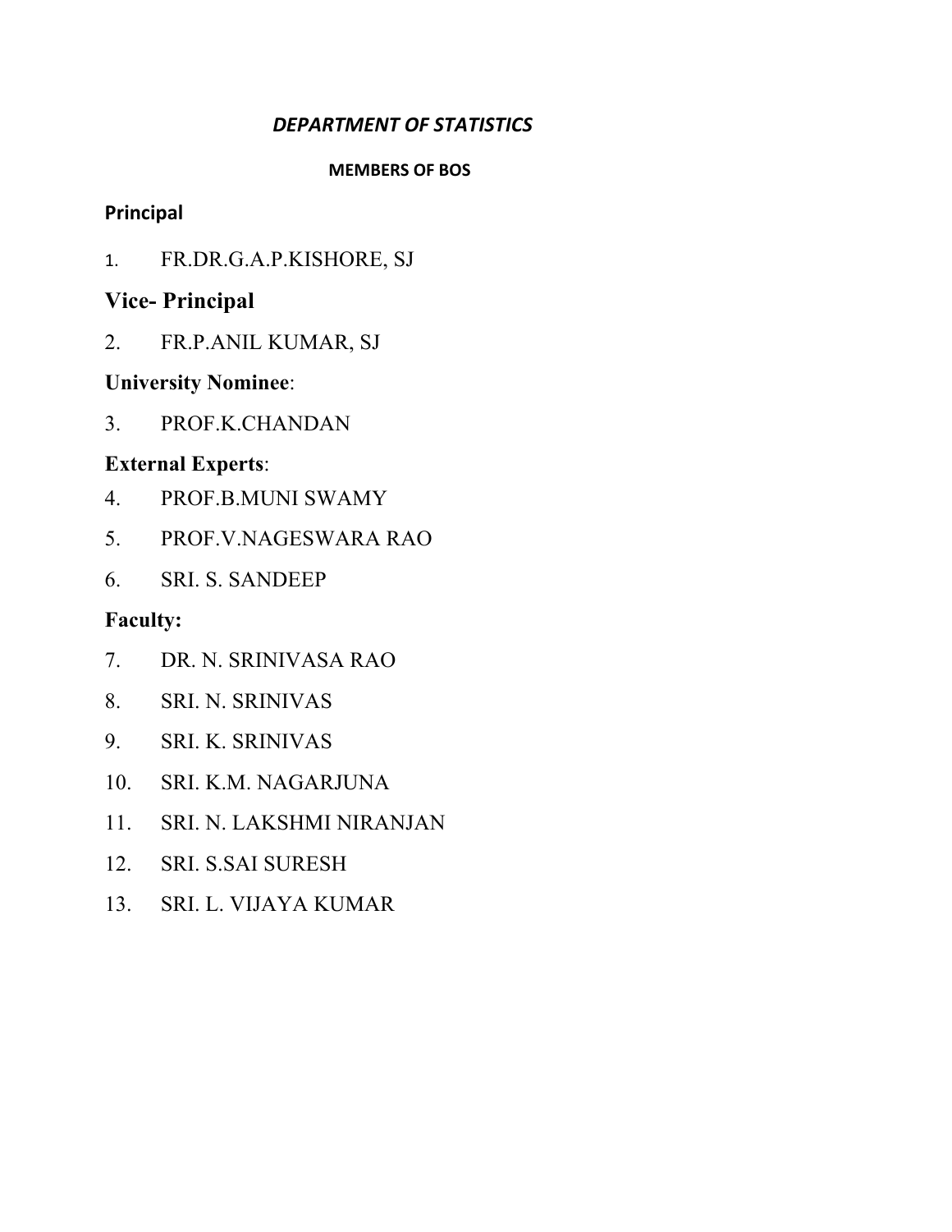## *DEPARTMENT OF STATISTICS*

### MEMBERS OF BOS

**Principal**

1. FR.DR.G.A.P.KISHORE, SJ

**Vice- Principal**

2. FR.P.ANIL KUMAR, SJ

**University Nominee**:

3. PROF.K.CHANDAN

**External Experts**:

4. PROF.B.MUNI SWAMY
5. PROF.V.NAGESWARA RAO
6. SRI. S. SANDEEP

**Faculty:**

7. DR. N. SRINIVASA RAO
8. SRI. N. SRINIVAS
9. SRI. K. SRINIVAS
10. SRI. K.M. NAGARJUNA
11. SRI. N. LAKSHMI NIRANJAN
12. SRI. S.SAI SURESH
13. SRI. L. VIJAYA KUMAR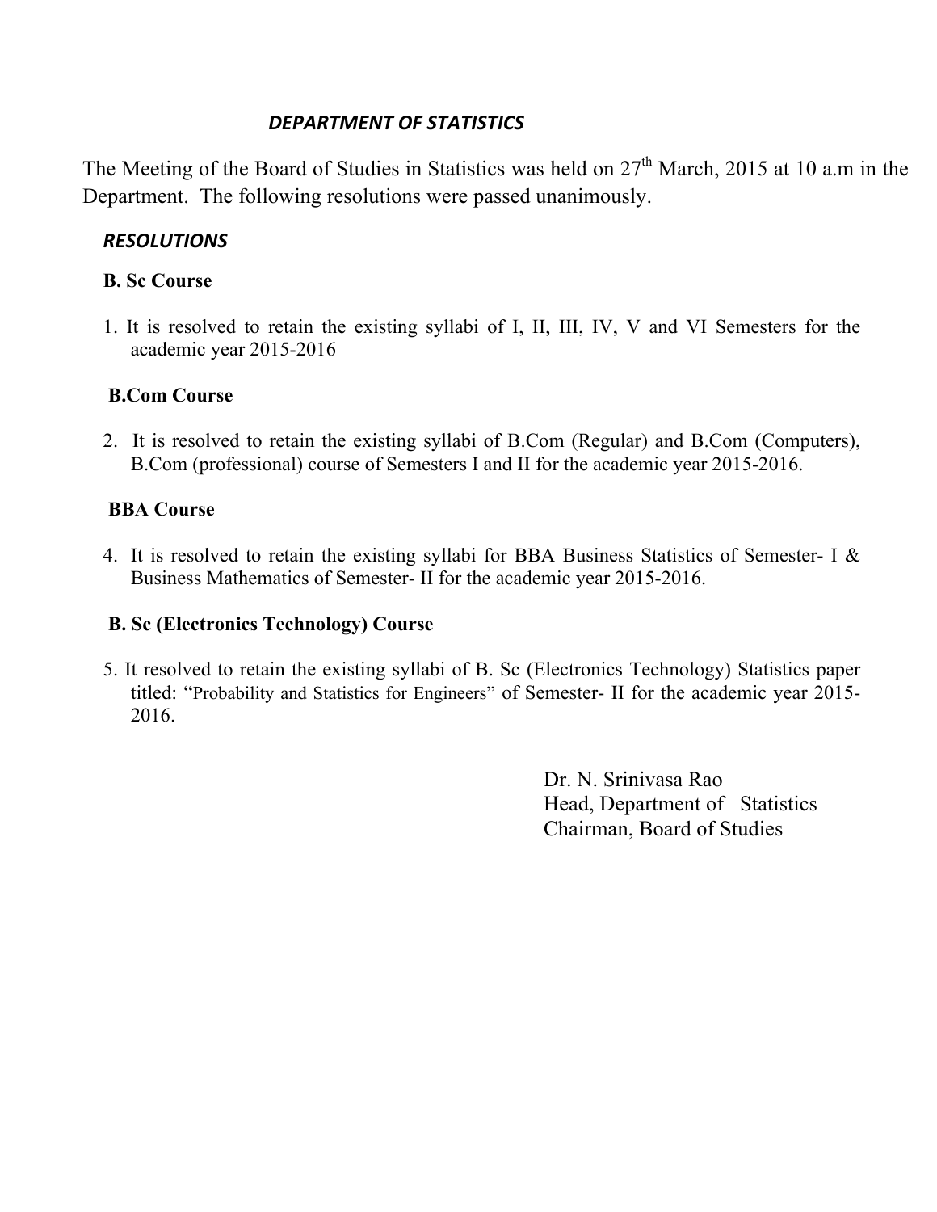## *DEPARTMENT OF STATISTICS*

The Meeting of the Board of Studies in Statistics was held on 27th March, 2015 at 10 a.m in the Department. The following resolutions were passed unanimously.

### *RESOLUTIONS*

**B. Sc Course**

1. It is resolved to retain the existing syllabi of I, II, III, IV, V and VI Semesters for the academic year 2015-2016

**B.Com Course**

2. It is resolved to retain the existing syllabi of B.Com (Regular) and B.Com (Computers), B.Com (professional) course of Semesters I and II for the academic year 2015-2016.

**BBA Course**

4. It is resolved to retain the existing syllabi for BBA Business Statistics of Semester- I & Business Mathematics of Semester- II for the academic year 2015-2016.

**B. Sc (Electronics Technology) Course**

5. It resolved to retain the existing syllabi of B. Sc (Electronics Technology) Statistics paper titled: "Probability and Statistics for Engineers" of Semester- II for the academic year 2015-2016.

Dr. N. Srinivasa Rao
Head, Department of Statistics
Chairman, Board of Studies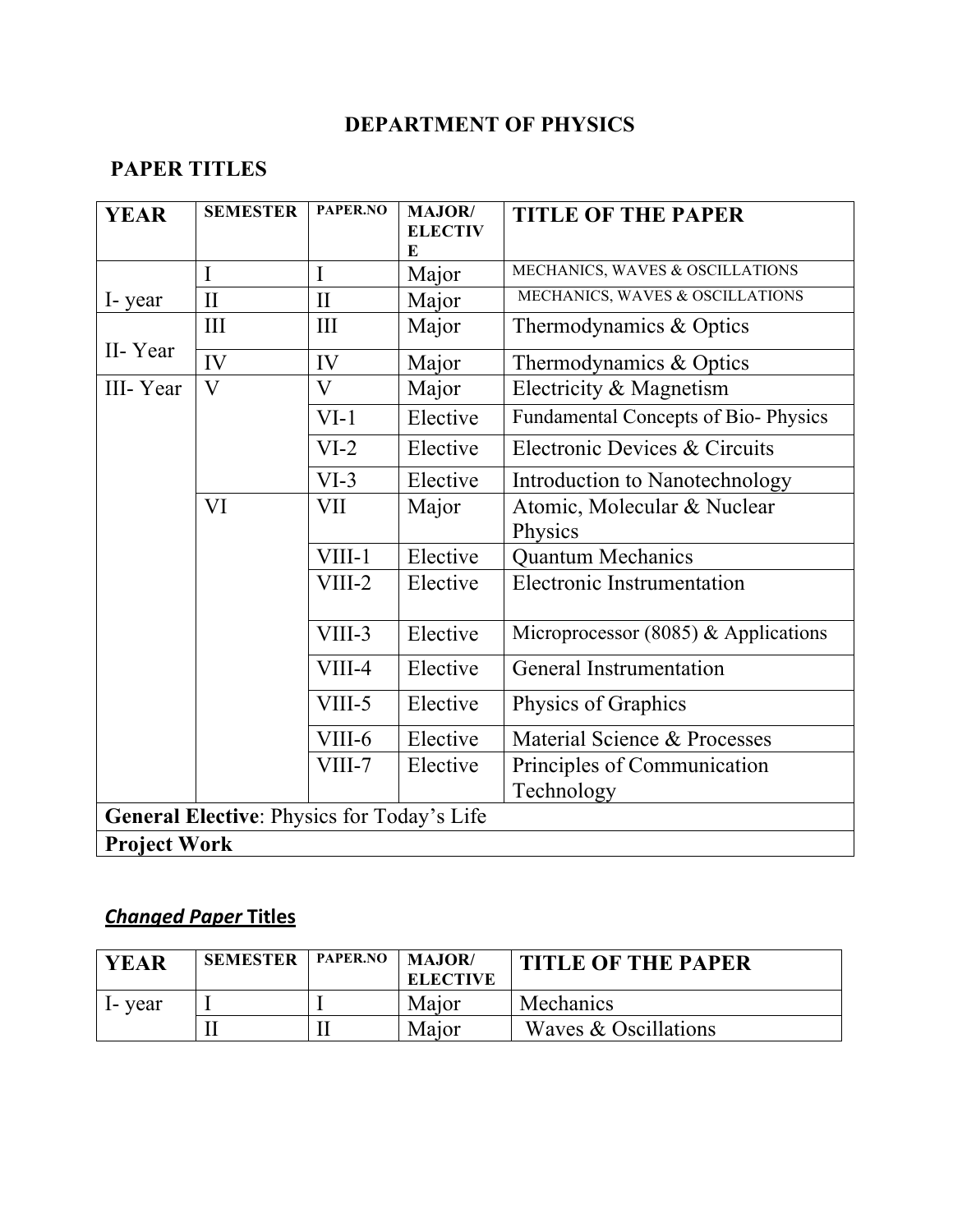# DEPARTMENT OF PHYSICS

## PAPER TITLES

| YEAR | SEMESTER | PAPER.NO | MAJOR/ ELECTIVE | TITLE OF THE PAPER |
|---|---|---|---|---|
| I- year | I | I | Major | MECHANICS, WAVES & OSCILLATIONS |
| | II | II | Major | MECHANICS, WAVES & OSCILLATIONS |
| II- Year | III | III | Major | Thermodynamics & Optics |
| | IV | IV | Major | Thermodynamics & Optics |
| III- Year | V | V | Major | Electricity & Magnetism |
| | | VI-1 | Elective | Fundamental Concepts of Bio- Physics |
| | | VI-2 | Elective | Electronic Devices & Circuits |
| | | VI-3 | Elective | Introduction to Nanotechnology |
| | VI | VII | Major | Atomic, Molecular & Nuclear Physics |
| | | VIII-1 | Elective | Quantum Mechanics |
| | | VIII-2 | Elective | Electronic Instrumentation |
| | | VIII-3 | Elective | Microprocessor (8085) & Applications |
| | | VIII-4 | Elective | General Instrumentation |
| | | VIII-5 | Elective | Physics of Graphics |
| | | VIII-6 | Elective | Material Science & Processes |
| | | VIII-7 | Elective | Principles of Communication Technology |
| **General Elective**: Physics for Today's Life | | | | |
| **Project Work** | | | | |

## *Changed Paper* Titles

| YEAR | SEMESTER | PAPER.NO | MAJOR/ ELECTIVE | TITLE OF THE PAPER |
|---|---|---|---|---|
| I- year | I | I | Major | Mechanics |
| | II | II | Major | Waves & Oscillations |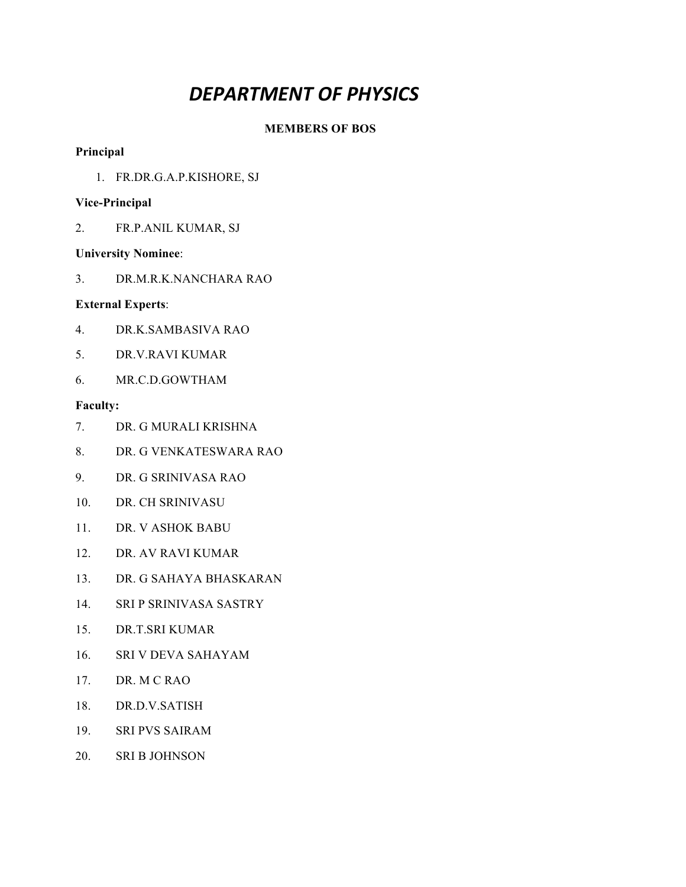# *DEPARTMENT OF PHYSICS*

**MEMBERS OF BOS**

**Principal**

1. FR.DR.G.A.P.KISHORE, SJ

**Vice-Principal**

2. FR.P.ANIL KUMAR, SJ

**University Nominee**:

3. DR.M.R.K.NANCHARA RAO

**External Experts**:

4. DR.K.SAMBASIVA RAO
5. DR.V.RAVI KUMAR
6. MR.C.D.GOWTHAM

**Faculty:**

7. DR. G MURALI KRISHNA
8. DR. G VENKATESWARA RAO
9. DR. G SRINIVASA RAO
10. DR. CH SRINIVASU
11. DR. V ASHOK BABU
12. DR. AV RAVI KUMAR
13. DR. G SAHAYA BHASKARAN
14. SRI P SRINIVASA SASTRY
15. DR.T.SRI KUMAR
16. SRI V DEVA SAHAYAM
17. DR. M C RAO
18. DR.D.V.SATISH
19. SRI PVS SAIRAM
20. SRI B JOHNSON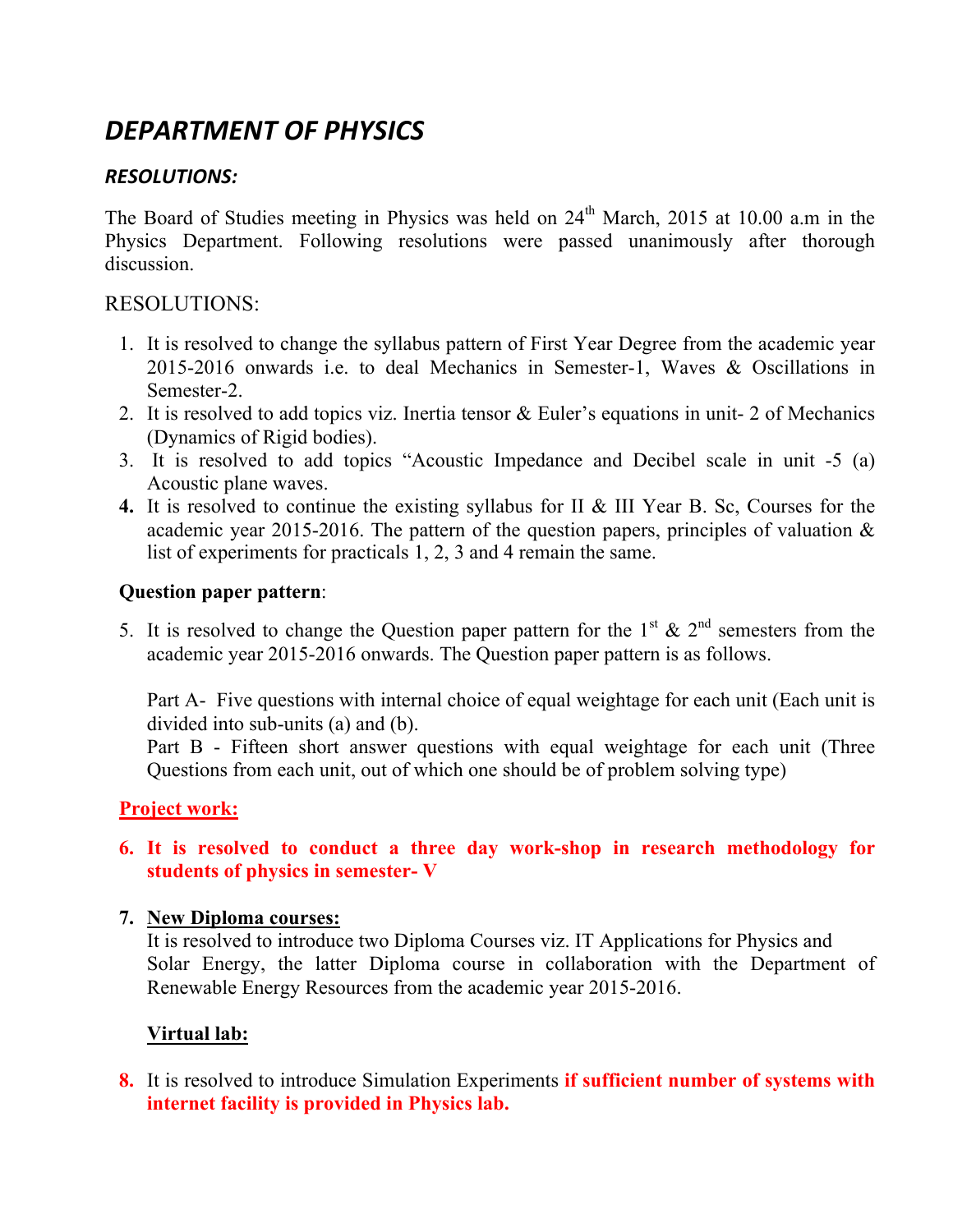# *DEPARTMENT OF PHYSICS*

***RESOLUTIONS:***

The Board of Studies meeting in Physics was held on 24th March, 2015 at 10.00 a.m in the Physics Department. Following resolutions were passed unanimously after thorough discussion.

RESOLUTIONS:

1. It is resolved to change the syllabus pattern of First Year Degree from the academic year 2015-2016 onwards i.e. to deal Mechanics in Semester-1, Waves & Oscillations in Semester-2.
2. It is resolved to add topics viz. Inertia tensor & Euler's equations in unit- 2 of Mechanics (Dynamics of Rigid bodies).
3. It is resolved to add topics "Acoustic Impedance and Decibel scale in unit -5 (a) Acoustic plane waves.
4. It is resolved to continue the existing syllabus for II & III Year B. Sc, Courses for the academic year 2015-2016. The pattern of the question papers, principles of valuation & list of experiments for practicals 1, 2, 3 and 4 remain the same.

**Question paper pattern**:

5. It is resolved to change the Question paper pattern for the 1st & 2nd semesters from the academic year 2015-2016 onwards. The Question paper pattern is as follows.

   Part A- Five questions with internal choice of equal weightage for each unit (Each unit is divided into sub-units (a) and (b).

   Part B - Fifteen short answer questions with equal weightage for each unit (Three Questions from each unit, out of which one should be of problem solving type)

**Project work:**

6. **It is resolved to conduct a three day work-shop in research methodology for students of physics in semester- V**

7. **New Diploma courses:**

   It is resolved to introduce two Diploma Courses viz. IT Applications for Physics and Solar Energy, the latter Diploma course in collaboration with the Department of Renewable Energy Resources from the academic year 2015-2016.

   **Virtual lab:**

8. It is resolved to introduce Simulation Experiments **if sufficient number of systems with internet facility is provided in Physics lab.**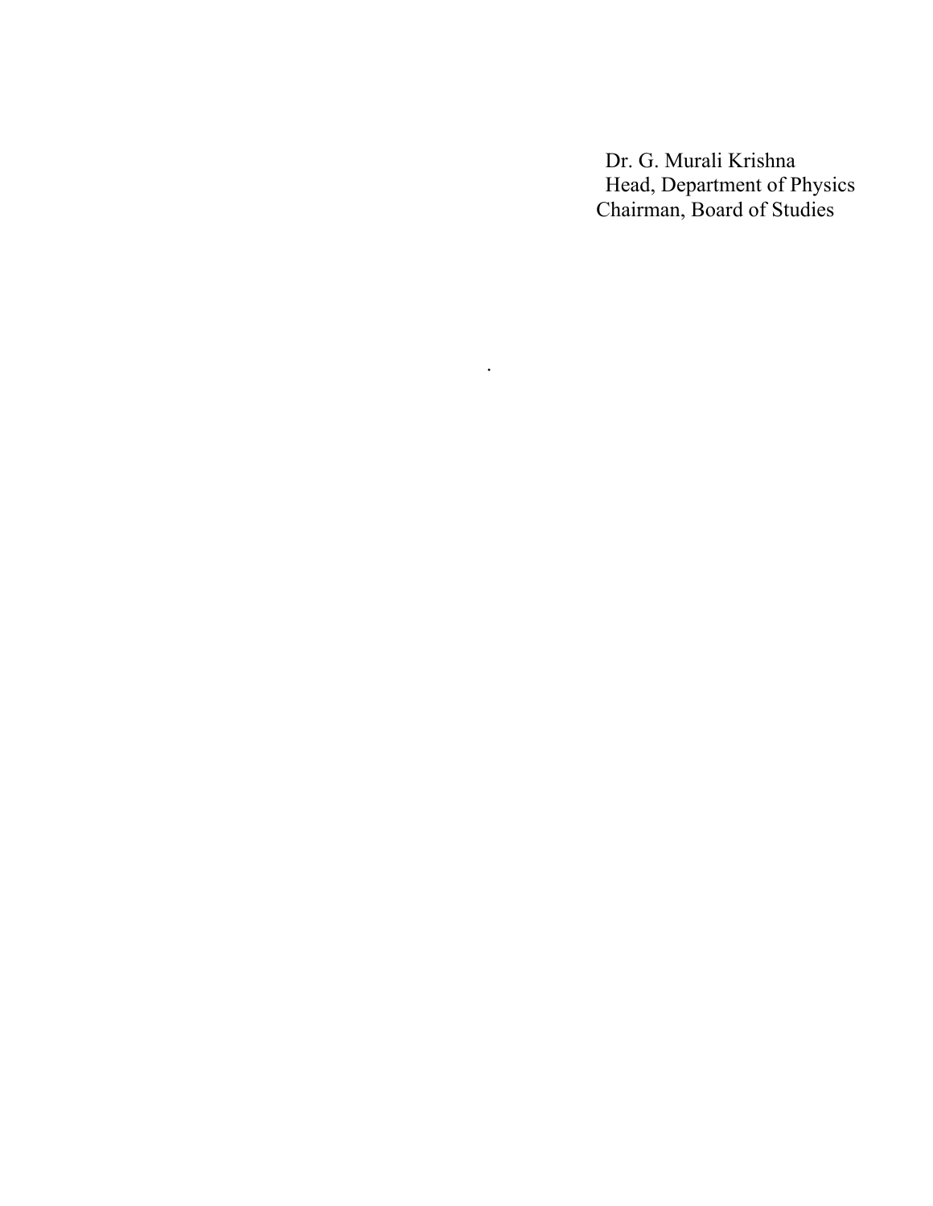Dr. G. Murali Krishna
Head, Department of Physics
Chairman, Board of Studies

.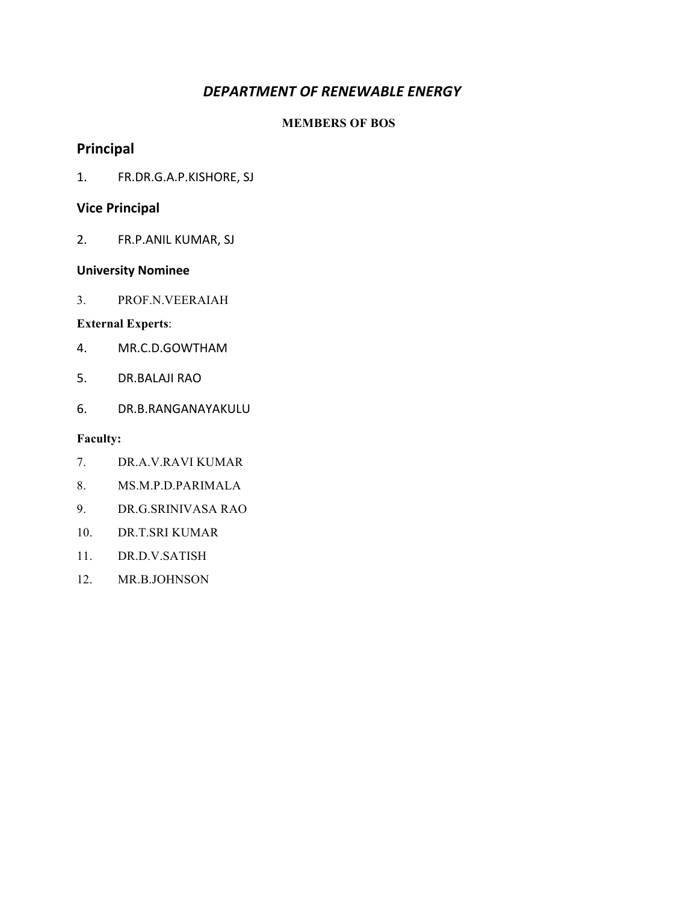# *DEPARTMENT OF RENEWABLE ENERGY*

**MEMBERS OF BOS**

## Principal

1. FR.DR.G.A.P.KISHORE, SJ

### Vice Principal

2. FR.P.ANIL KUMAR, SJ

**University Nominee**

3. PROF.N.VEERAIAH

**External Experts**:

4. MR.C.D.GOWTHAM
5. DR.BALAJI RAO
6. DR.B.RANGANAYAKULU

**Faculty:**

7. DR.A.V.RAVI KUMAR
8. MS.M.P.D.PARIMALA
9. DR.G.SRINIVASA RAO
10. DR.T.SRI KUMAR
11. DR.D.V.SATISH
12. MR.B.JOHNSON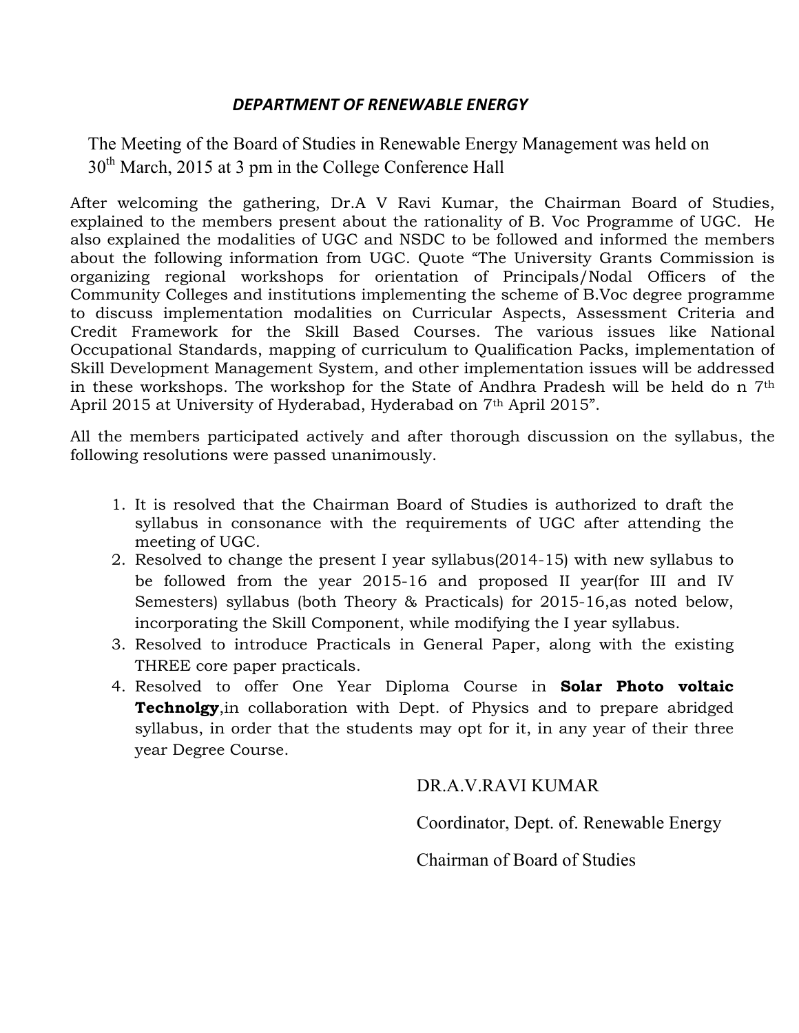## *DEPARTMENT OF RENEWABLE ENERGY*

The Meeting of the Board of Studies in Renewable Energy Management was held on 30th March, 2015 at 3 pm in the College Conference Hall

After welcoming the gathering, Dr.A V Ravi Kumar, the Chairman Board of Studies, explained to the members present about the rationality of B. Voc Programme of UGC. He also explained the modalities of UGC and NSDC to be followed and informed the members about the following information from UGC. Quote "The University Grants Commission is organizing regional workshops for orientation of Principals/Nodal Officers of the Community Colleges and institutions implementing the scheme of B.Voc degree programme to discuss implementation modalities on Curricular Aspects, Assessment Criteria and Credit Framework for the Skill Based Courses. The various issues like National Occupational Standards, mapping of curriculum to Qualification Packs, implementation of Skill Development Management System, and other implementation issues will be addressed in these workshops. The workshop for the State of Andhra Pradesh will be held do n 7th April 2015 at University of Hyderabad, Hyderabad on 7th April 2015".

All the members participated actively and after thorough discussion on the syllabus, the following resolutions were passed unanimously.

1. It is resolved that the Chairman Board of Studies is authorized to draft the syllabus in consonance with the requirements of UGC after attending the meeting of UGC.
2. Resolved to change the present I year syllabus(2014-15) with new syllabus to be followed from the year 2015-16 and proposed II year(for III and IV Semesters) syllabus (both Theory & Practicals) for 2015-16,as noted below, incorporating the Skill Component, while modifying the I year syllabus.
3. Resolved to introduce Practicals in General Paper, along with the existing THREE core paper practicals.
4. Resolved to offer One Year Diploma Course in **Solar Photo voltaic Technolgy**,in collaboration with Dept. of Physics and to prepare abridged syllabus, in order that the students may opt for it, in any year of their three year Degree Course.

DR.A.V.RAVI KUMAR

Coordinator, Dept. of. Renewable Energy

Chairman of Board of Studies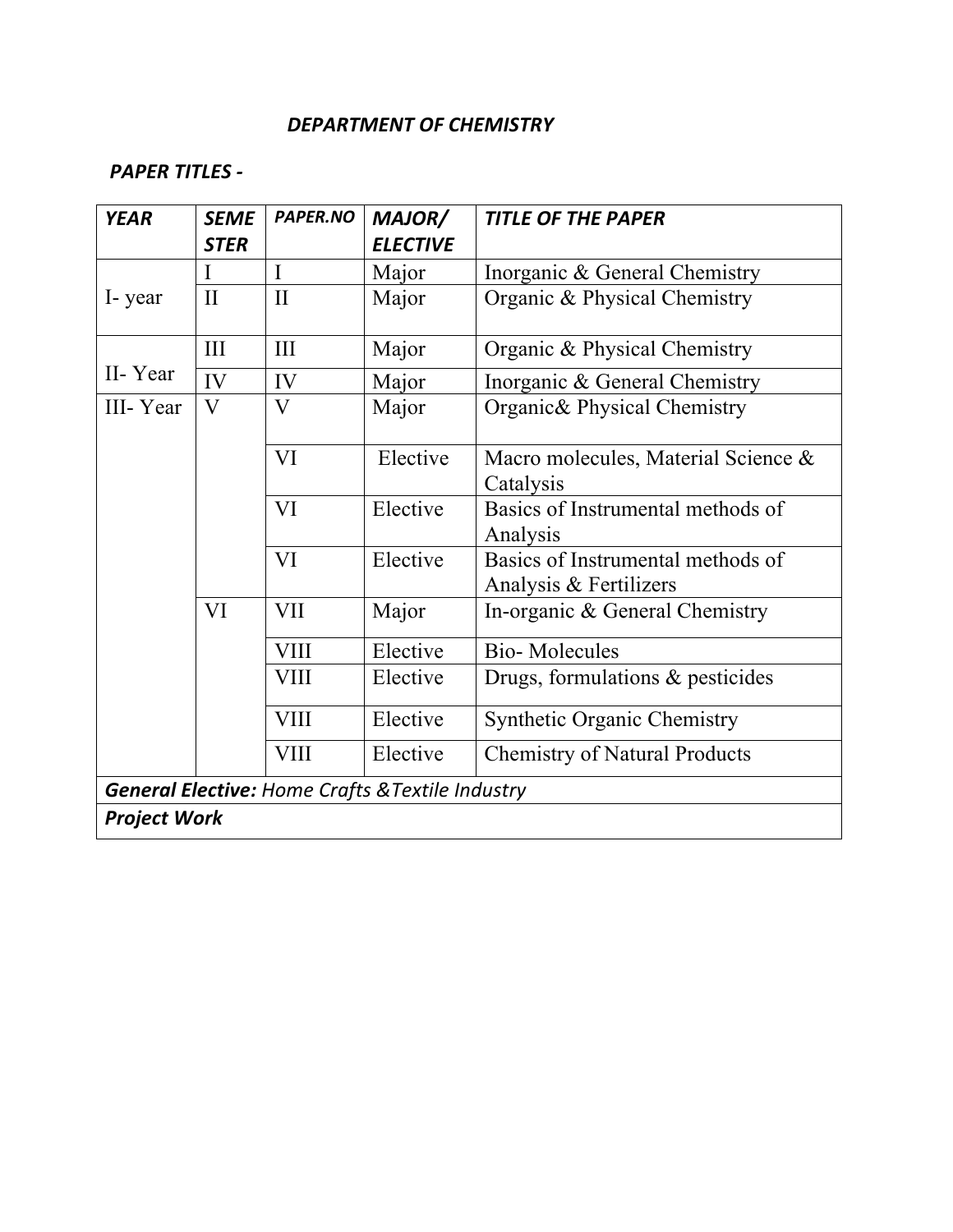### DEPARTMENT OF CHEMISTRY

**PAPER TITLES -**

| YEAR | SEMESTER | PAPER.NO | MAJOR/ ELECTIVE | TITLE OF THE PAPER |
|---|---|---|---|---|
| I- year | I | I | Major | Inorganic & General Chemistry |
| | II | II | Major | Organic & Physical Chemistry |
| II- Year | III | III | Major | Organic & Physical Chemistry |
| | IV | IV | Major | Inorganic & General Chemistry |
| III- Year | V | V | Major | Organic& Physical Chemistry |
| | | VI | Elective | Macro molecules, Material Science & Catalysis |
| | | VI | Elective | Basics of Instrumental methods of Analysis |
| | | VI | Elective | Basics of Instrumental methods of Analysis & Fertilizers |
| | VI | VII | Major | In-organic & General Chemistry |
| | | VIII | Elective | Bio- Molecules |
| | | VIII | Elective | Drugs, formulations & pesticides |
| | | VIII | Elective | Synthetic Organic Chemistry |
| | | VIII | Elective | Chemistry of Natural Products |
| ***General Elective:*** *Home Crafts &Textile Industry* | | | | |
| ***Project Work*** | | | | |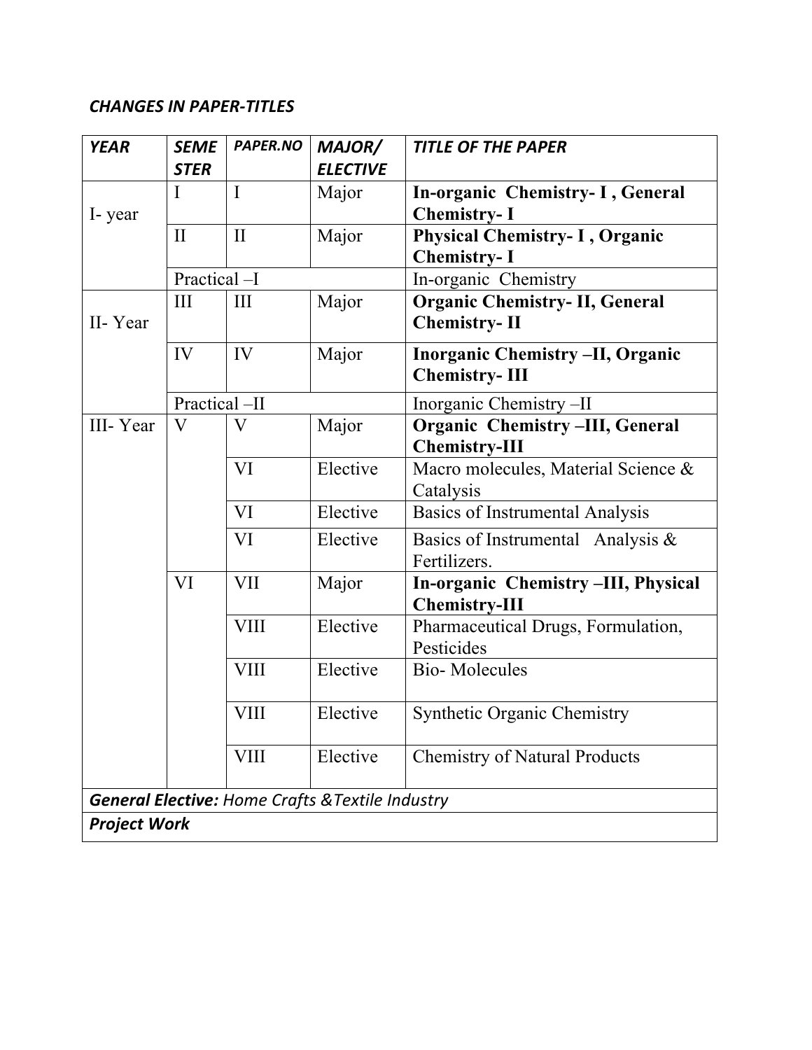***CHANGES IN PAPER-TITLES***

| *YEAR* | *SEMESTER* | *PAPER.NO* | *MAJOR/ ELECTIVE* | *TITLE OF THE PAPER* |
|---|---|---|---|---|
| I- year | I | I | Major | **In-organic Chemistry- I , General Chemistry- I** |
| | II | II | Major | **Physical Chemistry- I , Organic Chemistry- I** |
| | Practical –I | | | In-organic Chemistry |
| II- Year | III | III | Major | **Organic Chemistry- II, General Chemistry- II** |
| | IV | IV | Major | **Inorganic Chemistry –II, Organic Chemistry- III** |
| | Practical –II | | | Inorganic Chemistry –II |
| III- Year | V | V | Major | **Organic Chemistry –III, General Chemistry-III** |
| | | VI | Elective | Macro molecules, Material Science & Catalysis |
| | | VI | Elective | Basics of Instrumental Analysis |
| | | VI | Elective | Basics of Instrumental Analysis & Fertilizers. |
| | VI | VII | Major | **In-organic Chemistry –III, Physical Chemistry-III** |
| | | VIII | Elective | Pharmaceutical Drugs, Formulation, Pesticides |
| | | VIII | Elective | Bio- Molecules |
| | | VIII | Elective | Synthetic Organic Chemistry |
| | | VIII | Elective | Chemistry of Natural Products |
| ***General Elective:*** *Home Crafts &Textile Industry* | | | | |
| ***Project Work*** | | | | |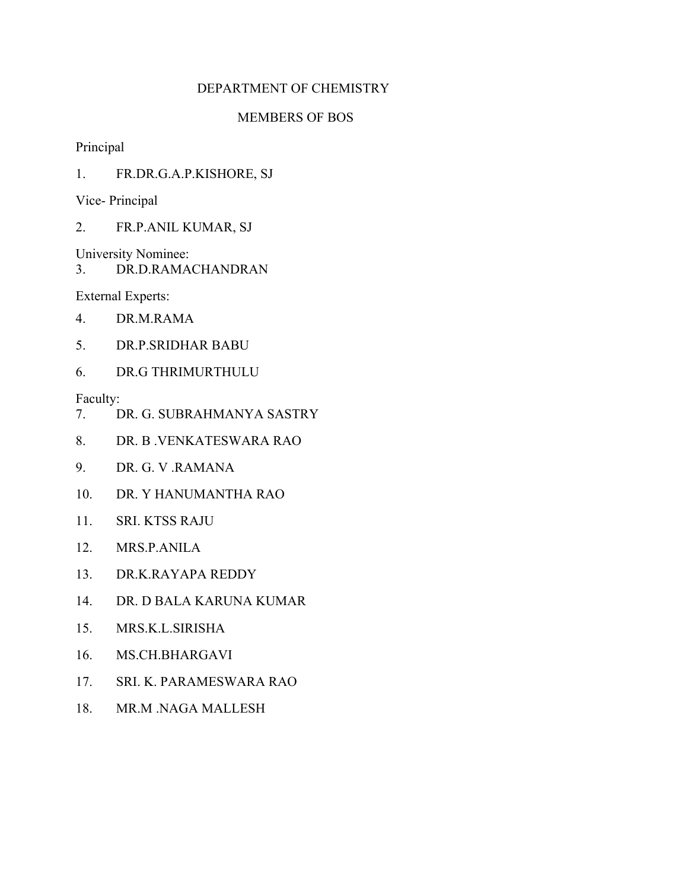# DEPARTMENT OF CHEMISTRY

## MEMBERS OF BOS

Principal

1. FR.DR.G.A.P.KISHORE, SJ

Vice- Principal

2. FR.P.ANIL KUMAR, SJ

University Nominee:

3. DR.D.RAMACHANDRAN

External Experts:

4. DR.M.RAMA
5. DR.P.SRIDHAR BABU
6. DR.G THRIMURTHULU

Faculty:

7. DR. G. SUBRAHMANYA SASTRY
8. DR. B .VENKATESWARA RAO
9. DR. G. V .RAMANA
10. DR. Y HANUMANTHA RAO
11. SRI. KTSS RAJU
12. MRS.P.ANILA
13. DR.K.RAYAPA REDDY
14. DR. D BALA KARUNA KUMAR
15. MRS.K.L.SIRISHA
16. MS.CH.BHARGAVI
17. SRI. K. PARAMESWARA RAO
18. MR.M .NAGA MALLESH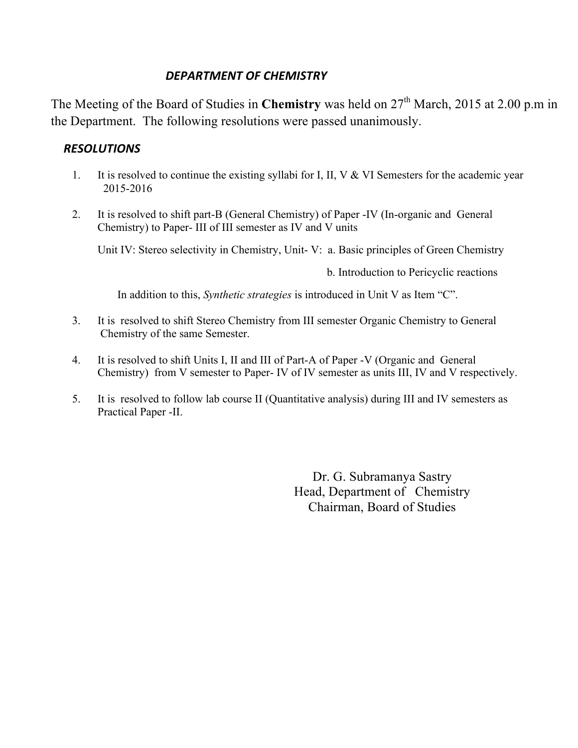## *DEPARTMENT OF CHEMISTRY*

The Meeting of the Board of Studies in **Chemistry** was held on 27th March, 2015 at 2.00 p.m in the Department. The following resolutions were passed unanimously.

### *RESOLUTIONS*

1. It is resolved to continue the existing syllabi for I, II, V & VI Semesters for the academic year 2015-2016

2. It is resolved to shift part-B (General Chemistry) of Paper -IV (In-organic and General Chemistry) to Paper- III of III semester as IV and V units

   Unit IV: Stereo selectivity in Chemistry, Unit- V: a. Basic principles of Green Chemistry

   b. Introduction to Pericyclic reactions

   In addition to this, *Synthetic strategies* is introduced in Unit V as Item "C".

3. It is resolved to shift Stereo Chemistry from III semester Organic Chemistry to General Chemistry of the same Semester.

4. It is resolved to shift Units I, II and III of Part-A of Paper -V (Organic and General Chemistry) from V semester to Paper- IV of IV semester as units III, IV and V respectively.

5. It is resolved to follow lab course II (Quantitative analysis) during III and IV semesters as Practical Paper -II.

Dr. G. Subramanya Sastry
Head, Department of Chemistry
Chairman, Board of Studies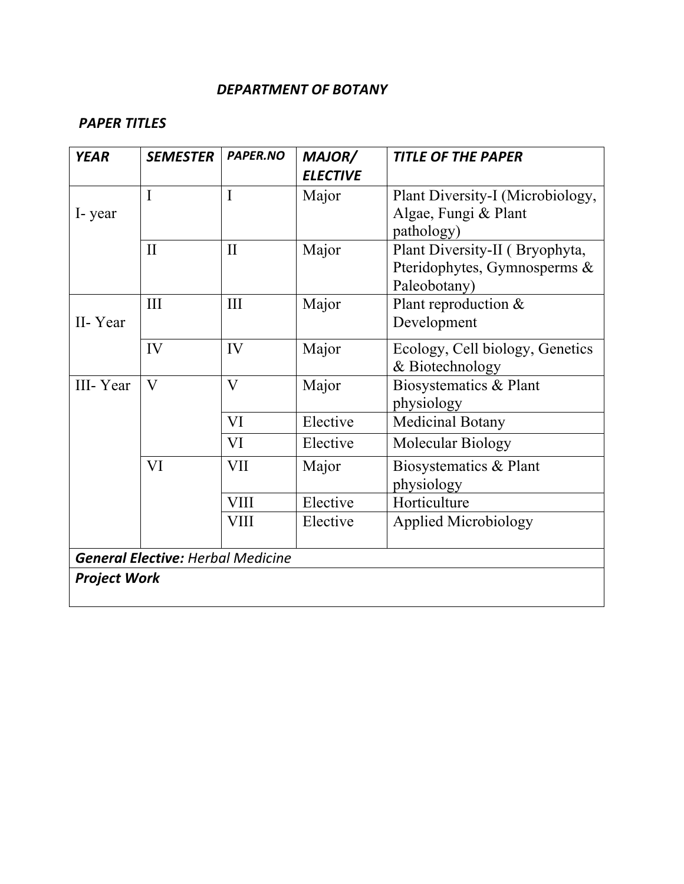### *DEPARTMENT OF BOTANY*

***PAPER TITLES***

| *YEAR* | *SEMESTER* | *PAPER.NO* | *MAJOR/ ELECTIVE* | *TITLE OF THE PAPER* |
|---|---|---|---|---|
| I- year | I | I | Major | Plant Diversity-I (Microbiology, Algae, Fungi & Plant pathology) |
| | II | II | Major | Plant Diversity-II ( Bryophyta, Pteridophytes, Gymnosperms & Paleobotany) |
| II- Year | III | III | Major | Plant reproduction & Development |
| | IV | IV | Major | Ecology, Cell biology, Genetics & Biotechnology |
| III- Year | V | V | Major | Biosystematics & Plant physiology |
| | | VI | Elective | Medicinal Botany |
| | | VI | Elective | Molecular Biology |
| | VI | VII | Major | Biosystematics & Plant physiology |
| | | VIII | Elective | Horticulture |
| | | VIII | Elective | Applied Microbiology |
| ***General Elective:*** *Herbal Medicine* | | | | |
| ***Project Work*** | | | | |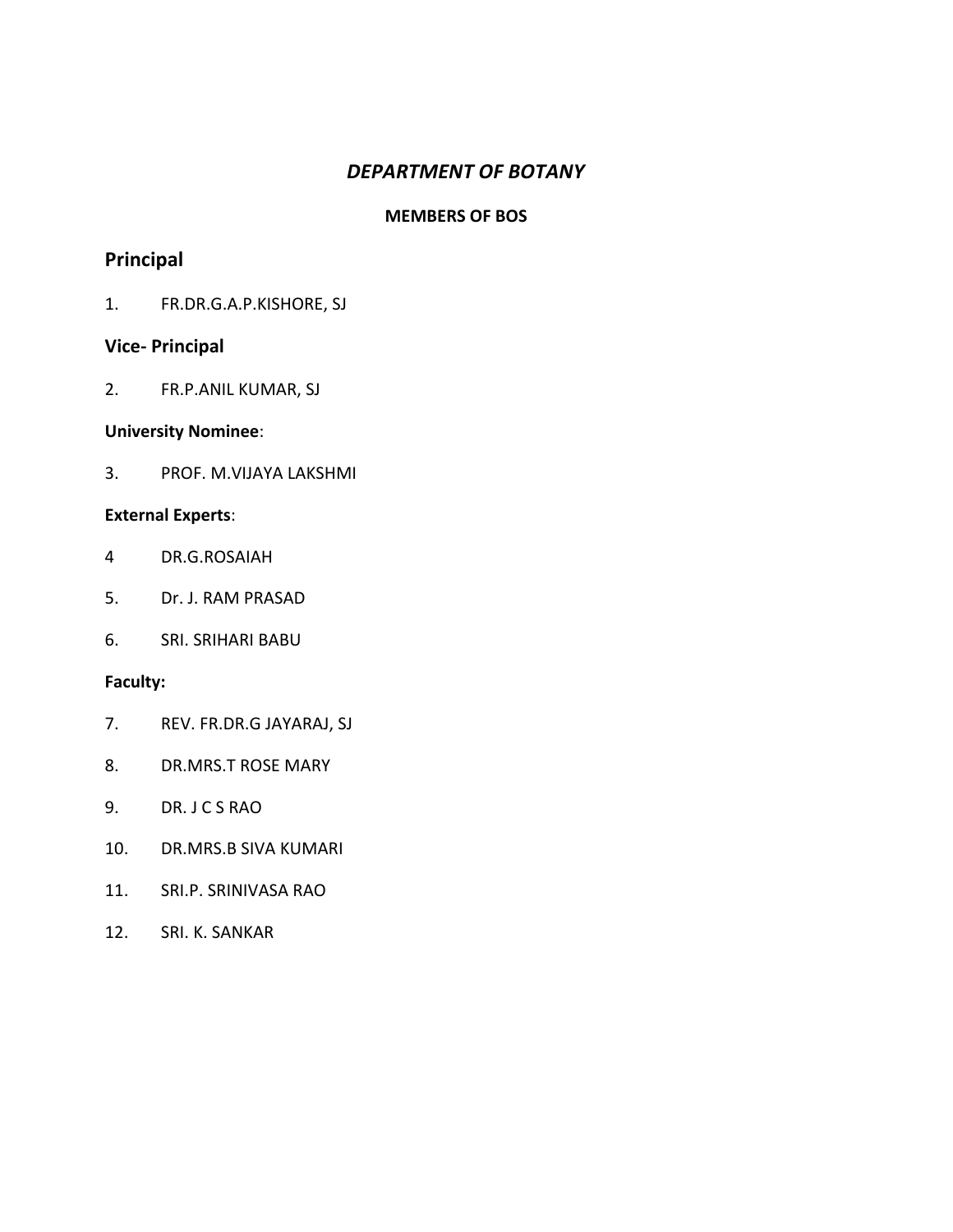## *DEPARTMENT OF BOTANY*

**MEMBERS OF BOS**

### Principal

1. FR.DR.G.A.P.KISHORE, SJ

### Vice- Principal

2. FR.P.ANIL KUMAR, SJ

**University Nominee**:

3. PROF. M.VIJAYA LAKSHMI

**External Experts**:

4 DR.G.ROSAIAH

5. Dr. J. RAM PRASAD

6. SRI. SRIHARI BABU

**Faculty:**

7. REV. FR.DR.G JAYARAJ, SJ

8. DR.MRS.T ROSE MARY

9. DR. J C S RAO

10. DR.MRS.B SIVA KUMARI

11. SRI.P. SRINIVASA RAO

12. SRI. K. SANKAR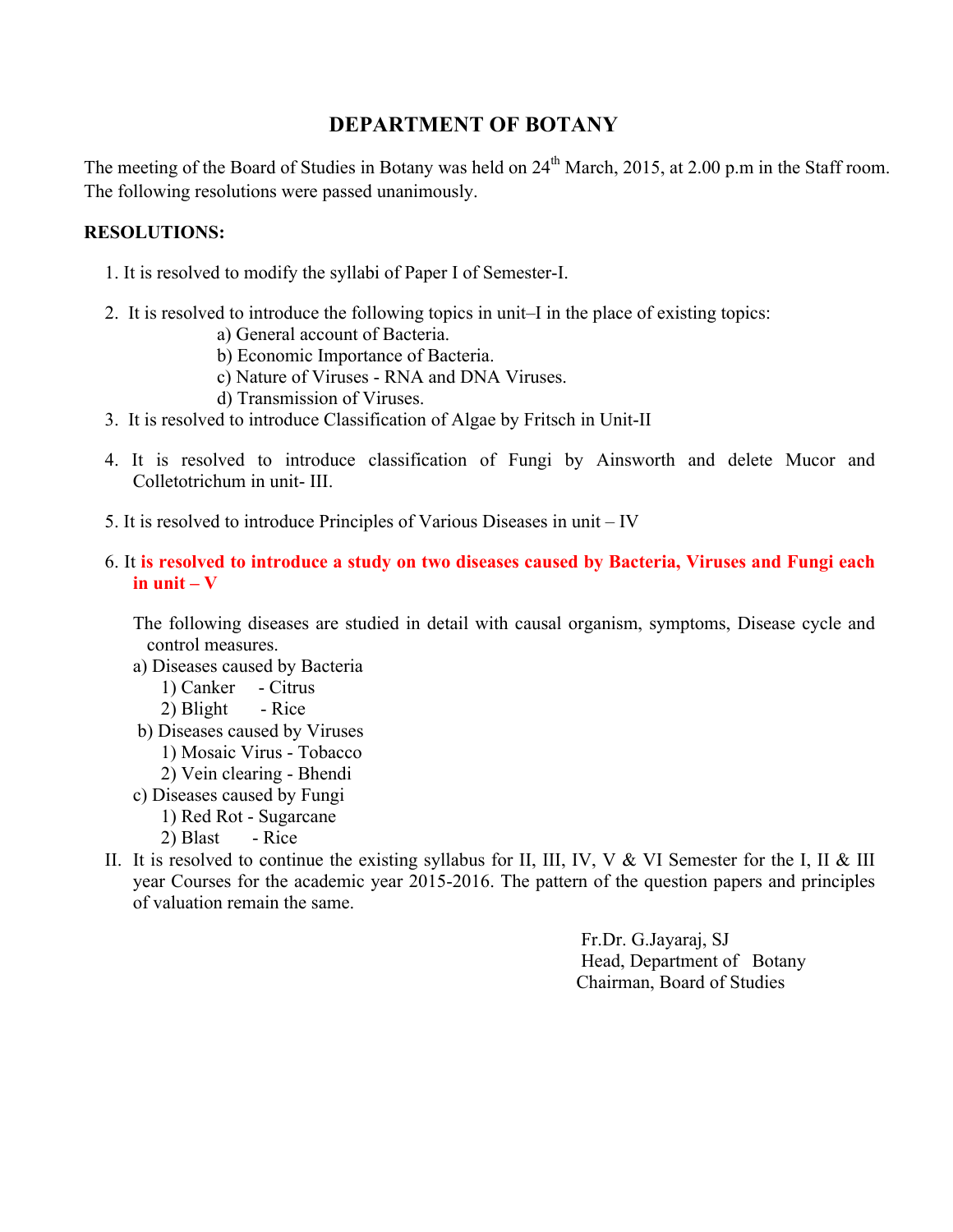# DEPARTMENT OF BOTANY

The meeting of the Board of Studies in Botany was held on 24th March, 2015, at 2.00 p.m in the Staff room. The following resolutions were passed unanimously.

**RESOLUTIONS:**

1. It is resolved to modify the syllabi of Paper I of Semester-I.

2. It is resolved to introduce the following topics in unit–I in the place of existing topics:
   - a) General account of Bacteria.
   - b) Economic Importance of Bacteria.
   - c) Nature of Viruses - RNA and DNA Viruses.
   - d) Transmission of Viruses.

3. It is resolved to introduce Classification of Algae by Fritsch in Unit-II

4. It is resolved to introduce classification of Fungi by Ainsworth and delete Mucor and Colletotrichum in unit- III.

5. It is resolved to introduce Principles of Various Diseases in unit – IV

6. It **is resolved to introduce a study on two diseases caused by Bacteria, Viruses and Fungi each in unit – V**

   The following diseases are studied in detail with causal organism, symptoms, Disease cycle and control measures.

   a) Diseases caused by Bacteria
      1) Canker - Citrus
      2) Blight - Rice

   b) Diseases caused by Viruses
      1) Mosaic Virus - Tobacco
      2) Vein clearing - Bhendi

   c) Diseases caused by Fungi
      1) Red Rot - Sugarcane
      2) Blast - Rice

II. It is resolved to continue the existing syllabus for II, III, IV, V & VI Semester for the I, II & III year Courses for the academic year 2015-2016. The pattern of the question papers and principles of valuation remain the same.

Fr.Dr. G.Jayaraj, SJ
Head, Department of Botany
Chairman, Board of Studies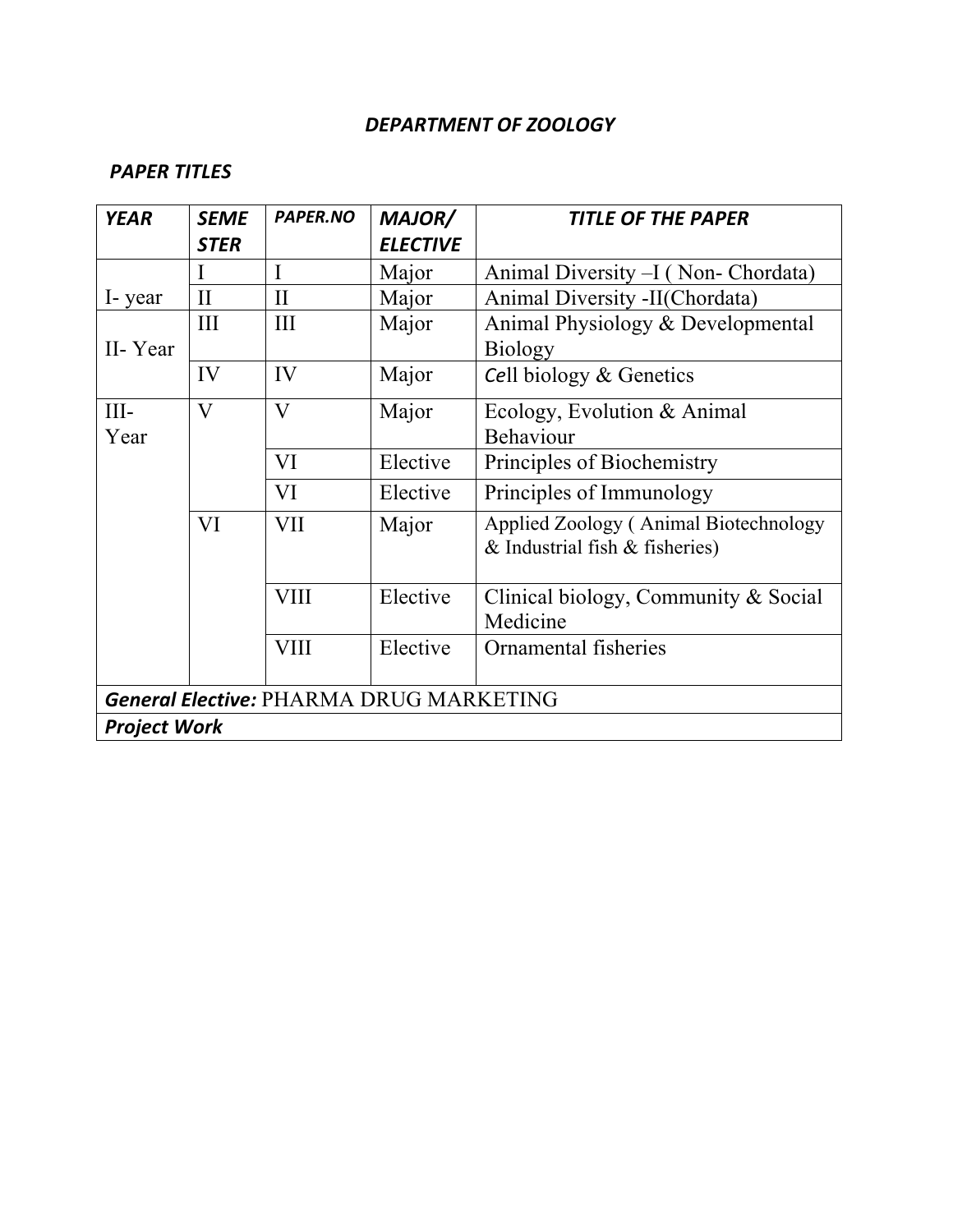***DEPARTMENT OF ZOOLOGY***

***PAPER TITLES***

| ***YEAR*** | ***SEMESTER*** | ***PAPER.NO*** | ***MAJOR/ ELECTIVE*** | ***TITLE OF THE PAPER*** |
|---|---|---|---|---|
| I- year | I | I | Major | Animal Diversity –I ( Non- Chordata) |
| | II | II | Major | Animal Diversity -II(Chordata) |
| II- Year | III | III | Major | Animal Physiology & Developmental Biology |
| | IV | IV | Major | Cell biology & Genetics |
| III- Year | V | V | Major | Ecology, Evolution & Animal Behaviour |
| | | VI | Elective | Principles of Biochemistry |
| | | VI | Elective | Principles of Immunology |
| | VI | VII | Major | Applied Zoology ( Animal Biotechnology & Industrial fish & fisheries) |
| | | VIII | Elective | Clinical biology, Community & Social Medicine |
| | | VIII | Elective | Ornamental fisheries |
| ***General Elective:*** PHARMA DRUG MARKETING | | | | |
| ***Project Work*** | | | | |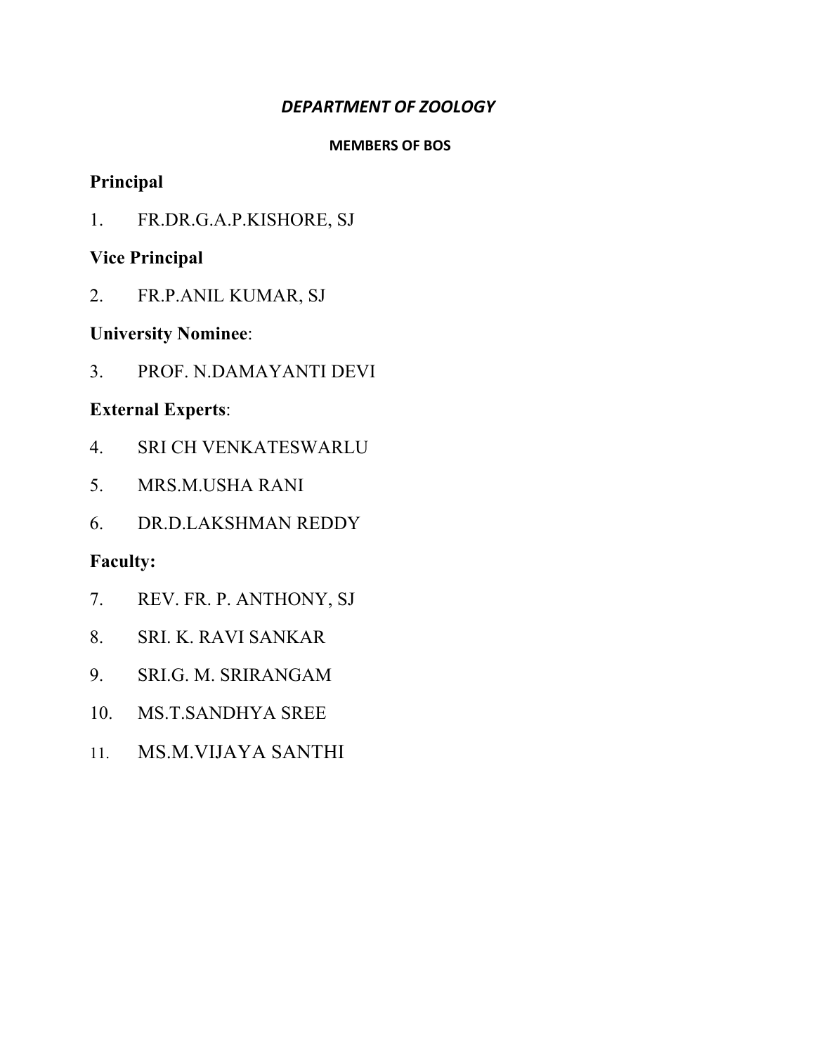## *DEPARTMENT OF ZOOLOGY*

### MEMBERS OF BOS

**Principal**

1. FR.DR.G.A.P.KISHORE, SJ

**Vice Principal**

2. FR.P.ANIL KUMAR, SJ

**University Nominee**:

3. PROF. N.DAMAYANTI DEVI

**External Experts**:

4. SRI CH VENKATESWARLU
5. MRS.M.USHA RANI
6. DR.D.LAKSHMAN REDDY

**Faculty:**

7. REV. FR. P. ANTHONY, SJ
8. SRI. K. RAVI SANKAR
9. SRI.G. M. SRIRANGAM
10. MS.T.SANDHYA SREE
11. MS.M.VIJAYA SANTHI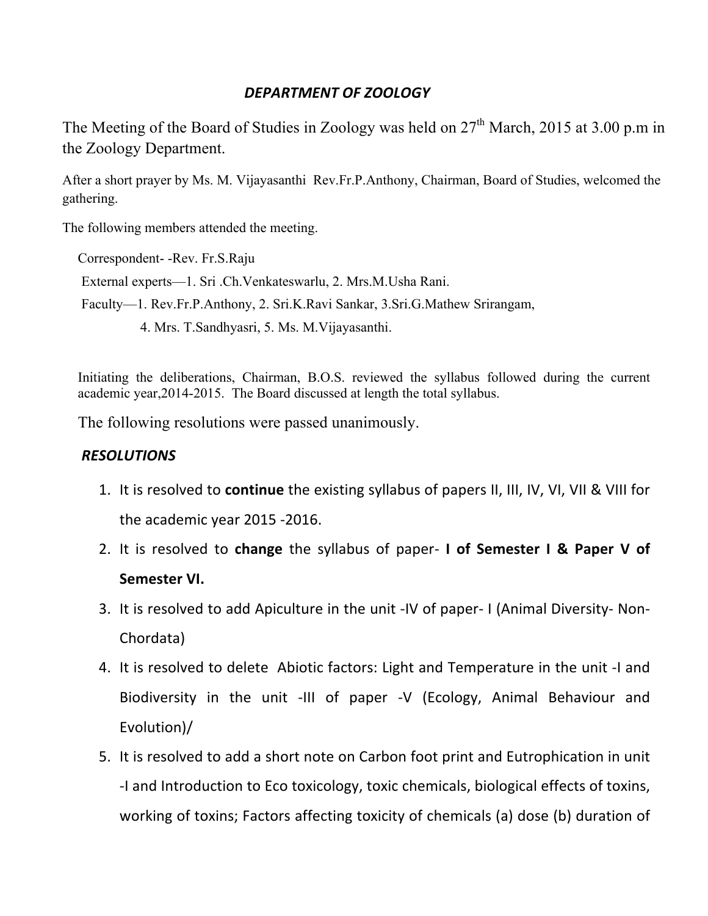## *DEPARTMENT OF ZOOLOGY*

The Meeting of the Board of Studies in Zoology was held on 27th March, 2015 at 3.00 p.m in the Zoology Department.

After a short prayer by Ms. M. Vijayasanthi Rev.Fr.P.Anthony, Chairman, Board of Studies, welcomed the gathering.

The following members attended the meeting.

Correspondent- -Rev. Fr.S.Raju

External experts—1. Sri .Ch.Venkateswarlu, 2. Mrs.M.Usha Rani.

Faculty—1. Rev.Fr.P.Anthony, 2. Sri.K.Ravi Sankar, 3.Sri.G.Mathew Srirangam,
4. Mrs. T.Sandhyasri, 5. Ms. M.Vijayasanthi.

Initiating the deliberations, Chairman, B.O.S. reviewed the syllabus followed during the current academic year,2014-2015. The Board discussed at length the total syllabus.

The following resolutions were passed unanimously.

### *RESOLUTIONS*

1. It is resolved to **continue** the existing syllabus of papers II, III, IV, VI, VII & VIII for the academic year 2015 -2016.
2. It is resolved to **change** the syllabus of paper- **I of Semester I & Paper V of Semester VI.**
3. It is resolved to add Apiculture in the unit -IV of paper- I (Animal Diversity- Non-Chordata)
4. It is resolved to delete Abiotic factors: Light and Temperature in the unit -I and Biodiversity in the unit -III of paper -V (Ecology, Animal Behaviour and Evolution)/
5. It is resolved to add a short note on Carbon foot print and Eutrophication in unit -I and Introduction to Eco toxicology, toxic chemicals, biological effects of toxins, working of toxins; Factors affecting toxicity of chemicals (a) dose (b) duration of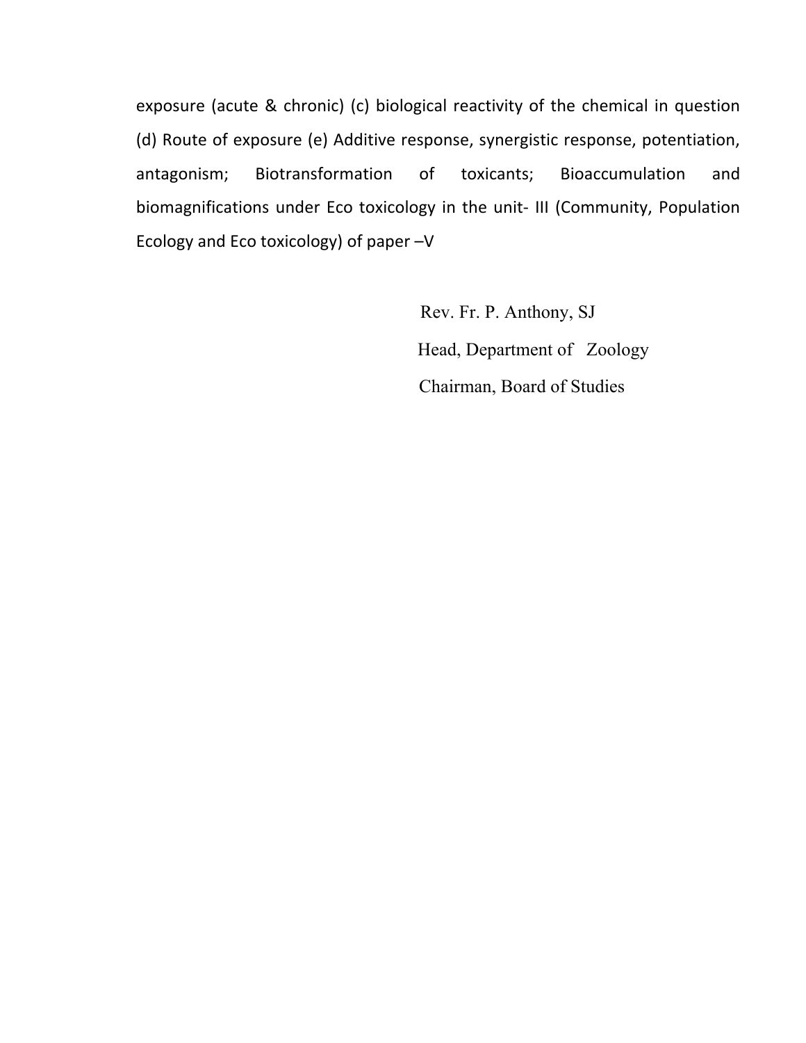exposure (acute & chronic) (c) biological reactivity of the chemical in question (d) Route of exposure (e) Additive response, synergistic response, potentiation, antagonism; Biotransformation of toxicants; Bioaccumulation and biomagnifications under Eco toxicology in the unit- III (Community, Population Ecology and Eco toxicology) of paper –V

Rev. Fr. P. Anthony, SJ

Head, Department of Zoology

Chairman, Board of Studies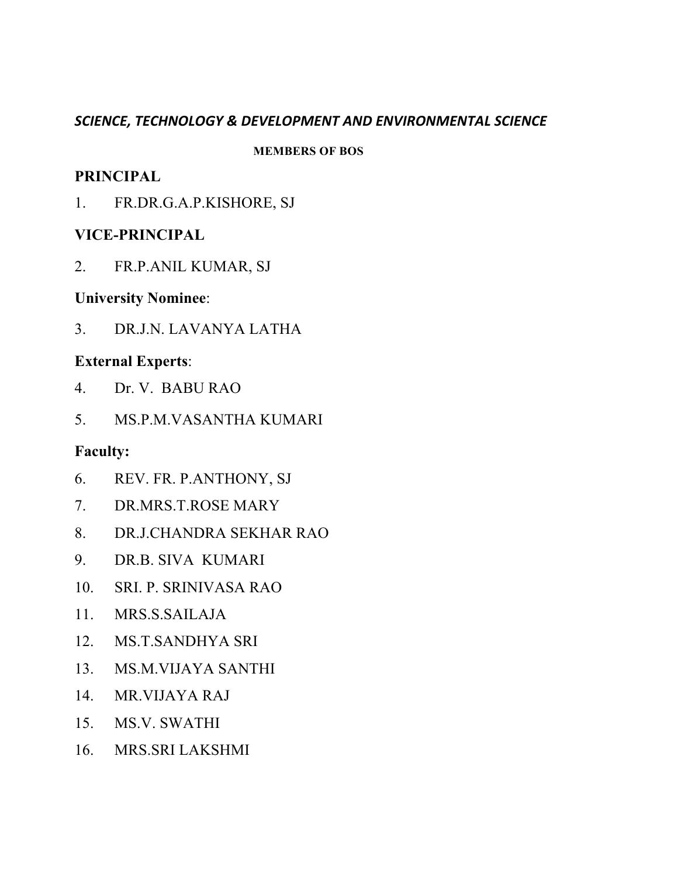***SCIENCE, TECHNOLOGY & DEVELOPMENT AND ENVIRONMENTAL SCIENCE***

**MEMBERS OF BOS**

**PRINCIPAL**

1. FR.DR.G.A.P.KISHORE, SJ

**VICE-PRINCIPAL**

2. FR.P.ANIL KUMAR, SJ

**University Nominee**:

3. DR.J.N. LAVANYA LATHA

**External Experts**:

4. Dr. V. BABU RAO
5. MS.P.M.VASANTHA KUMARI

**Faculty:**

6. REV. FR. P.ANTHONY, SJ
7. DR.MRS.T.ROSE MARY
8. DR.J.CHANDRA SEKHAR RAO
9. DR.B. SIVA KUMARI
10. SRI. P. SRINIVASA RAO
11. MRS.S.SAILAJA
12. MS.T.SANDHYA SRI
13. MS.M.VIJAYA SANTHI
14. MR.VIJAYA RAJ
15. MS.V. SWATHI
16. MRS.SRI LAKSHMI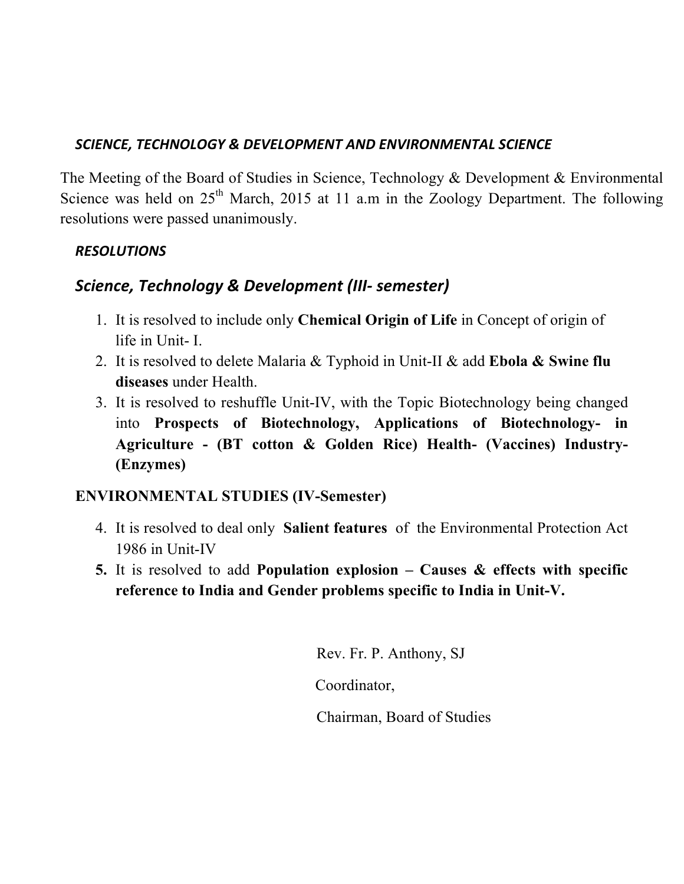## *SCIENCE, TECHNOLOGY & DEVELOPMENT AND ENVIRONMENTAL SCIENCE*

The Meeting of the Board of Studies in Science, Technology & Development & Environmental Science was held on 25th March, 2015 at 11 a.m in the Zoology Department. The following resolutions were passed unanimously.

### *RESOLUTIONS*

### *Science, Technology & Development (III- semester)*

1. It is resolved to include only **Chemical Origin of Life** in Concept of origin of life in Unit- I.
2. It is resolved to delete Malaria & Typhoid in Unit-II & add **Ebola & Swine flu diseases** under Health.
3. It is resolved to reshuffle Unit-IV, with the Topic Biotechnology being changed into **Prospects of Biotechnology, Applications of Biotechnology- in Agriculture - (BT cotton & Golden Rice) Health- (Vaccines) Industry- (Enzymes)**

### ENVIRONMENTAL STUDIES (IV-Semester)

4. It is resolved to deal only **Salient features** of the Environmental Protection Act 1986 in Unit-IV
5. It is resolved to add **Population explosion – Causes & effects with specific reference to India and Gender problems specific to India in Unit-V.**

Rev. Fr. P. Anthony, SJ

Coordinator,

Chairman, Board of Studies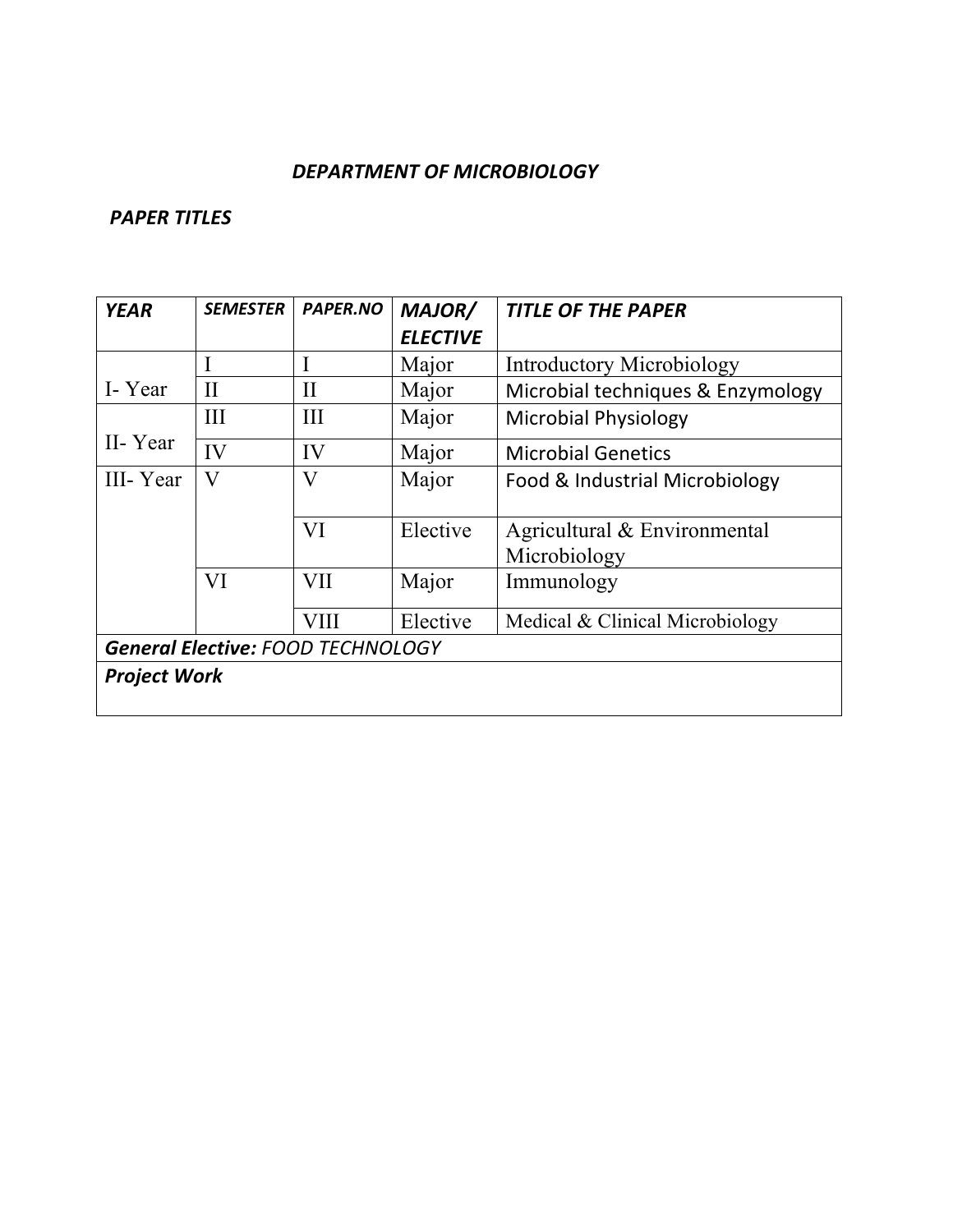## *DEPARTMENT OF MICROBIOLOGY*

### *PAPER TITLES*

| ***YEAR*** | ***SEMESTER*** | ***PAPER.NO*** | ***MAJOR/ ELECTIVE*** | ***TITLE OF THE PAPER*** |
|---|---|---|---|---|
| I- Year | I | I | Major | Introductory Microbiology |
| | II | II | Major | Microbial techniques & Enzymology |
| II- Year | III | III | Major | Microbial Physiology |
| | IV | IV | Major | Microbial Genetics |
| III- Year | V | V | Major | Food & Industrial Microbiology |
| | | VI | Elective | Agricultural & Environmental Microbiology |
| | VI | VII | Major | Immunology |
| | | VIII | Elective | Medical & Clinical Microbiology |
| ***General Elective:*** *FOOD TECHNOLOGY* | | | | |
| ***Project Work*** | | | | |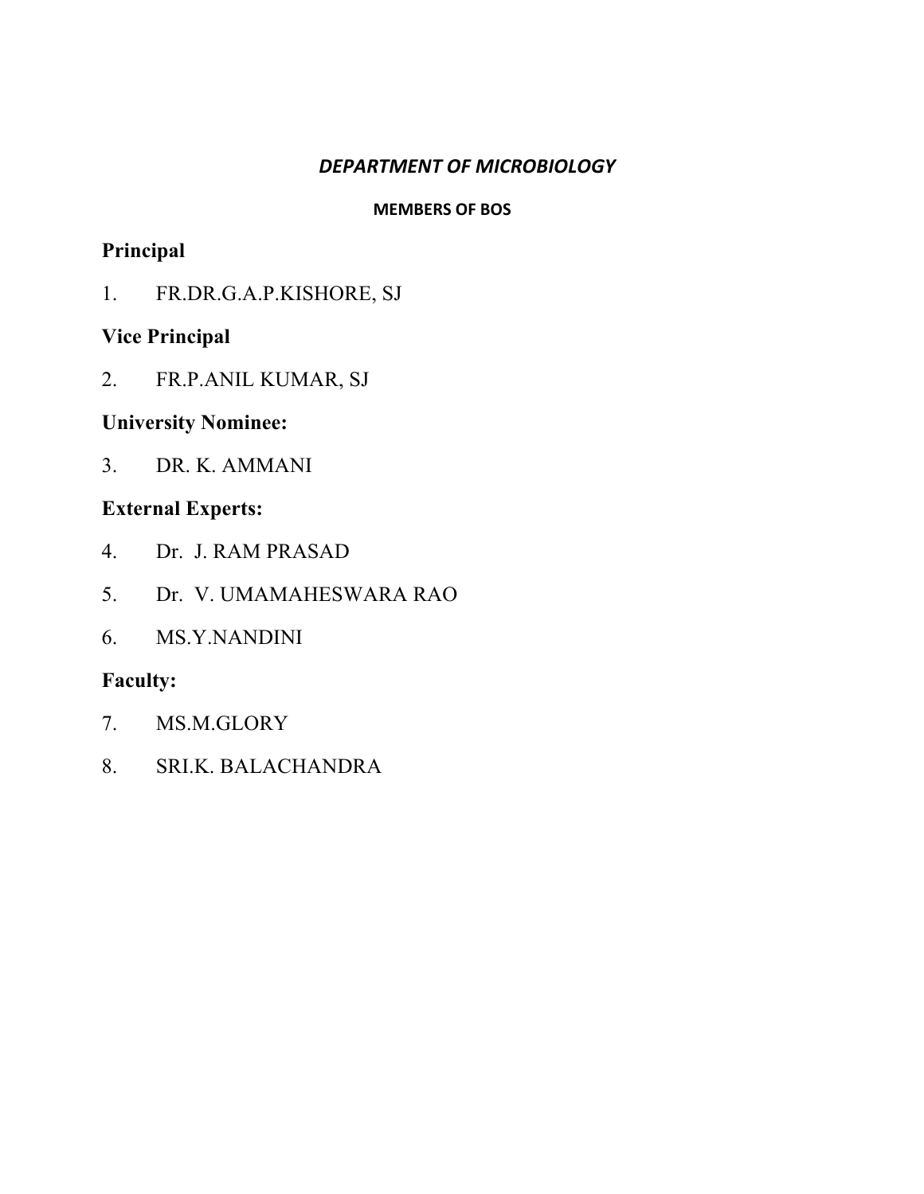## *DEPARTMENT OF MICROBIOLOGY*

**MEMBERS OF BOS**

**Principal**

1. FR.DR.G.A.P.KISHORE, SJ

**Vice Principal**

2. FR.P.ANIL KUMAR, SJ

**University Nominee:**

3. DR. K. AMMANI

**External Experts:**

4. Dr. J. RAM PRASAD
5. Dr. V. UMAMAHESWARA RAO
6. MS.Y.NANDINI

**Faculty:**

7. MS.M.GLORY
8. SRI.K. BALACHANDRA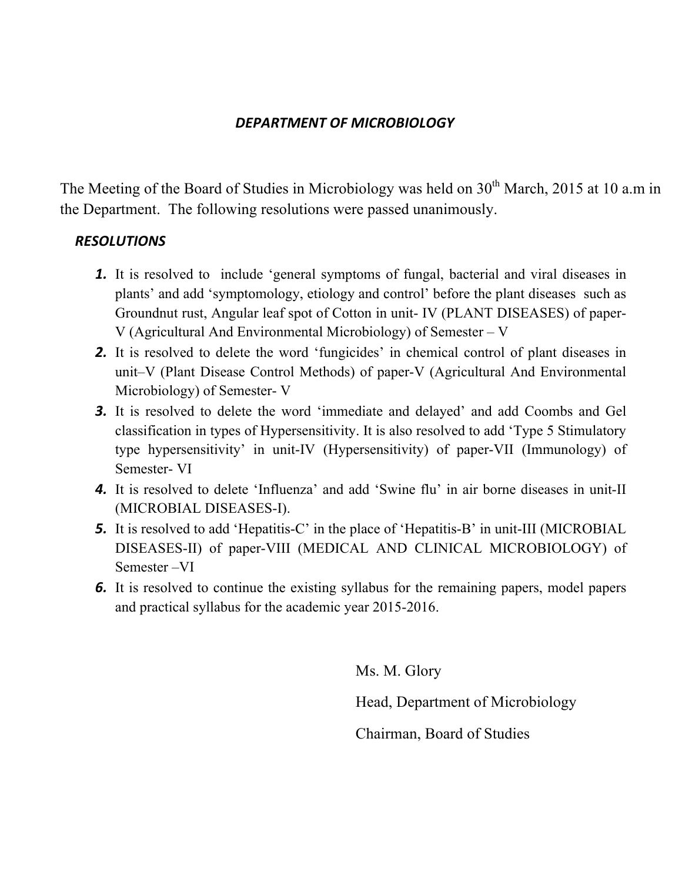## *DEPARTMENT OF MICROBIOLOGY*

The Meeting of the Board of Studies in Microbiology was held on 30th March, 2015 at 10 a.m in the Department. The following resolutions were passed unanimously.

### *RESOLUTIONS*

1. It is resolved to include 'general symptoms of fungal, bacterial and viral diseases in plants' and add 'symptomology, etiology and control' before the plant diseases such as Groundnut rust, Angular leaf spot of Cotton in unit- IV (PLANT DISEASES) of paper-V (Agricultural And Environmental Microbiology) of Semester – V
2. It is resolved to delete the word 'fungicides' in chemical control of plant diseases in unit–V (Plant Disease Control Methods) of paper-V (Agricultural And Environmental Microbiology) of Semester- V
3. It is resolved to delete the word 'immediate and delayed' and add Coombs and Gel classification in types of Hypersensitivity. It is also resolved to add 'Type 5 Stimulatory type hypersensitivity' in unit-IV (Hypersensitivity) of paper-VII (Immunology) of Semester- VI
4. It is resolved to delete 'Influenza' and add 'Swine flu' in air borne diseases in unit-II (MICROBIAL DISEASES-I).
5. It is resolved to add 'Hepatitis-C' in the place of 'Hepatitis-B' in unit-III (MICROBIAL DISEASES-II) of paper-VIII (MEDICAL AND CLINICAL MICROBIOLOGY) of Semester –VI
6. It is resolved to continue the existing syllabus for the remaining papers, model papers and practical syllabus for the academic year 2015-2016.

Ms. M. Glory

Head, Department of Microbiology

Chairman, Board of Studies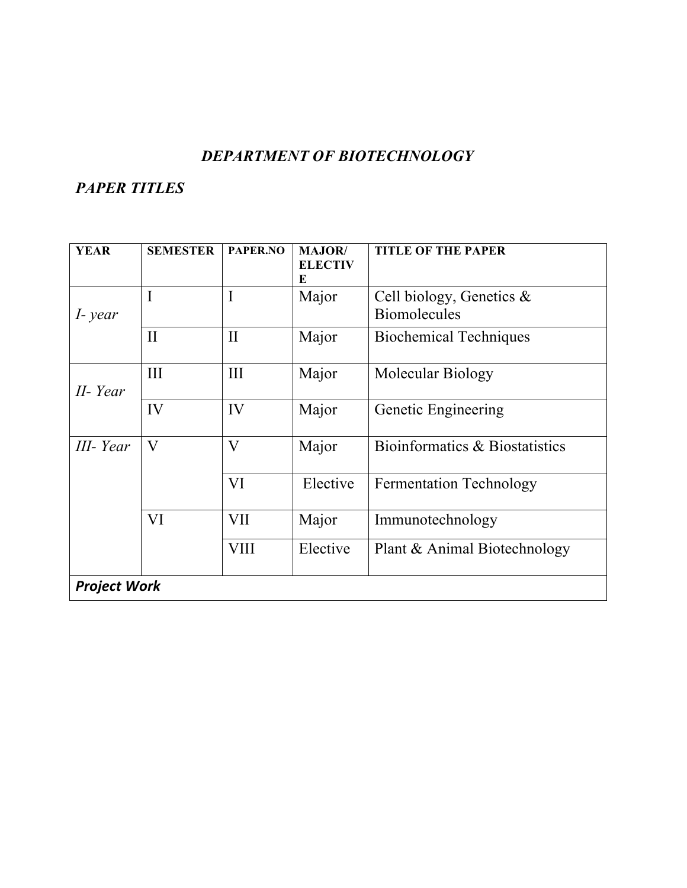# *DEPARTMENT OF BIOTECHNOLOGY*

## *PAPER TITLES*

| YEAR | SEMESTER | PAPER.NO | MAJOR/ ELECTIVE | TITLE OF THE PAPER |
|---|---|---|---|---|
| *I- year* | I | I | Major | Cell biology, Genetics & Biomolecules |
| | II | II | Major | Biochemical Techniques |
| *II- Year* | III | III | Major | Molecular Biology |
| | IV | IV | Major | Genetic Engineering |
| *III- Year* | V | V | Major | Bioinformatics & Biostatistics |
| | | VI | Elective | Fermentation Technology |
| | VI | VII | Major | Immunotechnology |
| | | VIII | Elective | Plant & Animal Biotechnology |
| ***Project Work*** | | | | |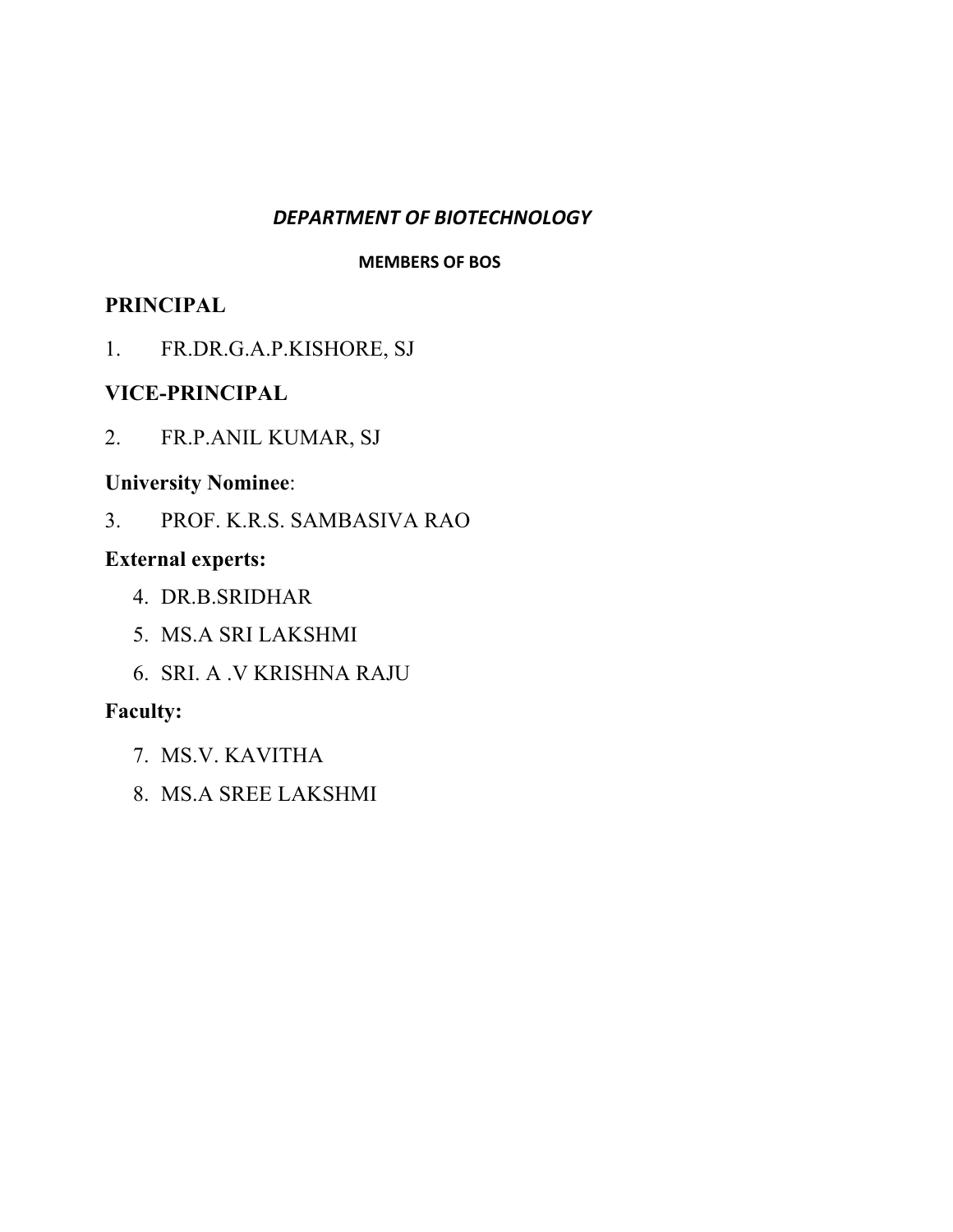## *DEPARTMENT OF BIOTECHNOLOGY*

**MEMBERS OF BOS**

**PRINCIPAL**

1. FR.DR.G.A.P.KISHORE, SJ

**VICE-PRINCIPAL**

2. FR.P.ANIL KUMAR, SJ

**University Nominee**:

3. PROF. K.R.S. SAMBASIVA RAO

**External experts:**

4. DR.B.SRIDHAR
5. MS.A SRI LAKSHMI
6. SRI. A .V KRISHNA RAJU

**Faculty:**

7. MS.V. KAVITHA
8. MS.A SREE LAKSHMI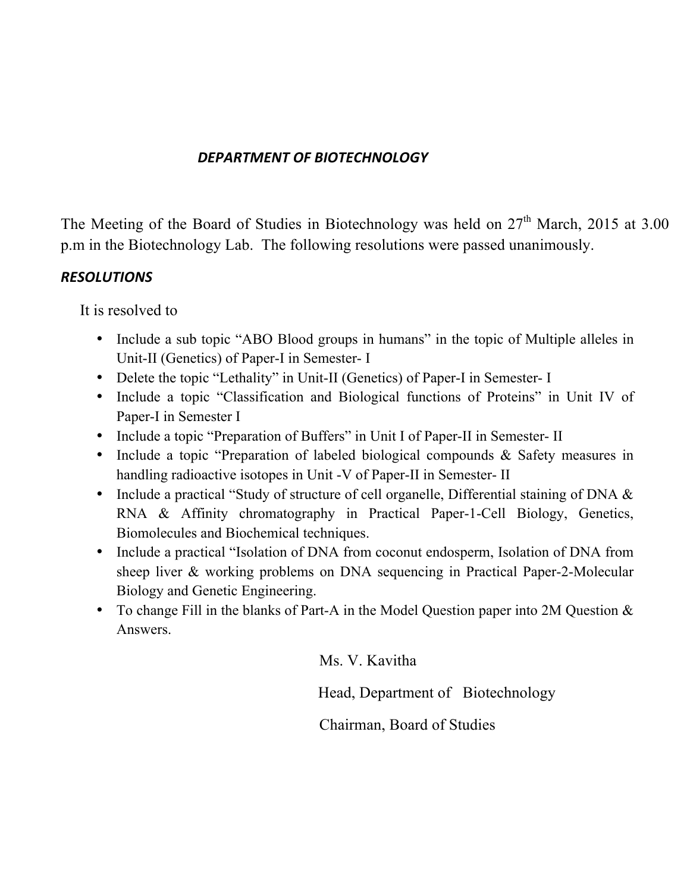## *DEPARTMENT OF BIOTECHNOLOGY*

The Meeting of the Board of Studies in Biotechnology was held on 27th March, 2015 at 3.00 p.m in the Biotechnology Lab. The following resolutions were passed unanimously.

### *RESOLUTIONS*

It is resolved to

- Include a sub topic "ABO Blood groups in humans" in the topic of Multiple alleles in Unit-II (Genetics) of Paper-I in Semester- I
- Delete the topic "Lethality" in Unit-II (Genetics) of Paper-I in Semester- I
- Include a topic "Classification and Biological functions of Proteins" in Unit IV of Paper-I in Semester I
- Include a topic "Preparation of Buffers" in Unit I of Paper-II in Semester- II
- Include a topic "Preparation of labeled biological compounds & Safety measures in handling radioactive isotopes in Unit -V of Paper-II in Semester- II
- Include a practical "Study of structure of cell organelle, Differential staining of DNA & RNA & Affinity chromatography in Practical Paper-1-Cell Biology, Genetics, Biomolecules and Biochemical techniques.
- Include a practical "Isolation of DNA from coconut endosperm, Isolation of DNA from sheep liver & working problems on DNA sequencing in Practical Paper-2-Molecular Biology and Genetic Engineering.
- To change Fill in the blanks of Part-A in the Model Question paper into 2M Question & Answers.

Ms. V. Kavitha

Head, Department of Biotechnology

Chairman, Board of Studies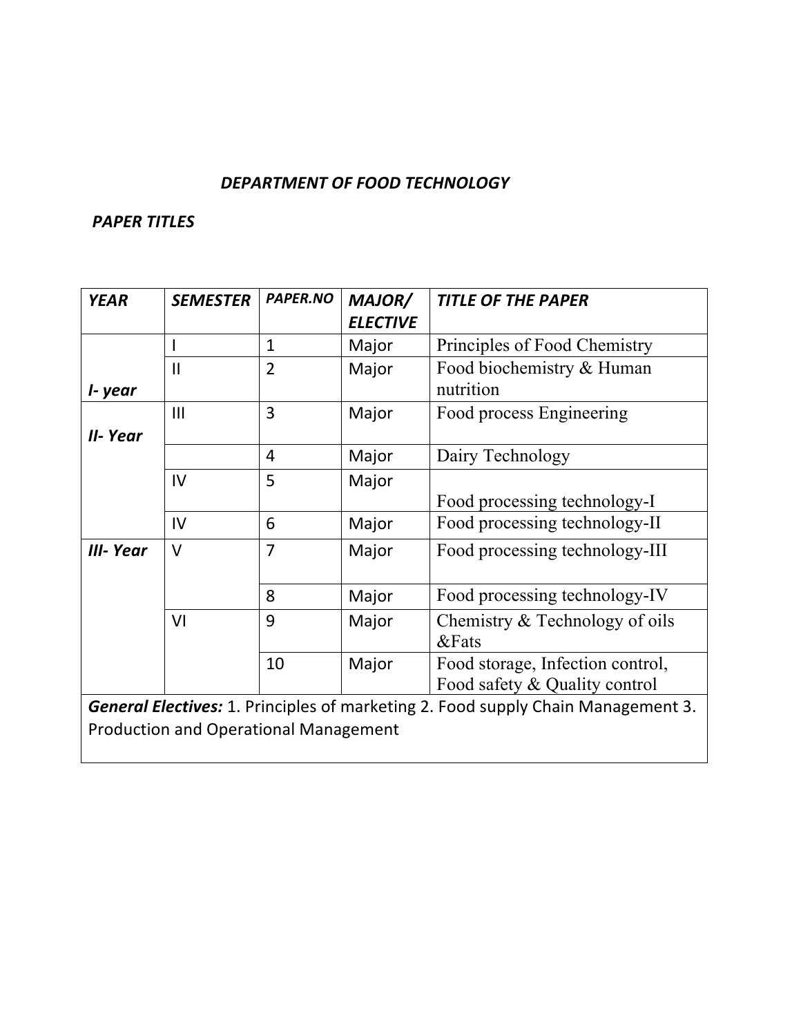***DEPARTMENT OF FOOD TECHNOLOGY***

***PAPER TITLES***

| ***YEAR*** | ***SEMESTER*** | ***PAPER.NO*** | ***MAJOR/ ELECTIVE*** | ***TITLE OF THE PAPER*** |
|---|---|---|---|---|
| ***I- year*** | I | 1 | Major | Principles of Food Chemistry |
| | II | 2 | Major | Food biochemistry & Human nutrition |
| ***II- Year*** | III | 3 | Major | Food process Engineering |
| | | 4 | Major | Dairy Technology |
| | IV | 5 | Major | Food processing technology-I |
| | IV | 6 | Major | Food processing technology-II |
| ***III- Year*** | V | 7 | Major | Food processing technology-III |
| | | 8 | Major | Food processing technology-IV |
| | VI | 9 | Major | Chemistry & Technology of oils &Fats |
| | | 10 | Major | Food storage, Infection control, Food safety & Quality control |
| ***General Electives:*** 1. Principles of marketing 2. Food supply Chain Management 3. Production and Operational Management | | | | |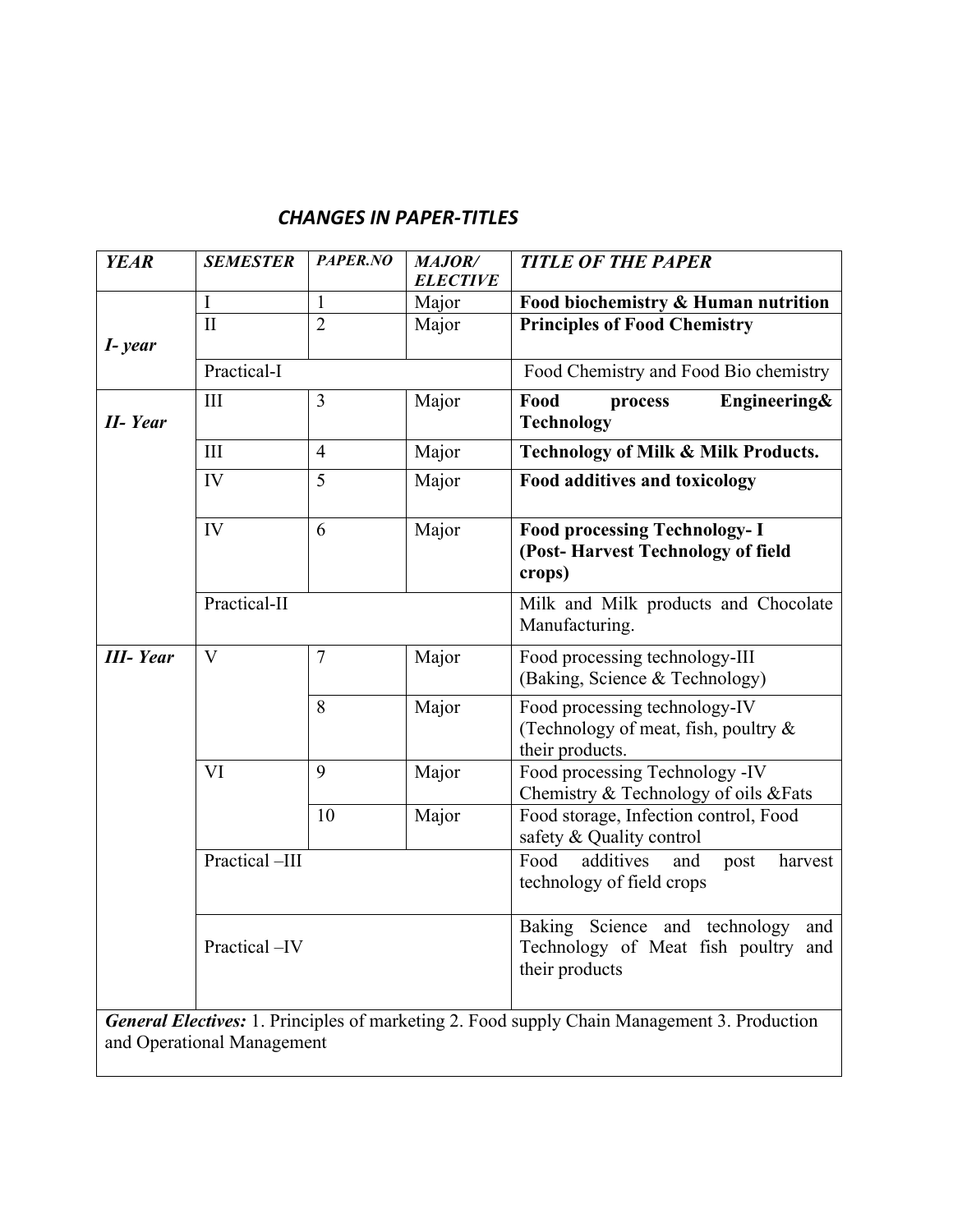## *CHANGES IN PAPER-TITLES*

| *YEAR* | *SEMESTER* | *PAPER.NO* | *MAJOR/ ELECTIVE* | *TITLE OF THE PAPER* |
|---|---|---|---|---|
| *I- year* | I | 1 | Major | **Food biochemistry & Human nutrition** |
| | II | 2 | Major | **Principles of Food Chemistry** |
| | Practical-I | | | Food Chemistry and Food Bio chemistry |
| *II- Year* | III | 3 | Major | **Food process Engineering& Technology** |
| | III | 4 | Major | **Technology of Milk & Milk Products.** |
| | IV | 5 | Major | **Food additives and toxicology** |
| | IV | 6 | Major | **Food processing Technology- I (Post- Harvest Technology of field crops)** |
| | Practical-II | | | Milk and Milk products and Chocolate Manufacturing. |
| *III- Year* | V | 7 | Major | Food processing technology-III (Baking, Science & Technology) |
| | | 8 | Major | Food processing technology-IV (Technology of meat, fish, poultry & their products. |
| | VI | 9 | Major | Food processing Technology -IV Chemistry & Technology of oils &Fats |
| | | 10 | Major | Food storage, Infection control, Food safety & Quality control |
| | Practical –III | | | Food additives and post harvest technology of field crops |
| | Practical –IV | | | Baking Science and technology and Technology of Meat fish poultry and their products |

***General Electives:*** 1. Principles of marketing 2. Food supply Chain Management 3. Production and Operational Management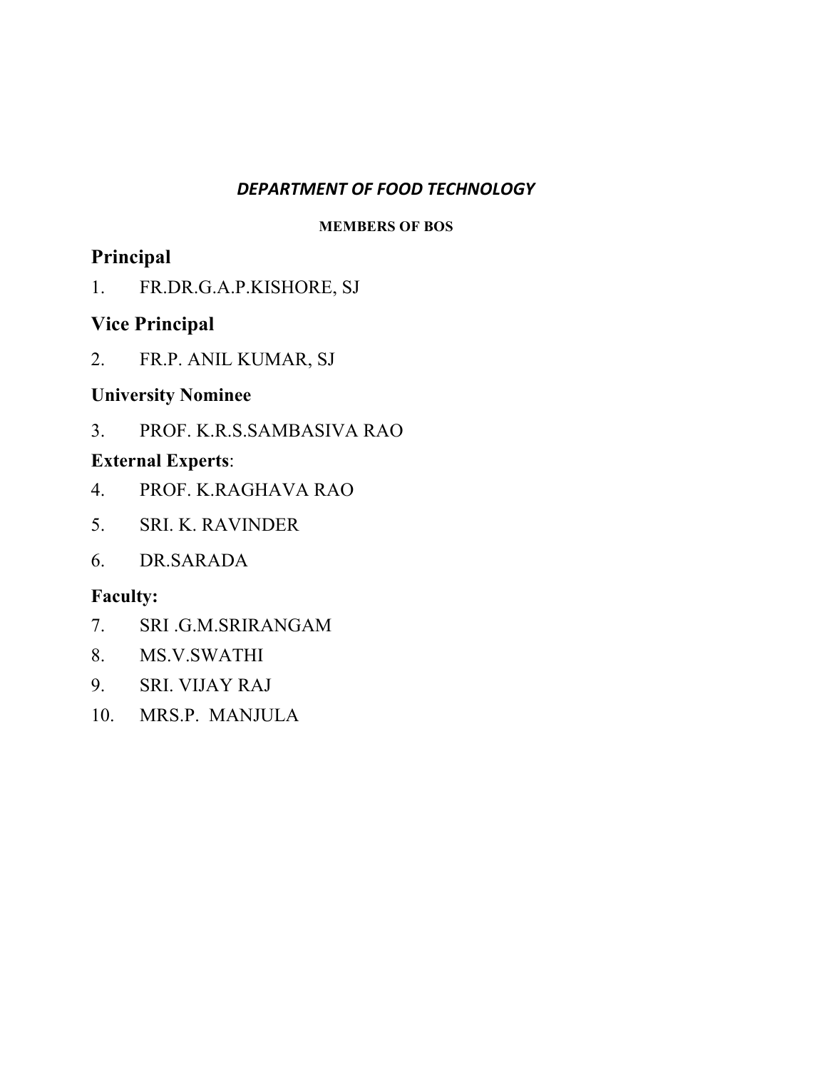***DEPARTMENT OF FOOD TECHNOLOGY***

**MEMBERS OF BOS**

## Principal

1. FR.DR.G.A.P.KISHORE, SJ

## Vice Principal

2. FR.P. ANIL KUMAR, SJ

### University Nominee

3. PROF. K.R.S.SAMBASIVA RAO

**External Experts**:

4. PROF. K.RAGHAVA RAO
5. SRI. K. RAVINDER
6. DR.SARADA

**Faculty:**

7. SRI .G.M.SRIRANGAM
8. MS.V.SWATHI
9. SRI. VIJAY RAJ
10. MRS.P. MANJULA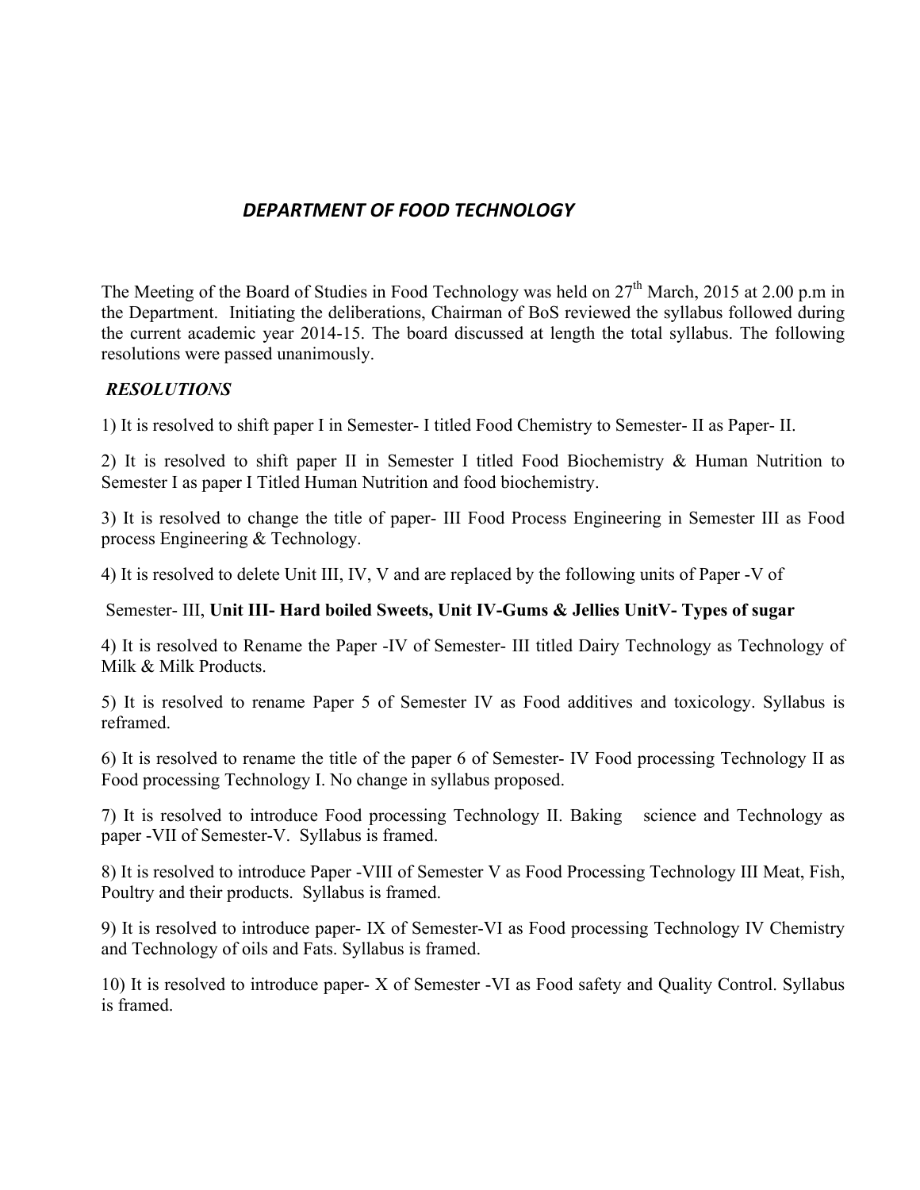## *DEPARTMENT OF FOOD TECHNOLOGY*

The Meeting of the Board of Studies in Food Technology was held on 27th March, 2015 at 2.00 p.m in the Department. Initiating the deliberations, Chairman of BoS reviewed the syllabus followed during the current academic year 2014-15. The board discussed at length the total syllabus. The following resolutions were passed unanimously.

***RESOLUTIONS***

1) It is resolved to shift paper I in Semester- I titled Food Chemistry to Semester- II as Paper- II.

2) It is resolved to shift paper II in Semester I titled Food Biochemistry & Human Nutrition to Semester I as paper I Titled Human Nutrition and food biochemistry.

3) It is resolved to change the title of paper- III Food Process Engineering in Semester III as Food process Engineering & Technology.

4) It is resolved to delete Unit III, IV, V and are replaced by the following units of Paper -V of

Semester- III, **Unit III- Hard boiled Sweets, Unit IV-Gums & Jellies UnitV- Types of sugar**

4) It is resolved to Rename the Paper -IV of Semester- III titled Dairy Technology as Technology of Milk & Milk Products.

5) It is resolved to rename Paper 5 of Semester IV as Food additives and toxicology. Syllabus is reframed.

6) It is resolved to rename the title of the paper 6 of Semester- IV Food processing Technology II as Food processing Technology I. No change in syllabus proposed.

7) It is resolved to introduce Food processing Technology II. Baking science and Technology as paper -VII of Semester-V. Syllabus is framed.

8) It is resolved to introduce Paper -VIII of Semester V as Food Processing Technology III Meat, Fish, Poultry and their products. Syllabus is framed.

9) It is resolved to introduce paper- IX of Semester-VI as Food processing Technology IV Chemistry and Technology of oils and Fats. Syllabus is framed.

10) It is resolved to introduce paper- X of Semester -VI as Food safety and Quality Control. Syllabus is framed.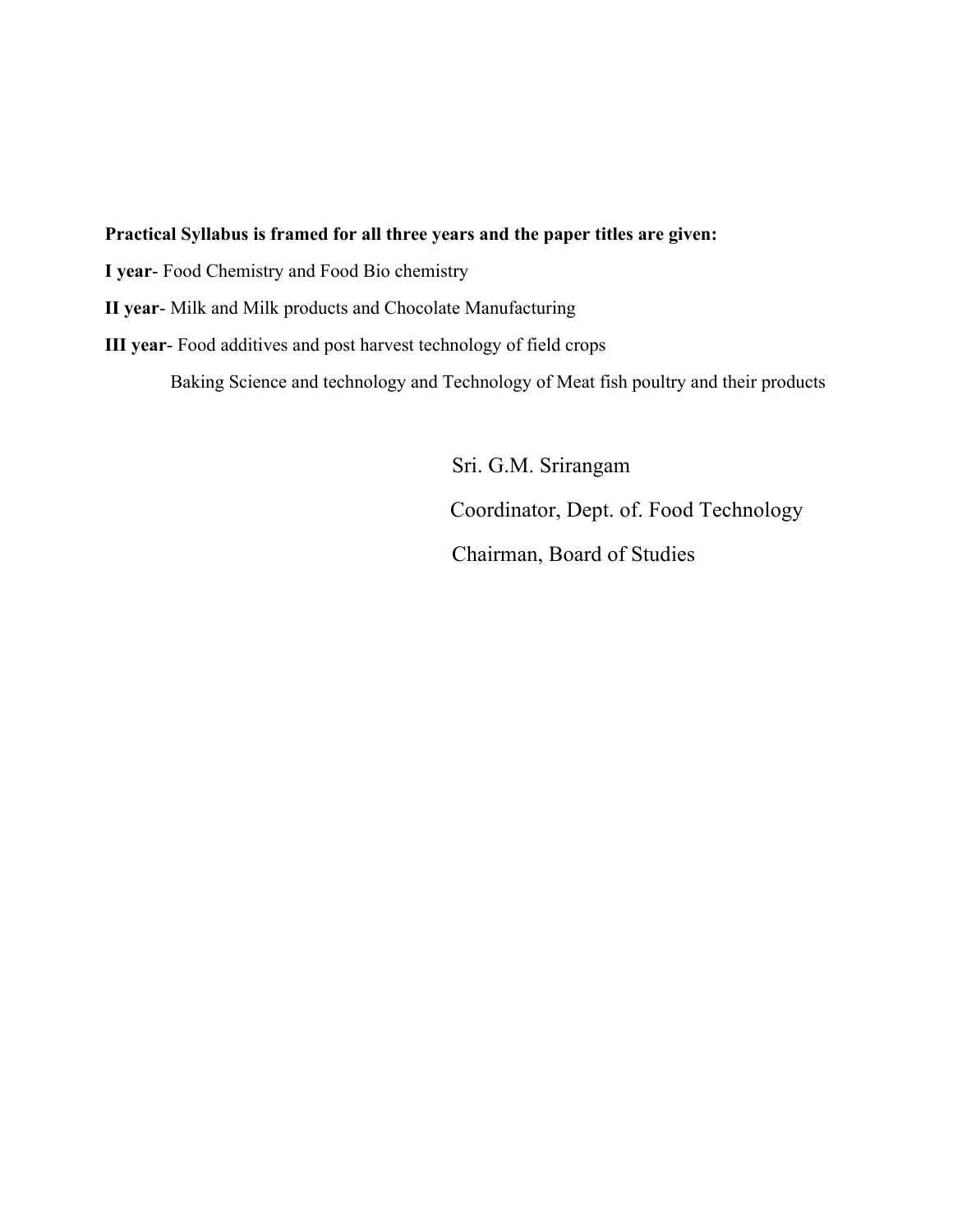**Practical Syllabus is framed for all three years and the paper titles are given:**

**I year**- Food Chemistry and Food Bio chemistry

**II year**- Milk and Milk products and Chocolate Manufacturing

**III year**- Food additives and post harvest technology of field crops

Baking Science and technology and Technology of Meat fish poultry and their products

Sri. G.M. Srirangam

Coordinator, Dept. of. Food Technology

Chairman, Board of Studies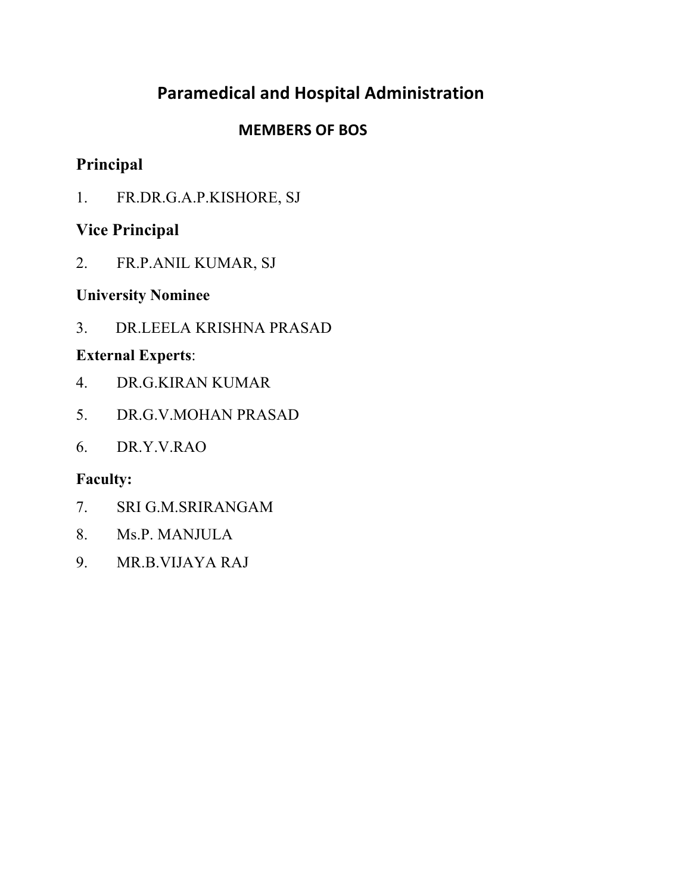# Paramedical and Hospital Administration

## MEMBERS OF BOS

### Principal

1. FR.DR.G.A.P.KISHORE, SJ

### Vice Principal

2. FR.P.ANIL KUMAR, SJ

**University Nominee**

3. DR.LEELA KRISHNA PRASAD

**External Experts**:

4. DR.G.KIRAN KUMAR
5. DR.G.V.MOHAN PRASAD
6. DR.Y.V.RAO

**Faculty:**

7. SRI G.M.SRIRANGAM
8. Ms.P. MANJULA
9. MR.B.VIJAYA RAJ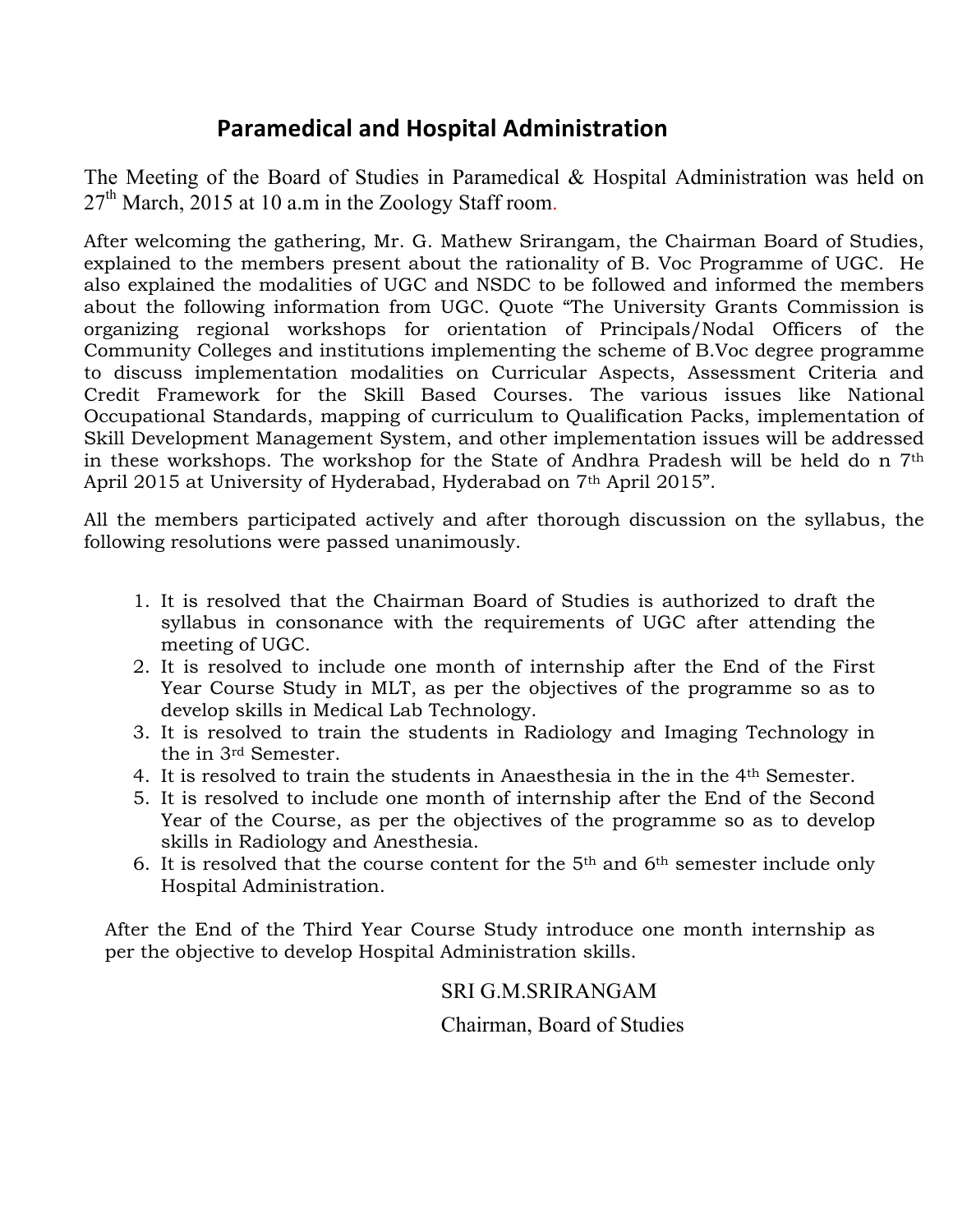## Paramedical and Hospital Administration

The Meeting of the Board of Studies in Paramedical & Hospital Administration was held on 27th March, 2015 at 10 a.m in the Zoology Staff room.

After welcoming the gathering, Mr. G. Mathew Srirangam, the Chairman Board of Studies, explained to the members present about the rationality of B. Voc Programme of UGC. He also explained the modalities of UGC and NSDC to be followed and informed the members about the following information from UGC. Quote "The University Grants Commission is organizing regional workshops for orientation of Principals/Nodal Officers of the Community Colleges and institutions implementing the scheme of B.Voc degree programme to discuss implementation modalities on Curricular Aspects, Assessment Criteria and Credit Framework for the Skill Based Courses. The various issues like National Occupational Standards, mapping of curriculum to Qualification Packs, implementation of Skill Development Management System, and other implementation issues will be addressed in these workshops. The workshop for the State of Andhra Pradesh will be held do n 7th April 2015 at University of Hyderabad, Hyderabad on 7th April 2015".

All the members participated actively and after thorough discussion on the syllabus, the following resolutions were passed unanimously.

1. It is resolved that the Chairman Board of Studies is authorized to draft the syllabus in consonance with the requirements of UGC after attending the meeting of UGC.
2. It is resolved to include one month of internship after the End of the First Year Course Study in MLT, as per the objectives of the programme so as to develop skills in Medical Lab Technology.
3. It is resolved to train the students in Radiology and Imaging Technology in the in 3rd Semester.
4. It is resolved to train the students in Anaesthesia in the in the 4th Semester.
5. It is resolved to include one month of internship after the End of the Second Year of the Course, as per the objectives of the programme so as to develop skills in Radiology and Anesthesia.
6. It is resolved that the course content for the 5th and 6th semester include only Hospital Administration.

After the End of the Third Year Course Study introduce one month internship as per the objective to develop Hospital Administration skills.

SRI G.M.SRIRANGAM

Chairman, Board of Studies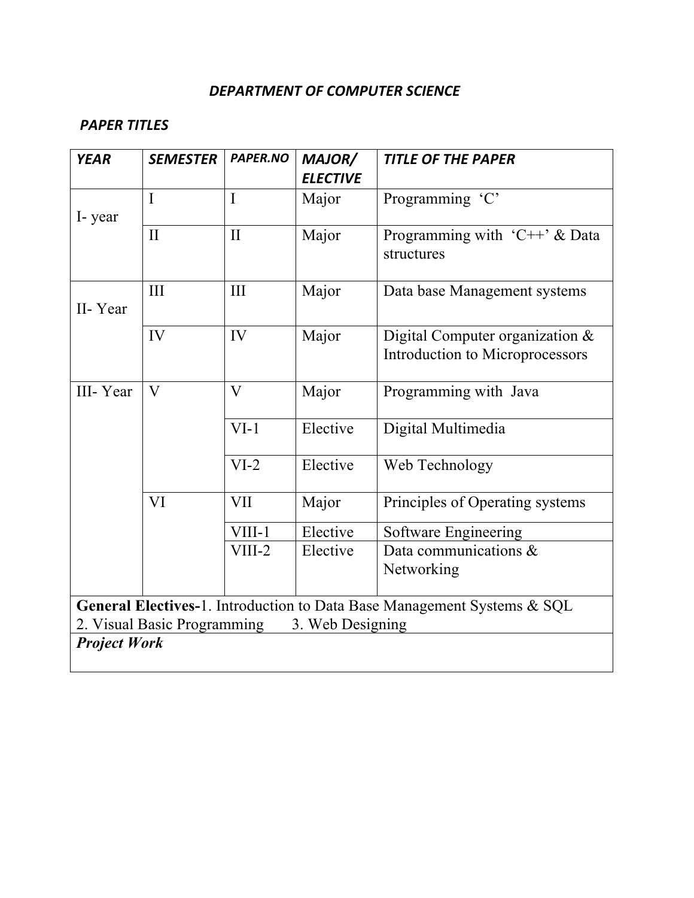## *DEPARTMENT OF COMPUTER SCIENCE*

### *PAPER TITLES*

| *YEAR* | *SEMESTER* | *PAPER.NO* | *MAJOR/ ELECTIVE* | *TITLE OF THE PAPER* |
|---|---|---|---|---|
| I- year | I | I | Major | Programming ‘C’ |
| | II | II | Major | Programming with ‘C++’ & Data structures |
| II- Year | III | III | Major | Data base Management systems |
| | IV | IV | Major | Digital Computer organization & Introduction to Microprocessors |
| III- Year | V | V | Major | Programming with Java |
| | | VI-1 | Elective | Digital Multimedia |
| | | VI-2 | Elective | Web Technology |
| | VI | VII | Major | Principles of Operating systems |
| | | VIII-1 | Elective | Software Engineering |
| | | VIII-2 | Elective | Data communications & Networking |
| **General Electives-**1. Introduction to Data Base Management Systems & SQL 2. Visual Basic Programming 3. Web Designing | | | | |
| ***Project Work*** | | | | |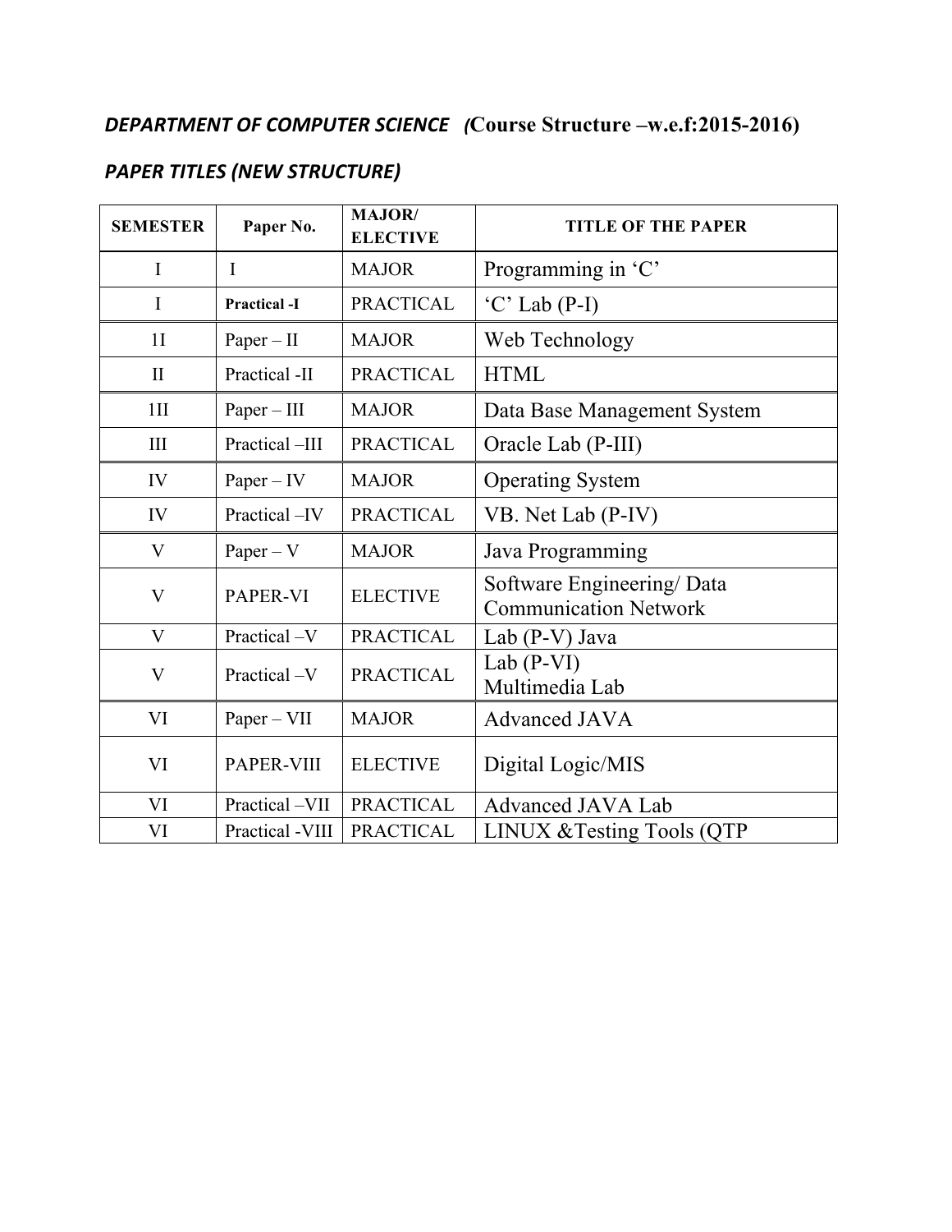***DEPARTMENT OF COMPUTER SCIENCE (*****Course Structure –w.e.f:2015-2016)**

***PAPER TITLES (NEW STRUCTURE)***

| SEMESTER | Paper No. | MAJOR/ ELECTIVE | TITLE OF THE PAPER |
|---|---|---|---|
| I | I | MAJOR | Programming in 'C' |
| I | **Practical -I** | PRACTICAL | 'C' Lab (P-I) |
| 1I | Paper – II | MAJOR | Web Technology |
| II | Practical -II | PRACTICAL | HTML |
| 1II | Paper – III | MAJOR | Data Base Management System |
| III | Practical –III | PRACTICAL | Oracle Lab (P-III) |
| IV | Paper – IV | MAJOR | Operating System |
| IV | Practical –IV | PRACTICAL | VB. Net Lab (P-IV) |
| V | Paper – V | MAJOR | Java Programming |
| V | PAPER-VI | ELECTIVE | Software Engineering/ Data Communication Network |
| V | Practical –V | PRACTICAL | Lab (P-V) Java |
| V | Practical –V | PRACTICAL | Lab (P-VI) Multimedia Lab |
| VI | Paper – VII | MAJOR | Advanced JAVA |
| VI | PAPER-VIII | ELECTIVE | Digital Logic/MIS |
| VI | Practical –VII | PRACTICAL | Advanced JAVA Lab |
| VI | Practical -VIII | PRACTICAL | LINUX &Testing Tools (QTP |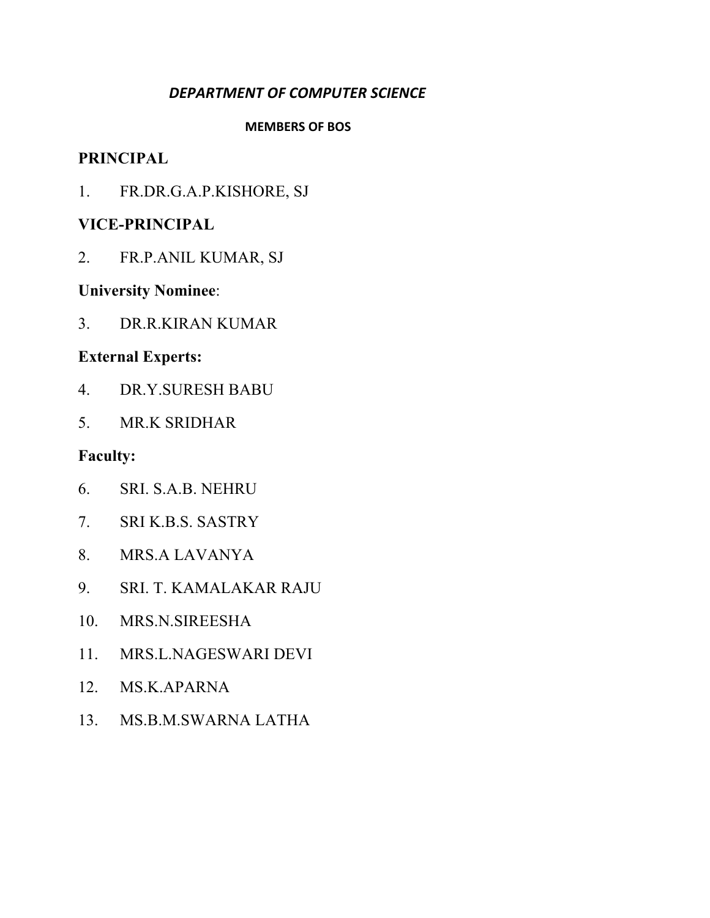## *DEPARTMENT OF COMPUTER SCIENCE*

**MEMBERS OF BOS**

### PRINCIPAL

1. FR.DR.G.A.P.KISHORE, SJ

### VICE-PRINCIPAL

2. FR.P.ANIL KUMAR, SJ

### University Nominee:

3. DR.R.KIRAN KUMAR

### External Experts:

4. DR.Y.SURESH BABU
5. MR.K SRIDHAR

### Faculty:

6. SRI. S.A.B. NEHRU
7. SRI K.B.S. SASTRY
8. MRS.A LAVANYA
9. SRI. T. KAMALAKAR RAJU
10. MRS.N.SIREESHA
11. MRS.L.NAGESWARI DEVI
12. MS.K.APARNA
13. MS.B.M.SWARNA LATHA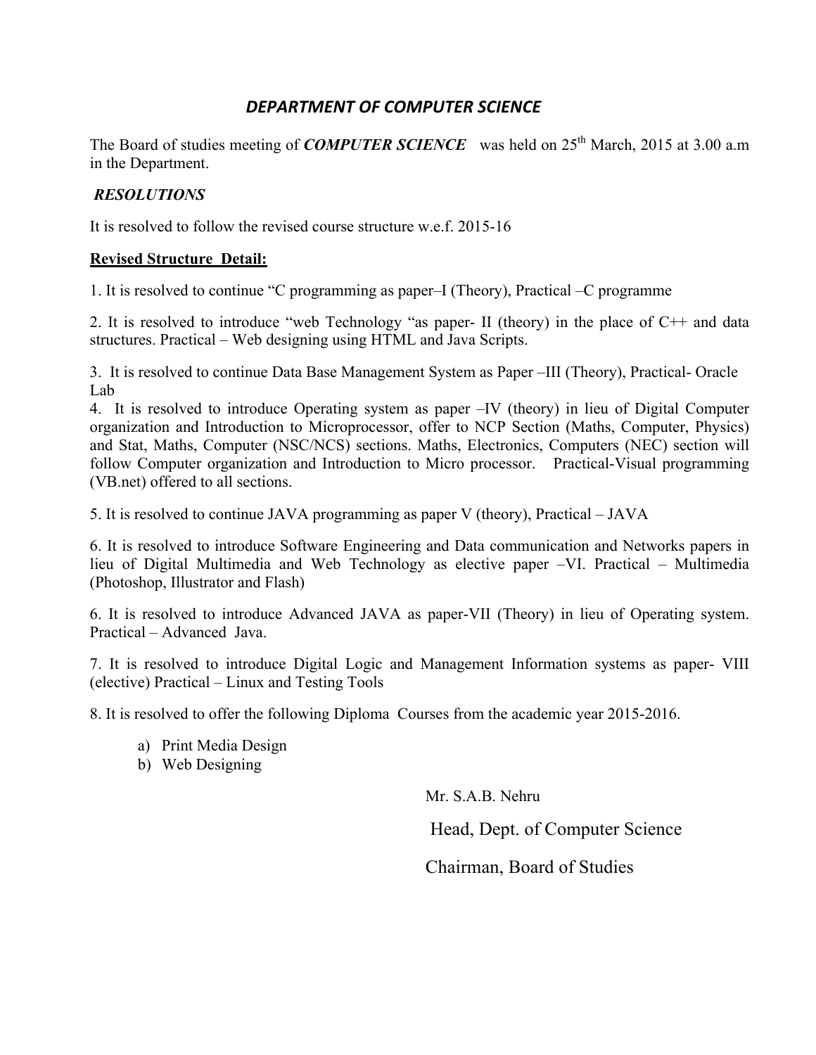## *DEPARTMENT OF COMPUTER SCIENCE*

The Board of studies meeting of ***COMPUTER SCIENCE*** was held on 25th March, 2015 at 3.00 a.m in the Department.

***RESOLUTIONS***

It is resolved to follow the revised course structure w.e.f. 2015-16

**Revised Structure Detail:**

1. It is resolved to continue "C programming as paper–I (Theory), Practical –C programme

2. It is resolved to introduce "web Technology "as paper- II (theory) in the place of C++ and data structures. Practical – Web designing using HTML and Java Scripts.

3. It is resolved to continue Data Base Management System as Paper –III (Theory), Practical- Oracle Lab
4. It is resolved to introduce Operating system as paper –IV (theory) in lieu of Digital Computer organization and Introduction to Microprocessor, offer to NCP Section (Maths, Computer, Physics) and Stat, Maths, Computer (NSC/NCS) sections. Maths, Electronics, Computers (NEC) section will follow Computer organization and Introduction to Micro processor. Practical-Visual programming (VB.net) offered to all sections.

5. It is resolved to continue JAVA programming as paper V (theory), Practical – JAVA

6. It is resolved to introduce Software Engineering and Data communication and Networks papers in lieu of Digital Multimedia and Web Technology as elective paper –VI. Practical – Multimedia (Photoshop, Illustrator and Flash)

6. It is resolved to introduce Advanced JAVA as paper-VII (Theory) in lieu of Operating system. Practical – Advanced Java.

7. It is resolved to introduce Digital Logic and Management Information systems as paper- VIII (elective) Practical – Linux and Testing Tools

8. It is resolved to offer the following Diploma Courses from the academic year 2015-2016.

a) Print Media Design
b) Web Designing

Mr. S.A.B. Nehru

Head, Dept. of Computer Science

Chairman, Board of Studies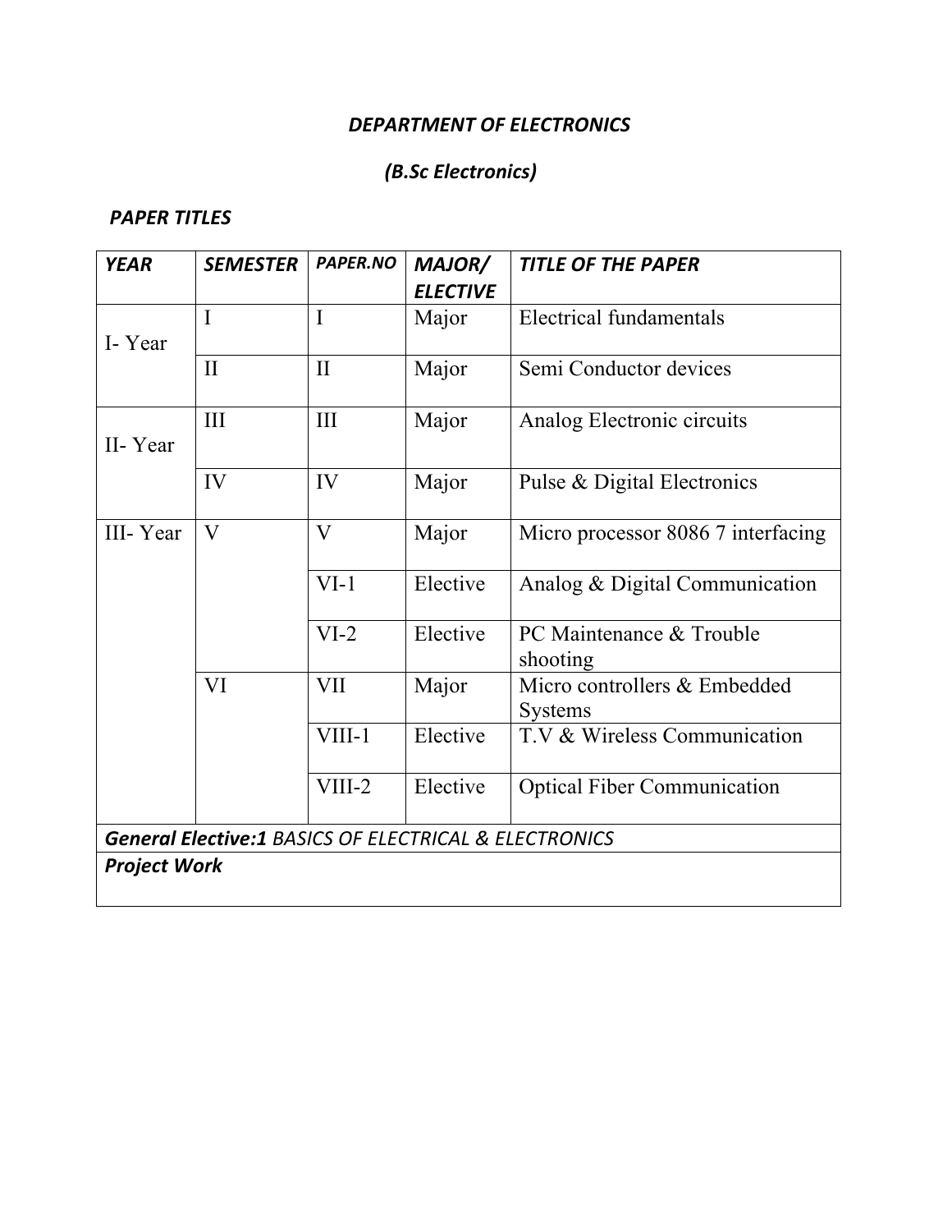***DEPARTMENT OF ELECTRONICS***

***(B.Sc Electronics)***

***PAPER TITLES***

| *YEAR* | *SEMESTER* | *PAPER.NO* | *MAJOR/ ELECTIVE* | *TITLE OF THE PAPER* |
|---|---|---|---|---|
| I- Year | I | I | Major | Electrical fundamentals |
| | II | II | Major | Semi Conductor devices |
| II- Year | III | III | Major | Analog Electronic circuits |
| | IV | IV | Major | Pulse & Digital Electronics |
| III- Year | V | V | Major | Micro processor 8086 7 interfacing |
| | | VI-1 | Elective | Analog & Digital Communication |
| | | VI-2 | Elective | PC Maintenance & Trouble shooting |
| | VI | VII | Major | Micro controllers & Embedded Systems |
| | | VIII-1 | Elective | T.V & Wireless Communication |
| | | VIII-2 | Elective | Optical Fiber Communication |
| ***General Elective:1*** *BASICS OF ELECTRICAL & ELECTRONICS* | | | | |
| ***Project Work*** | | | | |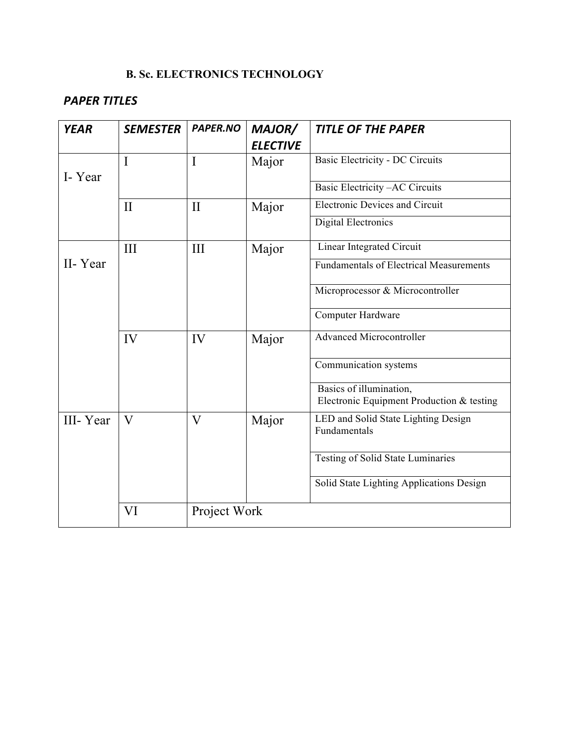**B. Sc. ELECTRONICS TECHNOLOGY**

***PAPER TITLES***

| *YEAR* | *SEMESTER* | *PAPER.NO* | *MAJOR/ ELECTIVE* | *TITLE OF THE PAPER* |
|---|---|---|---|---|
| I- Year | I | I | Major | Basic Electricity - DC Circuits |
| | | | | Basic Electricity –AC Circuits |
| | II | II | Major | Electronic Devices and Circuit |
| | | | | Digital Electronics |
| II- Year | III | III | Major | Linear Integrated Circuit |
| | | | | Fundamentals of Electrical Measurements |
| | | | | Microprocessor & Microcontroller |
| | | | | Computer Hardware |
| | IV | IV | Major | Advanced Microcontroller |
| | | | | Communication systems |
| | | | | Basics of illumination, Electronic Equipment Production & testing |
| III- Year | V | V | Major | LED and Solid State Lighting Design Fundamentals |
| | | | | Testing of Solid State Luminaries |
| | | | | Solid State Lighting Applications Design |
| | VI | Project Work | | |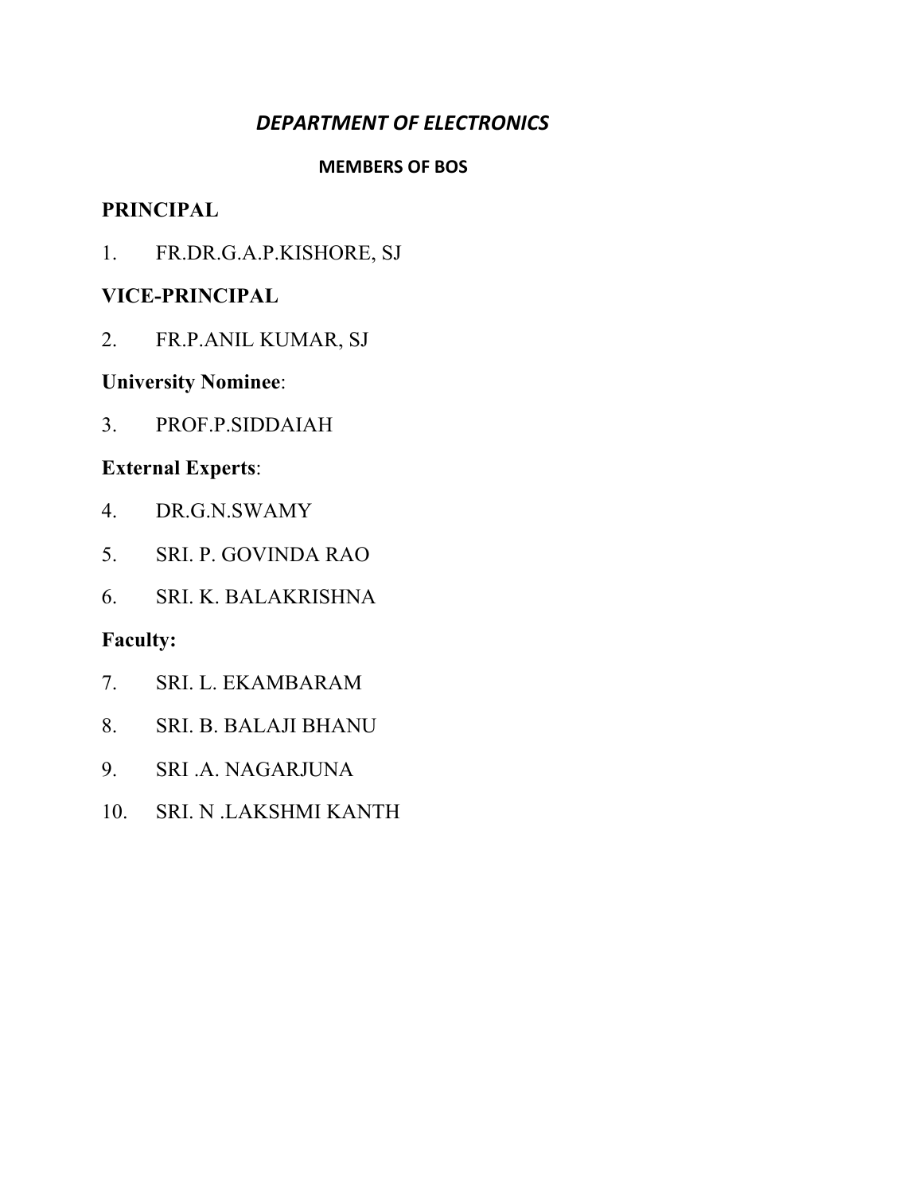## *DEPARTMENT OF ELECTRONICS*

### MEMBERS OF BOS

**PRINCIPAL**

1. FR.DR.G.A.P.KISHORE, SJ

**VICE-PRINCIPAL**

2. FR.P.ANIL KUMAR, SJ

**University Nominee**:

3. PROF.P.SIDDAIAH

**External Experts**:

4. DR.G.N.SWAMY
5. SRI. P. GOVINDA RAO
6. SRI. K. BALAKRISHNA

**Faculty:**

7. SRI. L. EKAMBARAM
8. SRI. B. BALAJI BHANU
9. SRI .A. NAGARJUNA
10. SRI. N .LAKSHMI KANTH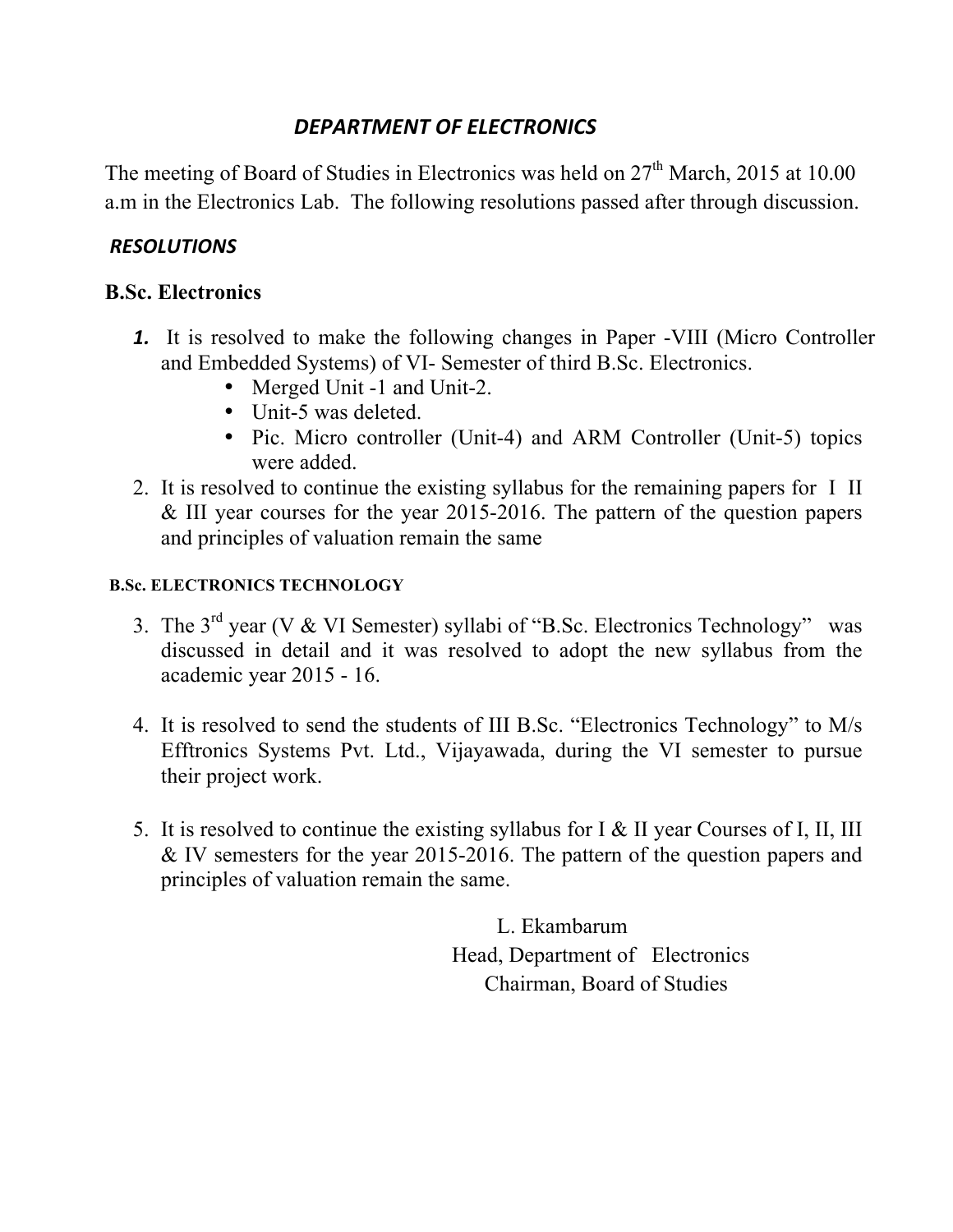# *DEPARTMENT OF ELECTRONICS*

The meeting of Board of Studies in Electronics was held on 27th March, 2015 at 10.00 a.m in the Electronics Lab. The following resolutions passed after through discussion.

### *RESOLUTIONS*

## B.Sc. Electronics

1. It is resolved to make the following changes in Paper -VIII (Micro Controller and Embedded Systems) of VI- Semester of third B.Sc. Electronics.
   - Merged Unit -1 and Unit-2.
   - Unit-5 was deleted.
   - Pic. Micro controller (Unit-4) and ARM Controller (Unit-5) topics were added.
2. It is resolved to continue the existing syllabus for the remaining papers for I II & III year courses for the year 2015-2016. The pattern of the question papers and principles of valuation remain the same

#### B.Sc. ELECTRONICS TECHNOLOGY

3. The 3rd year (V & VI Semester) syllabi of "B.Sc. Electronics Technology" was discussed in detail and it was resolved to adopt the new syllabus from the academic year 2015 - 16.

4. It is resolved to send the students of III B.Sc. "Electronics Technology" to M/s Efftronics Systems Pvt. Ltd., Vijayawada, during the VI semester to pursue their project work.

5. It is resolved to continue the existing syllabus for I & II year Courses of I, II, III & IV semesters for the year 2015-2016. The pattern of the question papers and principles of valuation remain the same.

L. Ekambarum  
Head, Department of Electronics  
Chairman, Board of Studies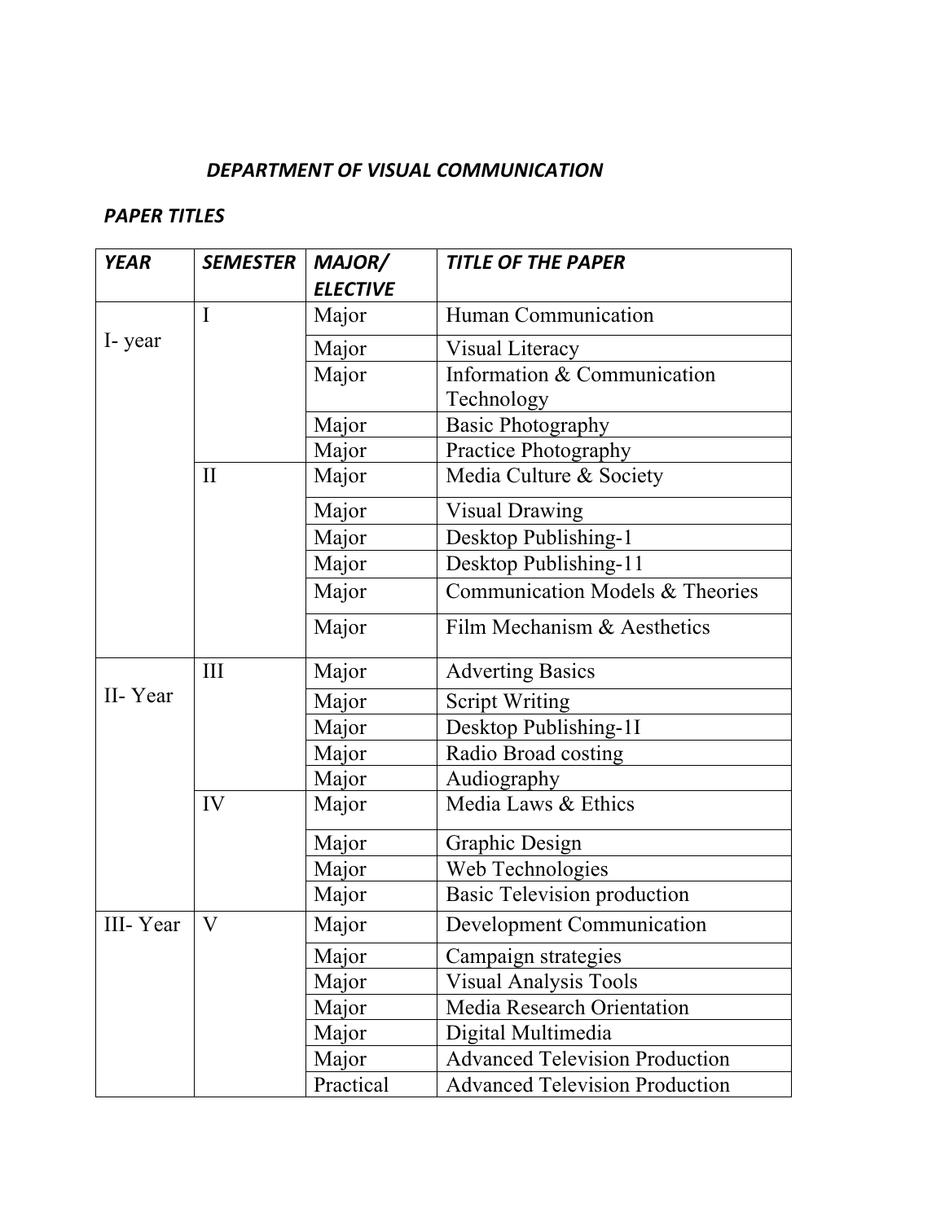***DEPARTMENT OF VISUAL COMMUNICATION***

***PAPER TITLES***

| ***YEAR*** | ***SEMESTER*** | ***MAJOR/ ELECTIVE*** | ***TITLE OF THE PAPER*** |
|---|---|---|---|
| I- year | I | Major | Human Communication |
| | | Major | Visual Literacy |
| | | Major | Information & Communication Technology |
| | | Major | Basic Photography |
| | | Major | Practice Photography |
| | II | Major | Media Culture & Society |
| | | Major | Visual Drawing |
| | | Major | Desktop Publishing-1 |
| | | Major | Desktop Publishing-11 |
| | | Major | Communication Models & Theories |
| | | Major | Film Mechanism & Aesthetics |
| II- Year | III | Major | Adverting Basics |
| | | Major | Script Writing |
| | | Major | Desktop Publishing-1I |
| | | Major | Radio Broad costing |
| | | Major | Audiography |
| | IV | Major | Media Laws & Ethics |
| | | Major | Graphic Design |
| | | Major | Web Technologies |
| | | Major | Basic Television production |
| III- Year | V | Major | Development Communication |
| | | Major | Campaign strategies |
| | | Major | Visual Analysis Tools |
| | | Major | Media Research Orientation |
| | | Major | Digital Multimedia |
| | | Major | Advanced Television Production |
| | | Practical | Advanced Television Production |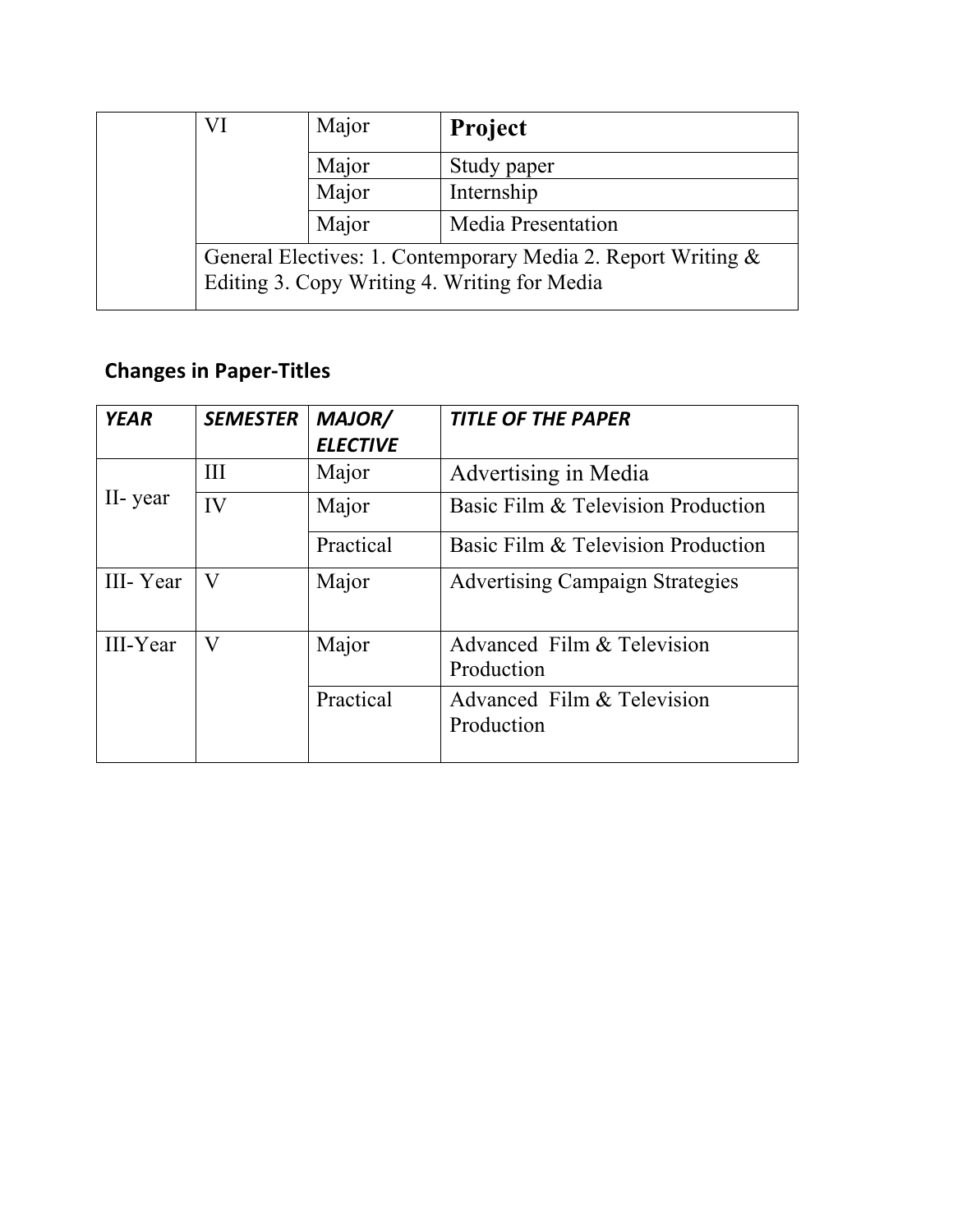|  | VI | Major | **Project** |
|---|---|---|---|
|  |  | Major | Study paper |
|  |  | Major | Internship |
|  |  | Major | Media Presentation |
|  | General Electives: 1. Contemporary Media 2. Report Writing & Editing 3. Copy Writing 4. Writing for Media | | |

## Changes in Paper-Titles

| ***YEAR*** | ***SEMESTER*** | ***MAJOR/ ELECTIVE*** | ***TITLE OF THE PAPER*** |
|---|---|---|---|
| II- year | III | Major | Advertising in Media |
|  | IV | Major | Basic Film & Television Production |
|  |  | Practical | Basic Film & Television Production |
| III- Year | V | Major | Advertising Campaign Strategies |
| III-Year | V | Major | Advanced Film & Television Production |
|  |  | Practical | Advanced Film & Television Production |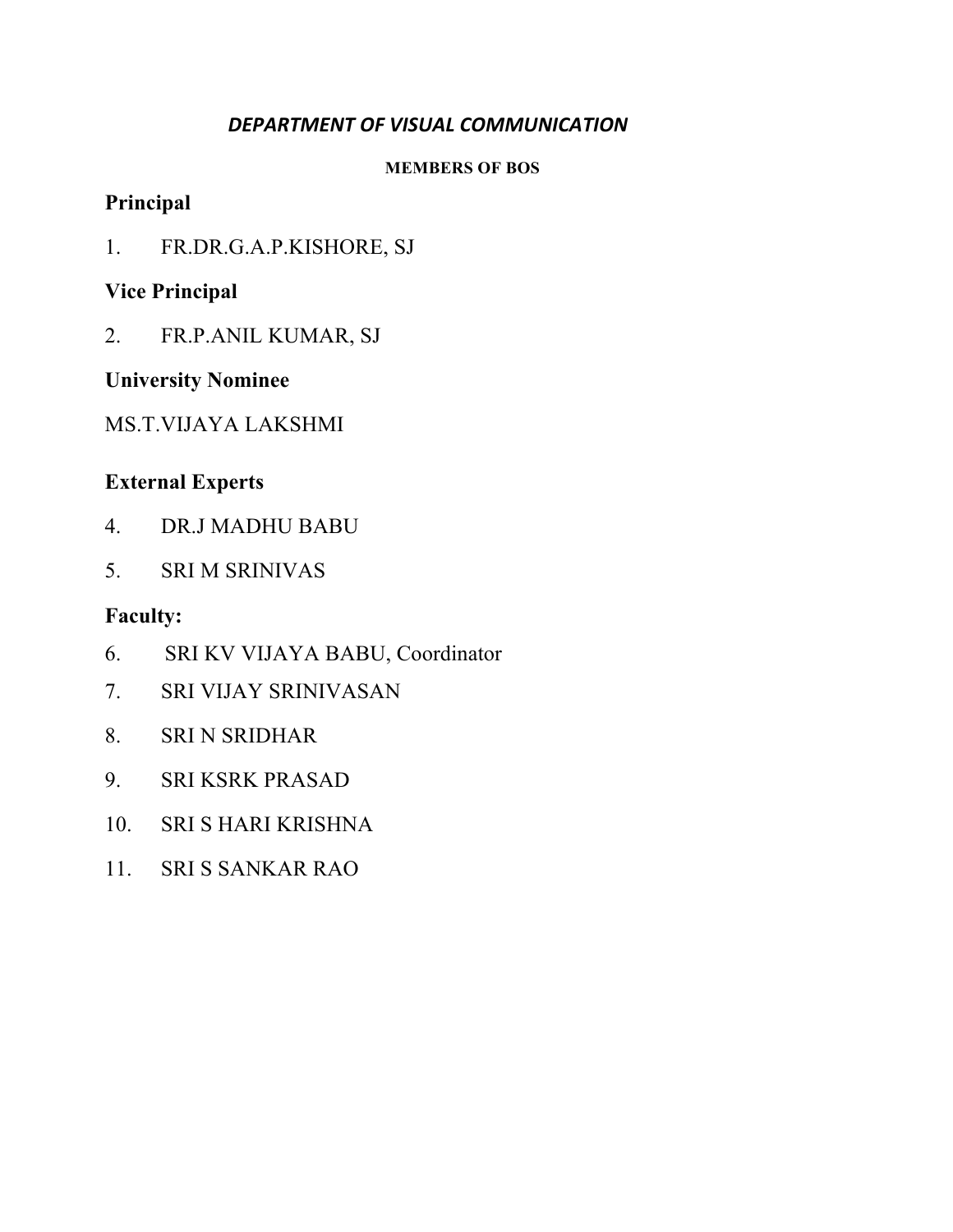## *DEPARTMENT OF VISUAL COMMUNICATION*

**MEMBERS OF BOS**

### Principal

1. FR.DR.G.A.P.KISHORE, SJ

### Vice Principal

2. FR.P.ANIL KUMAR, SJ

### University Nominee

MS.T.VIJAYA LAKSHMI

### External Experts

4. DR.J MADHU BABU
5. SRI M SRINIVAS

### Faculty:

6. SRI KV VIJAYA BABU, Coordinator
7. SRI VIJAY SRINIVASAN
8. SRI N SRIDHAR
9. SRI KSRK PRASAD
10. SRI S HARI KRISHNA
11. SRI S SANKAR RAO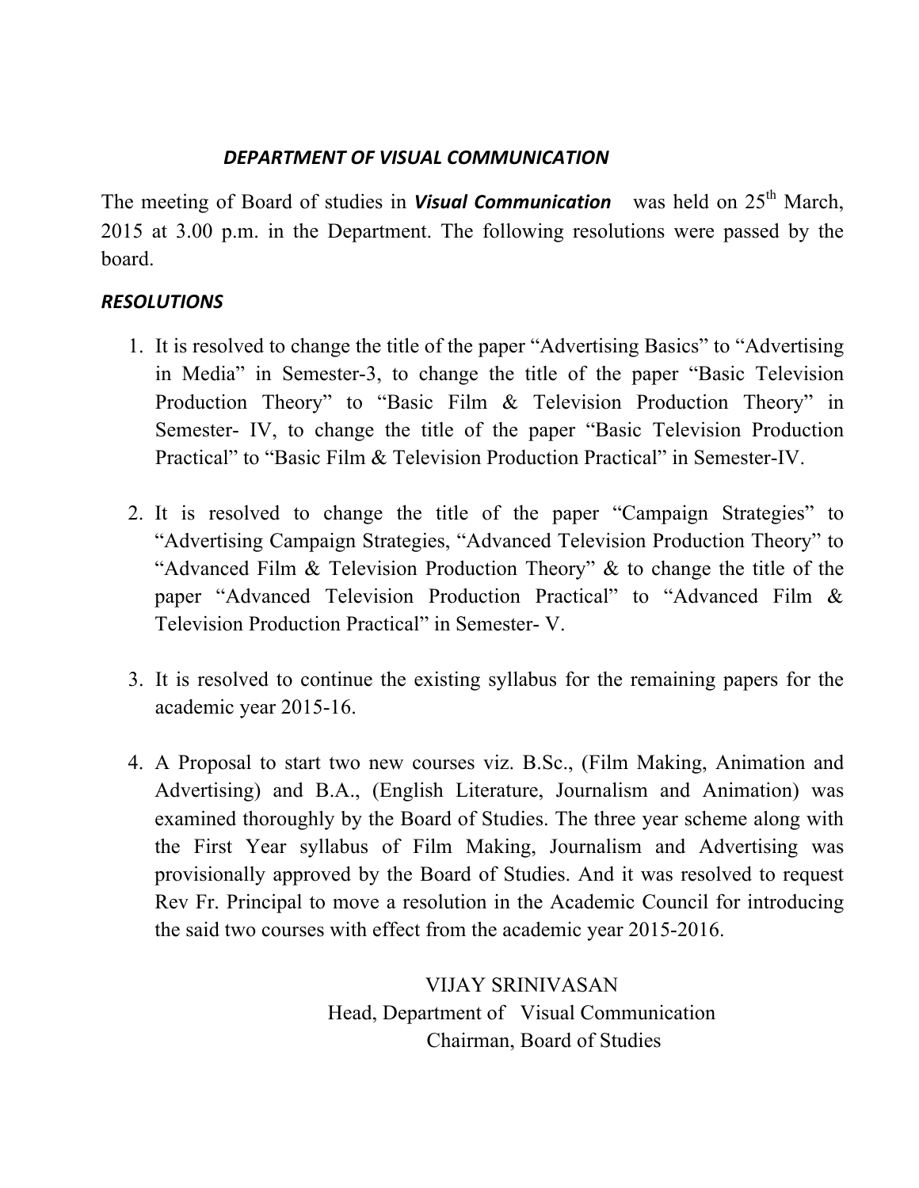### *DEPARTMENT OF VISUAL COMMUNICATION*

The meeting of Board of studies in ***Visual Communication*** was held on 25th March, 2015 at 3.00 p.m. in the Department. The following resolutions were passed by the board.

***RESOLUTIONS***

1. It is resolved to change the title of the paper "Advertising Basics" to "Advertising in Media" in Semester-3, to change the title of the paper "Basic Television Production Theory" to "Basic Film & Television Production Theory" in Semester- IV, to change the title of the paper "Basic Television Production Practical" to "Basic Film & Television Production Practical" in Semester-IV.

2. It is resolved to change the title of the paper "Campaign Strategies" to "Advertising Campaign Strategies, "Advanced Television Production Theory" to "Advanced Film & Television Production Theory" & to change the title of the paper "Advanced Television Production Practical" to "Advanced Film & Television Production Practical" in Semester- V.

3. It is resolved to continue the existing syllabus for the remaining papers for the academic year 2015-16.

4. A Proposal to start two new courses viz. B.Sc., (Film Making, Animation and Advertising) and B.A., (English Literature, Journalism and Animation) was examined thoroughly by the Board of Studies. The three year scheme along with the First Year syllabus of Film Making, Journalism and Advertising was provisionally approved by the Board of Studies. And it was resolved to request Rev Fr. Principal to move a resolution in the Academic Council for introducing the said two courses with effect from the academic year 2015-2016.

VIJAY SRINIVASAN
Head, Department of Visual Communication
Chairman, Board of Studies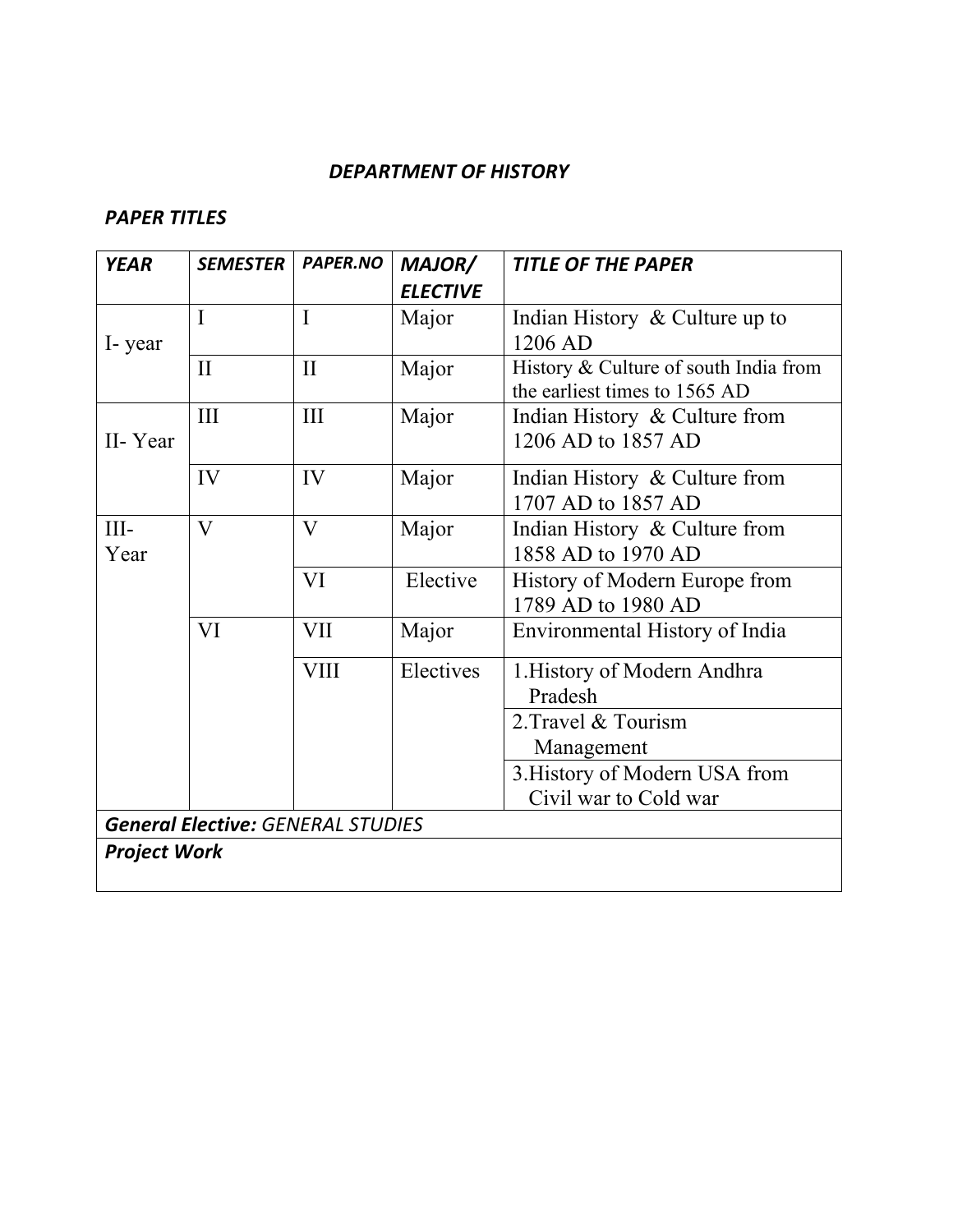***DEPARTMENT OF HISTORY***

***PAPER TITLES***

| ***YEAR*** | ***SEMESTER*** | ***PAPER.NO*** | ***MAJOR/ ELECTIVE*** | ***TITLE OF THE PAPER*** |
|---|---|---|---|---|
| I- year | I | I | Major | Indian History & Culture up to 1206 AD |
| | II | II | Major | History & Culture of south India from the earliest times to 1565 AD |
| II- Year | III | III | Major | Indian History & Culture from 1206 AD to 1857 AD |
| | IV | IV | Major | Indian History & Culture from 1707 AD to 1857 AD |
| III- Year | V | V | Major | Indian History & Culture from 1858 AD to 1970 AD |
| | | VI | Elective | History of Modern Europe from 1789 AD to 1980 AD |
| | VI | VII | Major | Environmental History of India |
| | | VIII | Electives | 1.History of Modern Andhra Pradesh |
| | | | | 2.Travel & Tourism Management |
| | | | | 3.History of Modern USA from Civil war to Cold war |
| ***General Elective:*** *GENERAL STUDIES* | | | | |
| ***Project Work*** | | | | |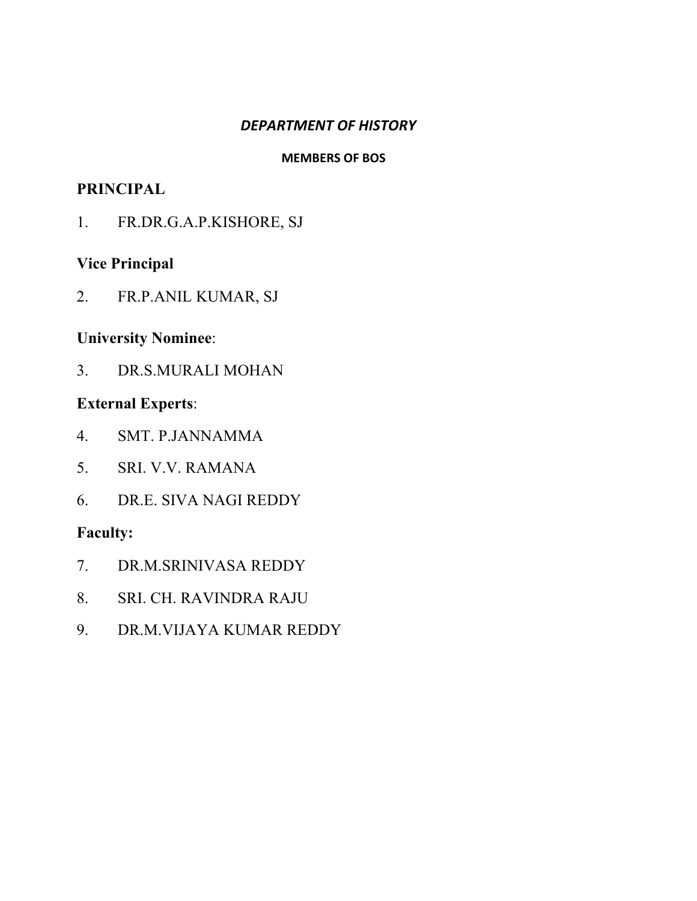## *DEPARTMENT OF HISTORY*

### MEMBERS OF BOS

**PRINCIPAL**

1. FR.DR.G.A.P.KISHORE, SJ

**Vice Principal**

2. FR.P.ANIL KUMAR, SJ

**University Nominee**:

3. DR.S.MURALI MOHAN

**External Experts**:

4. SMT. P.JANNAMMA
5. SRI. V.V. RAMANA
6. DR.E. SIVA NAGI REDDY

**Faculty:**

7. DR.M.SRINIVASA REDDY
8. SRI. CH. RAVINDRA RAJU
9. DR.M.VIJAYA KUMAR REDDY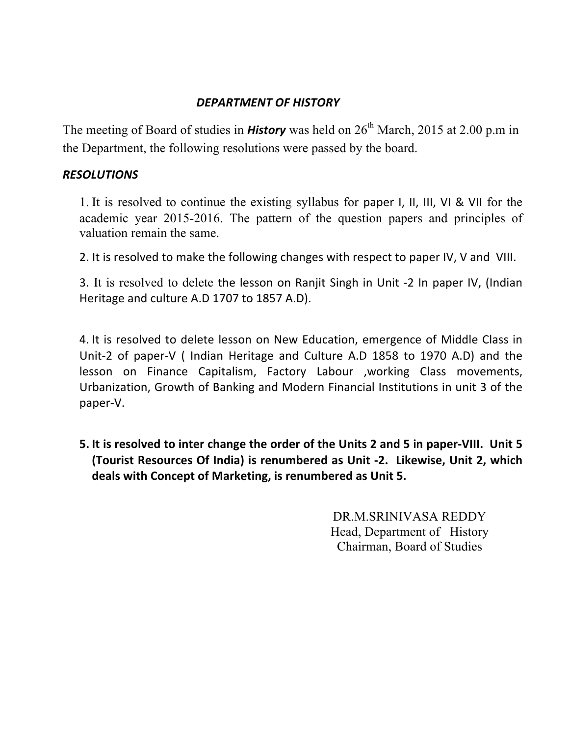## *DEPARTMENT OF HISTORY*

The meeting of Board of studies in ***History*** was held on 26th March, 2015 at 2.00 p.m in the Department, the following resolutions were passed by the board.

### *RESOLUTIONS*

1. It is resolved to continue the existing syllabus for paper I, II, III, VI & VII for the academic year 2015-2016. The pattern of the question papers and principles of valuation remain the same.

2. It is resolved to make the following changes with respect to paper IV, V and VIII.

3. It is resolved to delete the lesson on Ranjit Singh in Unit -2 In paper IV, (Indian Heritage and culture A.D 1707 to 1857 A.D).

4. It is resolved to delete lesson on New Education, emergence of Middle Class in Unit-2 of paper-V ( Indian Heritage and Culture A.D 1858 to 1970 A.D) and the lesson on Finance Capitalism, Factory Labour ,working Class movements, Urbanization, Growth of Banking and Modern Financial Institutions in unit 3 of the paper-V.

5. **It is resolved to inter change the order of the Units 2 and 5 in paper-VIII. Unit 5 (Tourist Resources Of India) is renumbered as Unit -2. Likewise, Unit 2, which deals with Concept of Marketing, is renumbered as Unit 5.**

DR.M.SRINIVASA REDDY
Head, Department of History
Chairman, Board of Studies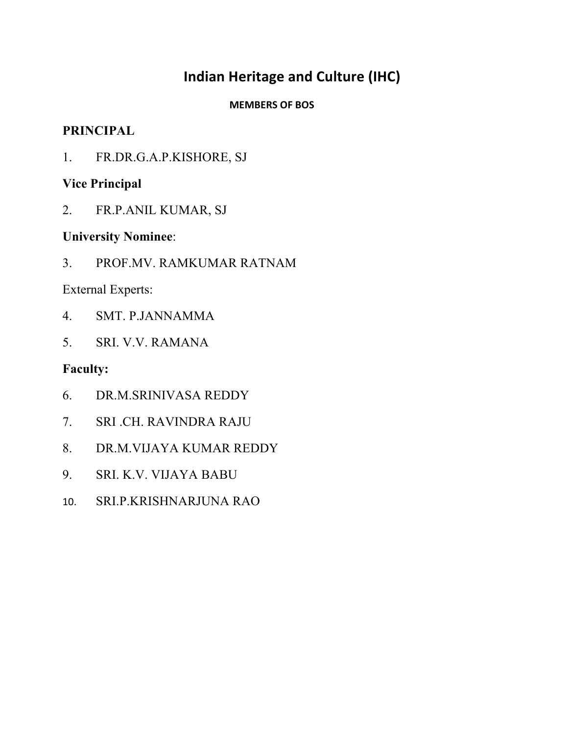# Indian Heritage and Culture (IHC)

**MEMBERS OF BOS**

**PRINCIPAL**

1. FR.DR.G.A.P.KISHORE, SJ

**Vice Principal**

2. FR.P.ANIL KUMAR, SJ

**University Nominee**:

3. PROF.MV. RAMKUMAR RATNAM

External Experts:

4. SMT. P.JANNAMMA
5. SRI. V.V. RAMANA

**Faculty:**

6. DR.M.SRINIVASA REDDY
7. SRI .CH. RAVINDRA RAJU
8. DR.M.VIJAYA KUMAR REDDY
9. SRI. K.V. VIJAYA BABU
10. SRI.P.KRISHNARJUNA RAO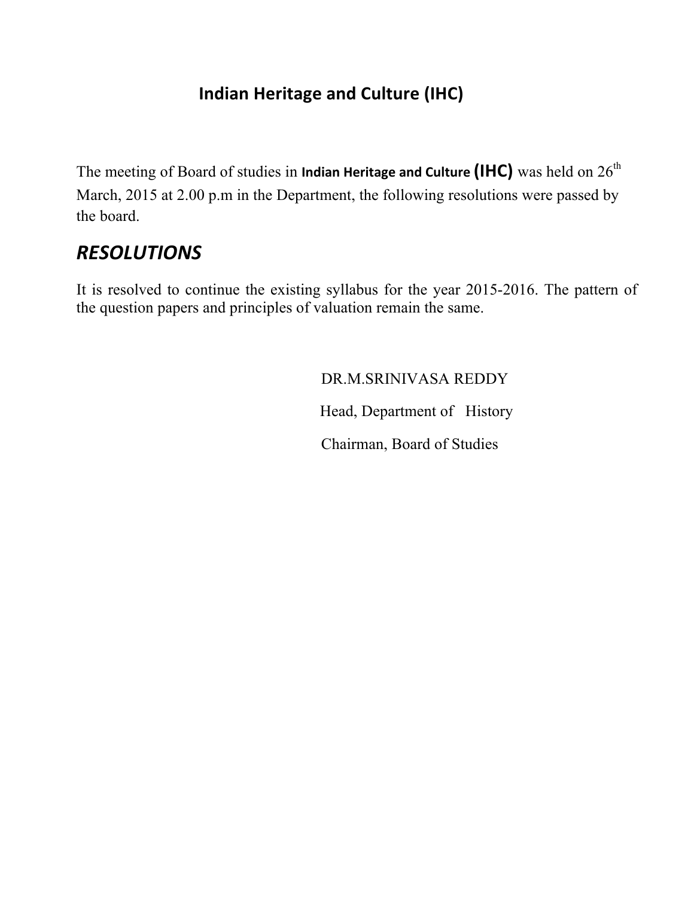# Indian Heritage and Culture (IHC)

The meeting of Board of studies in **Indian Heritage and Culture (IHC)** was held on 26th March, 2015 at 2.00 p.m in the Department, the following resolutions were passed by the board.

## *RESOLUTIONS*

It is resolved to continue the existing syllabus for the year 2015-2016. The pattern of the question papers and principles of valuation remain the same.

DR.M.SRINIVASA REDDY

Head, Department of History

Chairman, Board of Studies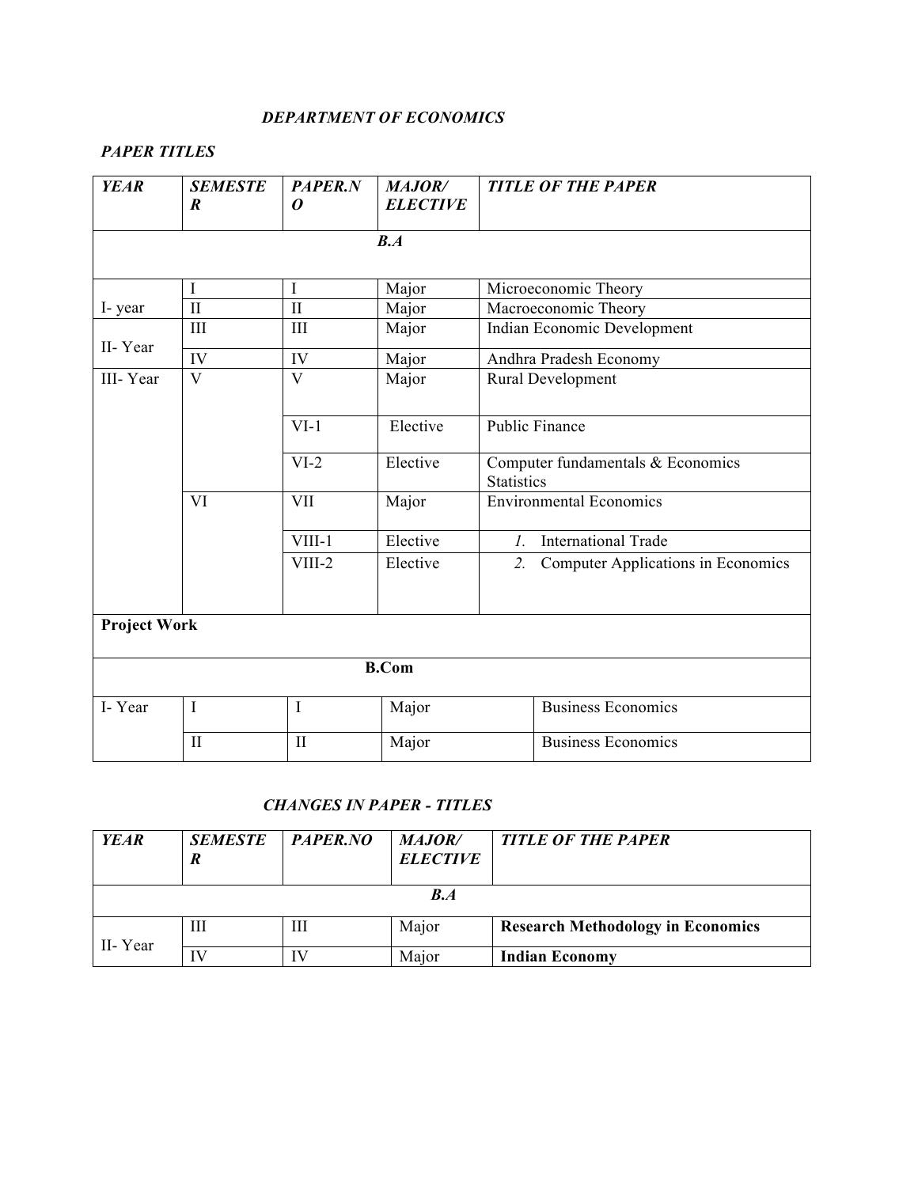***DEPARTMENT OF ECONOMICS***

***PAPER TITLES***

| *YEAR* | *SEMESTER* | *PAPER.NO* | *MAJOR/ ELECTIVE* | *TITLE OF THE PAPER* |
|---|---|---|---|---|
| | | ***B.A*** | | |
| I- year | I | I | Major | Microeconomic Theory |
| | II | II | Major | Macroeconomic Theory |
| II- Year | III | III | Major | Indian Economic Development |
| | IV | IV | Major | Andhra Pradesh Economy |
| III- Year | V | V | Major | Rural Development |
| | | VI-1 | Elective | Public Finance |
| | | VI-2 | Elective | Computer fundamentals & Economics Statistics |
| | VI | VII | Major | Environmental Economics |
| | | VIII-1 | Elective | 1. International Trade |
| | | VIII-2 | Elective | 2. Computer Applications in Economics |
| **Project Work** | | | | |
| | | **B.Com** | | |
| I- Year | I | I | Major | Business Economics |
| | II | II | Major | Business Economics |

***CHANGES IN PAPER - TITLES***

| *YEAR* | *SEMESTER* | *PAPER.NO* | *MAJOR/ ELECTIVE* | *TITLE OF THE PAPER* |
|---|---|---|---|---|
| | | ***B.A*** | | |
| II- Year | III | III | Major | **Research Methodology in Economics** |
| | IV | IV | Major | **Indian Economy** |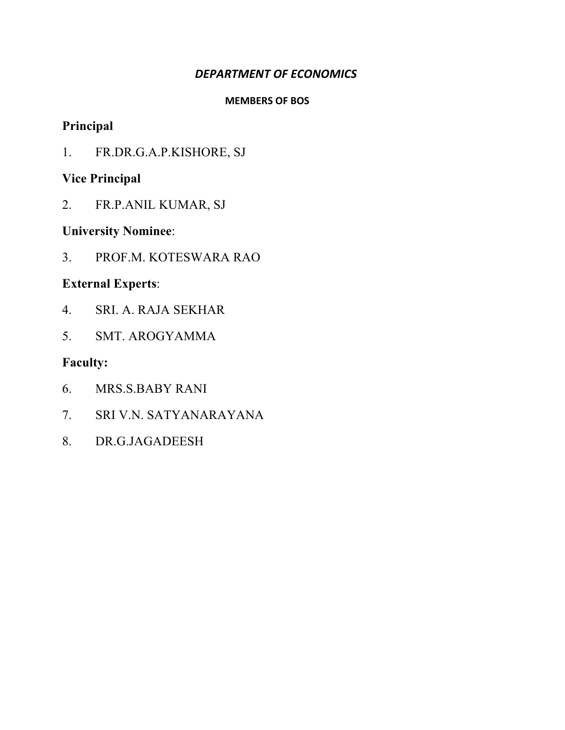## *DEPARTMENT OF ECONOMICS*

**MEMBERS OF BOS**

**Principal**

1. FR.DR.G.A.P.KISHORE, SJ

**Vice Principal**

2. FR.P.ANIL KUMAR, SJ

**University Nominee**:

3. PROF.M. KOTESWARA RAO

**External Experts**:

4. SRI. A. RAJA SEKHAR
5. SMT. AROGYAMMA

**Faculty:**

6. MRS.S.BABY RANI
7. SRI V.N. SATYANARAYANA
8. DR.G.JAGADEESH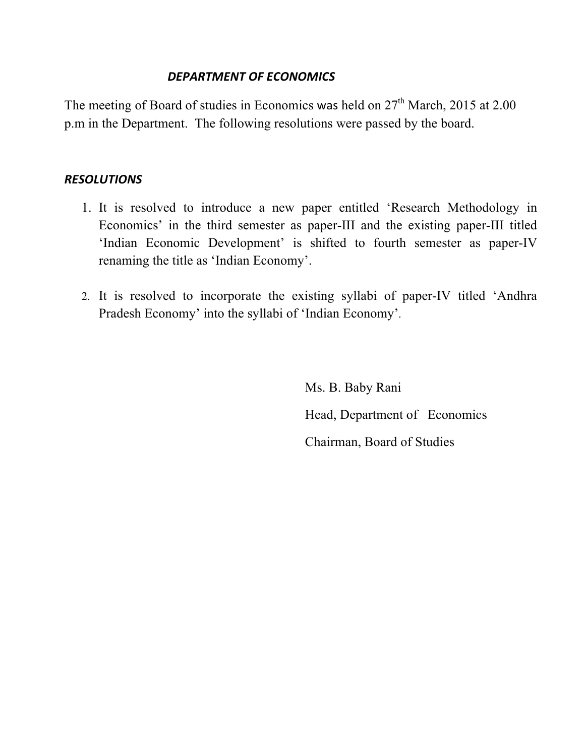## *DEPARTMENT OF ECONOMICS*

The meeting of Board of studies in Economics was held on 27th March, 2015 at 2.00 p.m in the Department. The following resolutions were passed by the board.

### *RESOLUTIONS*

1. It is resolved to introduce a new paper entitled 'Research Methodology in Economics' in the third semester as paper-III and the existing paper-III titled 'Indian Economic Development' is shifted to fourth semester as paper-IV renaming the title as 'Indian Economy'.

2. It is resolved to incorporate the existing syllabi of paper-IV titled 'Andhra Pradesh Economy' into the syllabi of 'Indian Economy'.

Ms. B. Baby Rani

Head, Department of Economics

Chairman, Board of Studies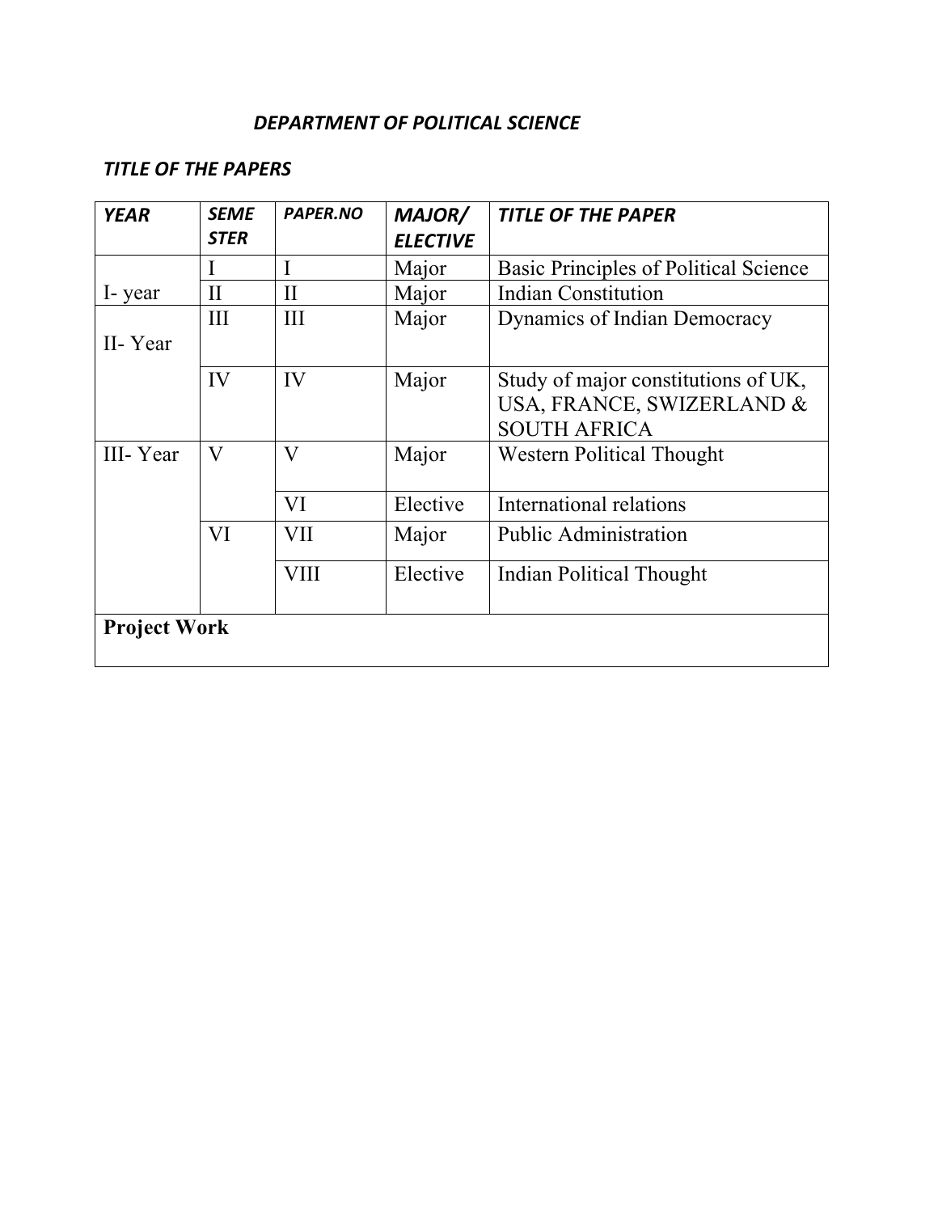***DEPARTMENT OF POLITICAL SCIENCE***

***TITLE OF THE PAPERS***

| ***YEAR*** | ***SEMESTER*** | ***PAPER.NO*** | ***MAJOR/ ELECTIVE*** | ***TITLE OF THE PAPER*** |
|---|---|---|---|---|
| I- year | I | I | Major | Basic Principles of Political Science |
| | II | II | Major | Indian Constitution |
| II- Year | III | III | Major | Dynamics of Indian Democracy |
| | IV | IV | Major | Study of major constitutions of UK, USA, FRANCE, SWIZERLAND & SOUTH AFRICA |
| III- Year | V | V | Major | Western Political Thought |
| | | VI | Elective | International relations |
| | VI | VII | Major | Public Administration |
| | | VIII | Elective | Indian Political Thought |
| **Project Work** | | | | |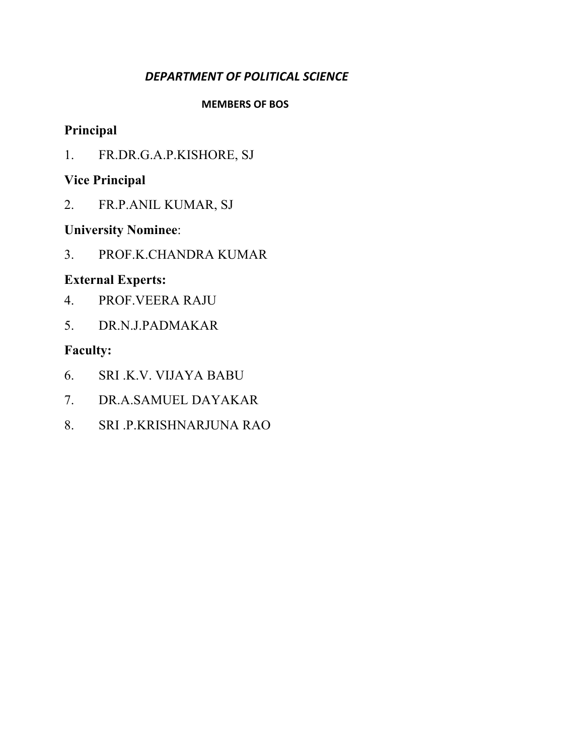# *DEPARTMENT OF POLITICAL SCIENCE*

**MEMBERS OF BOS**

**Principal**

1. FR.DR.G.A.P.KISHORE, SJ

**Vice Principal**

2. FR.P.ANIL KUMAR, SJ

**University Nominee**:

3. PROF.K.CHANDRA KUMAR

**External Experts:**

4. PROF.VEERA RAJU
5. DR.N.J.PADMAKAR

**Faculty:**

6. SRI .K.V. VIJAYA BABU
7. DR.A.SAMUEL DAYAKAR
8. SRI .P.KRISHNARJUNA RAO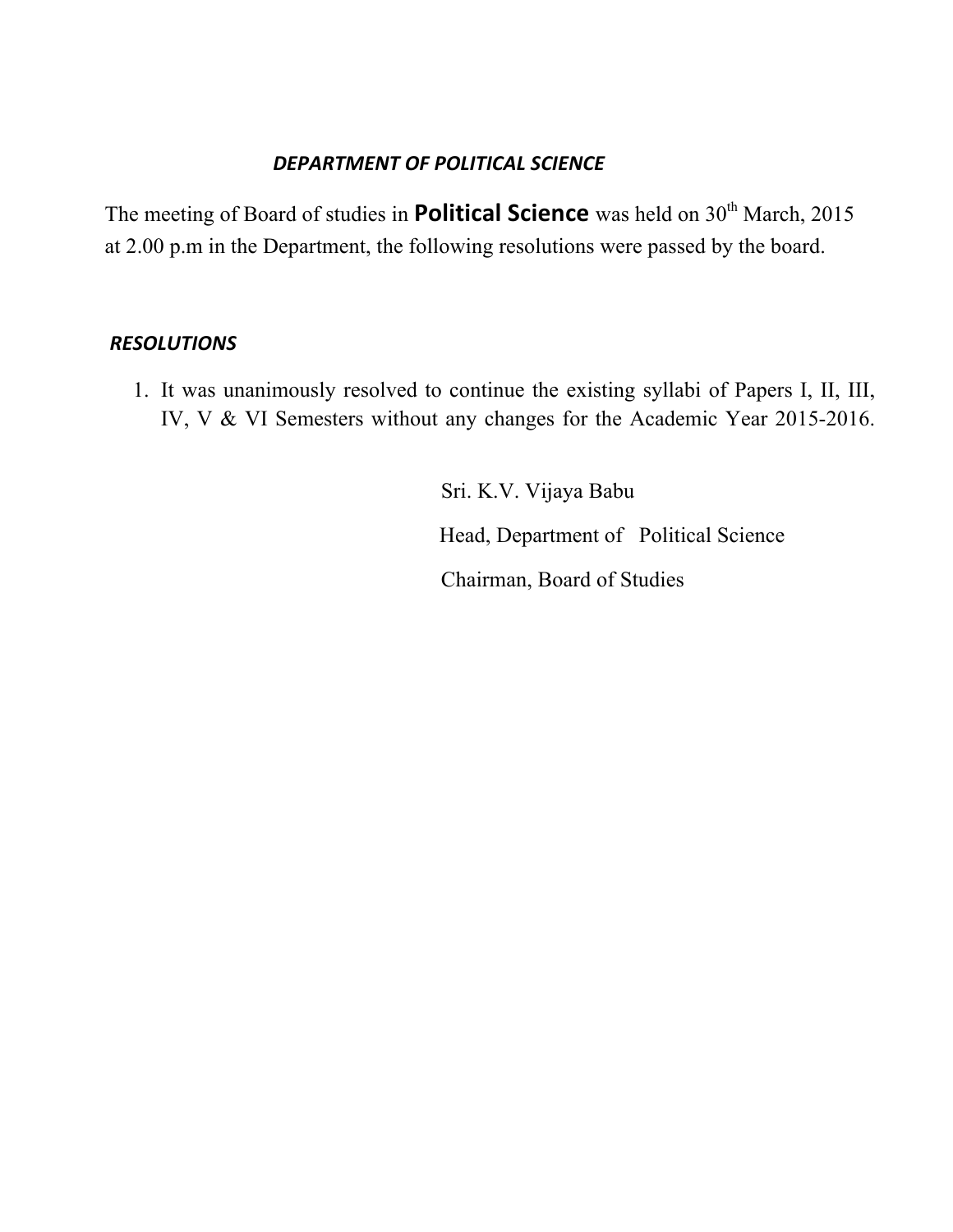## *DEPARTMENT OF POLITICAL SCIENCE*

The meeting of Board of studies in **Political Science** was held on 30th March, 2015 at 2.00 p.m in the Department, the following resolutions were passed by the board.

### *RESOLUTIONS*

1. It was unanimously resolved to continue the existing syllabi of Papers I, II, III, IV, V & VI Semesters without any changes for the Academic Year 2015-2016.

Sri. K.V. Vijaya Babu

Head, Department of Political Science

Chairman, Board of Studies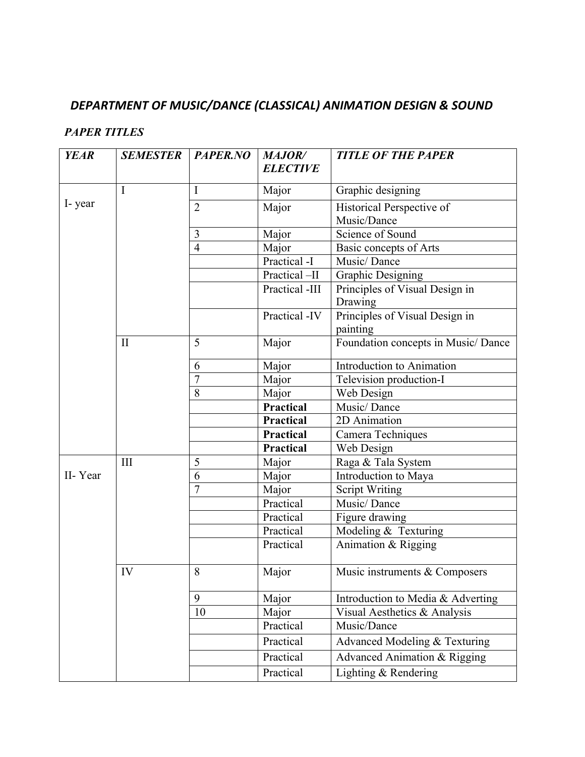# *DEPARTMENT OF MUSIC/DANCE (CLASSICAL) ANIMATION DESIGN & SOUND*

***PAPER TITLES***

| *YEAR* | *SEMESTER* | *PAPER.NO* | *MAJOR/ ELECTIVE* | *TITLE OF THE PAPER* |
|---|---|---|---|---|
| I- year | I | I | Major | Graphic designing |
| | | 2 | Major | Historical Perspective of Music/Dance |
| | | 3 | Major | Science of Sound |
| | | 4 | Major | Basic concepts of Arts |
| | | | Practical -I | Music/ Dance |
| | | | Practical –II | Graphic Designing |
| | | | Practical -III | Principles of Visual Design in Drawing |
| | | | Practical -IV | Principles of Visual Design in painting |
| | II | 5 | Major | Foundation concepts in Music/ Dance |
| | | 6 | Major | Introduction to Animation |
| | | 7 | Major | Television production-I |
| | | 8 | Major | Web Design |
| | | | **Practical** | Music/ Dance |
| | | | **Practical** | 2D Animation |
| | | | **Practical** | Camera Techniques |
| | | | **Practical** | Web Design |
| II- Year | III | 5 | Major | Raga & Tala System |
| | | 6 | Major | Introduction to Maya |
| | | 7 | Major | Script Writing |
| | | | Practical | Music/ Dance |
| | | | Practical | Figure drawing |
| | | | Practical | Modeling & Texturing |
| | | | Practical | Animation & Rigging |
| | IV | 8 | Major | Music instruments & Composers |
| | | 9 | Major | Introduction to Media & Adverting |
| | | 10 | Major | Visual Aesthetics & Analysis |
| | | | Practical | Music/Dance |
| | | | Practical | Advanced Modeling & Texturing |
| | | | Practical | Advanced Animation & Rigging |
| | | | Practical | Lighting & Rendering |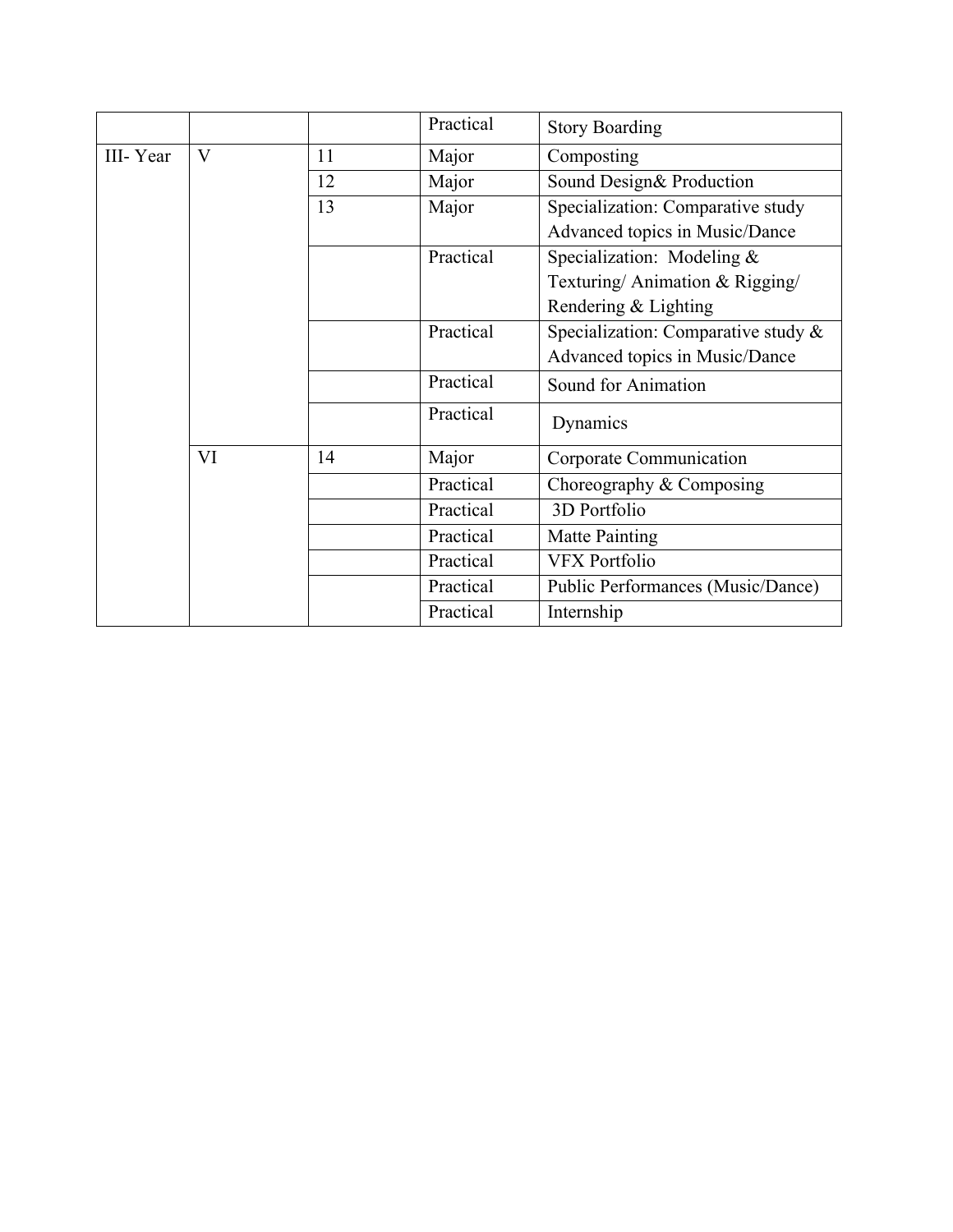| | | | Practical | Story Boarding |
|---|---|---|---|---|
| III- Year | V | 11 | Major | Composting |
| | | 12 | Major | Sound Design& Production |
| | | 13 | Major | Specialization: Comparative study Advanced topics in Music/Dance |
| | | | Practical | Specialization: Modeling & Texturing/ Animation & Rigging/ Rendering & Lighting |
| | | | Practical | Specialization: Comparative study & Advanced topics in Music/Dance |
| | | | Practical | Sound for Animation |
| | | | Practical | Dynamics |
| | VI | 14 | Major | Corporate Communication |
| | | | Practical | Choreography & Composing |
| | | | Practical | 3D Portfolio |
| | | | Practical | Matte Painting |
| | | | Practical | VFX Portfolio |
| | | | Practical | Public Performances (Music/Dance) |
| | | | Practical | Internship |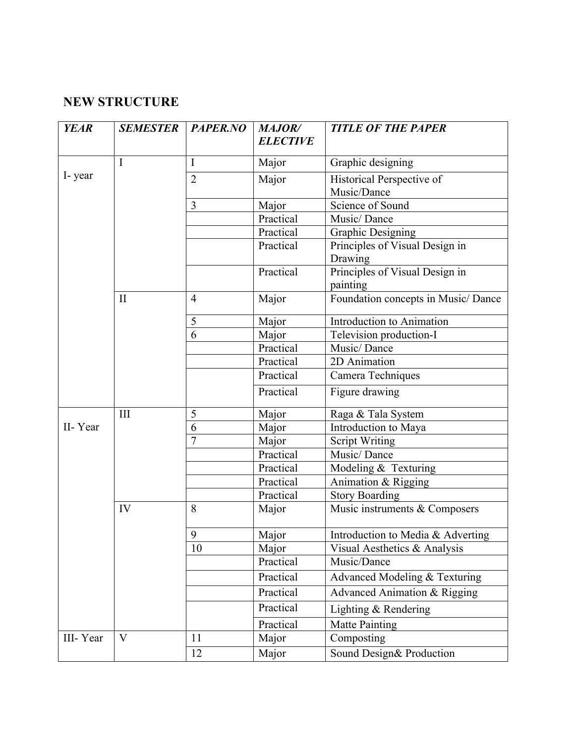**NEW STRUCTURE**

| ***YEAR*** | ***SEMESTER*** | ***PAPER.NO*** | ***MAJOR/ ELECTIVE*** | ***TITLE OF THE PAPER*** |
|---|---|---|---|---|
| I- year | I | I | Major | Graphic designing |
| | | 2 | Major | Historical Perspective of Music/Dance |
| | | 3 | Major | Science of Sound |
| | | | Practical | Music/ Dance |
| | | | Practical | Graphic Designing |
| | | | Practical | Principles of Visual Design in Drawing |
| | | | Practical | Principles of Visual Design in painting |
| | II | 4 | Major | Foundation concepts in Music/ Dance |
| | | 5 | Major | Introduction to Animation |
| | | 6 | Major | Television production-I |
| | | | Practical | Music/ Dance |
| | | | Practical | 2D Animation |
| | | | Practical | Camera Techniques |
| | | | Practical | Figure drawing |
| II- Year | III | 5 | Major | Raga & Tala System |
| | | 6 | Major | Introduction to Maya |
| | | 7 | Major | Script Writing |
| | | | Practical | Music/ Dance |
| | | | Practical | Modeling & Texturing |
| | | | Practical | Animation & Rigging |
| | | | Practical | Story Boarding |
| | IV | 8 | Major | Music instruments & Composers |
| | | 9 | Major | Introduction to Media & Adverting |
| | | 10 | Major | Visual Aesthetics & Analysis |
| | | | Practical | Music/Dance |
| | | | Practical | Advanced Modeling & Texturing |
| | | | Practical | Advanced Animation & Rigging |
| | | | Practical | Lighting & Rendering |
| | | | Practical | Matte Painting |
| III- Year | V | 11 | Major | Composting |
| | | 12 | Major | Sound Design& Production |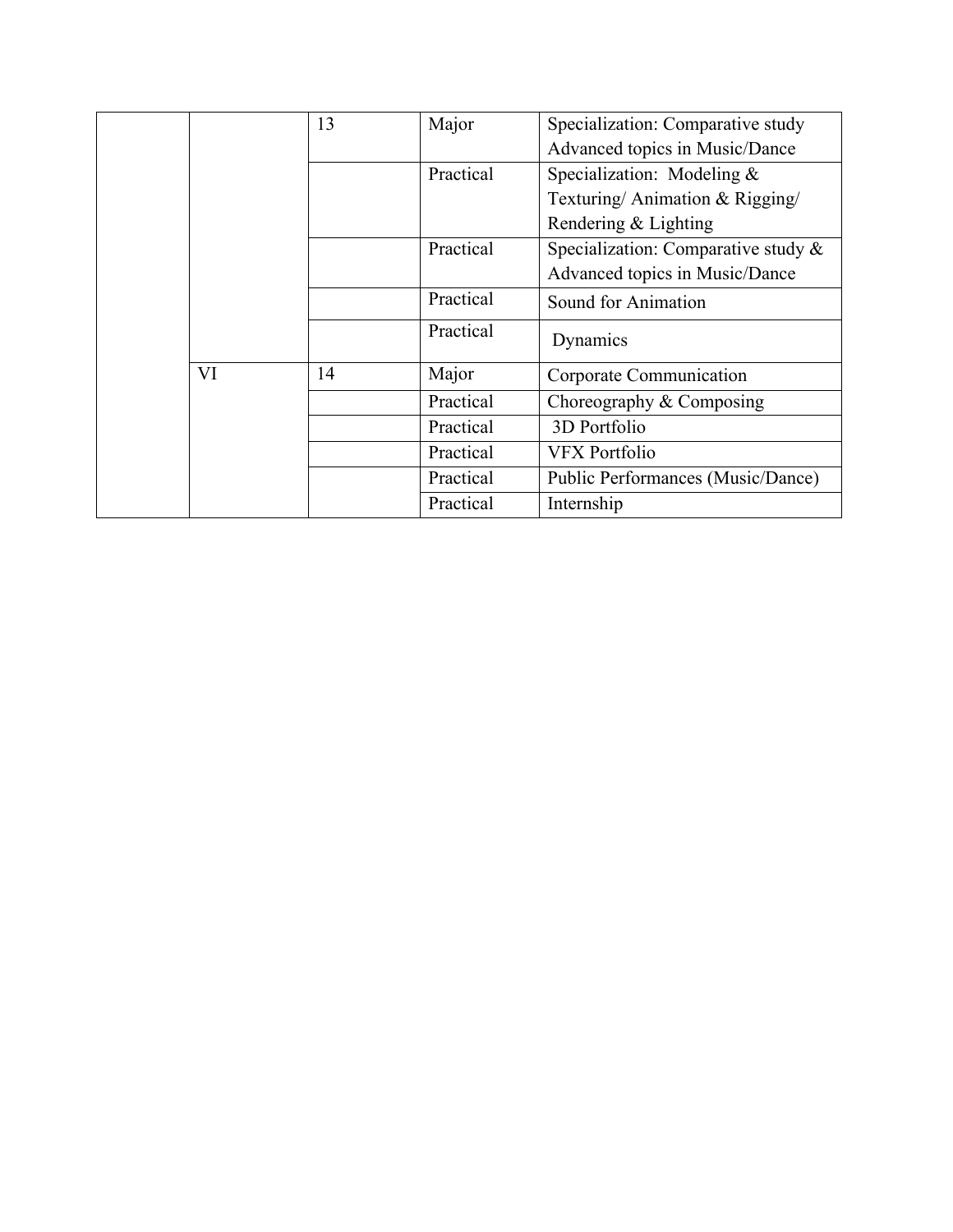| | | | | |
|---|---|---|---|---|
| | | 13 | Major | Specialization: Comparative study Advanced topics in Music/Dance |
| | | | Practical | Specialization: Modeling & Texturing/ Animation & Rigging/ Rendering & Lighting |
| | | | Practical | Specialization: Comparative study & Advanced topics in Music/Dance |
| | | | Practical | Sound for Animation |
| | | | Practical | Dynamics |
| | VI | 14 | Major | Corporate Communication |
| | | | Practical | Choreography & Composing |
| | | | Practical | 3D Portfolio |
| | | | Practical | VFX Portfolio |
| | | | Practical | Public Performances (Music/Dance) |
| | | | Practical | Internship |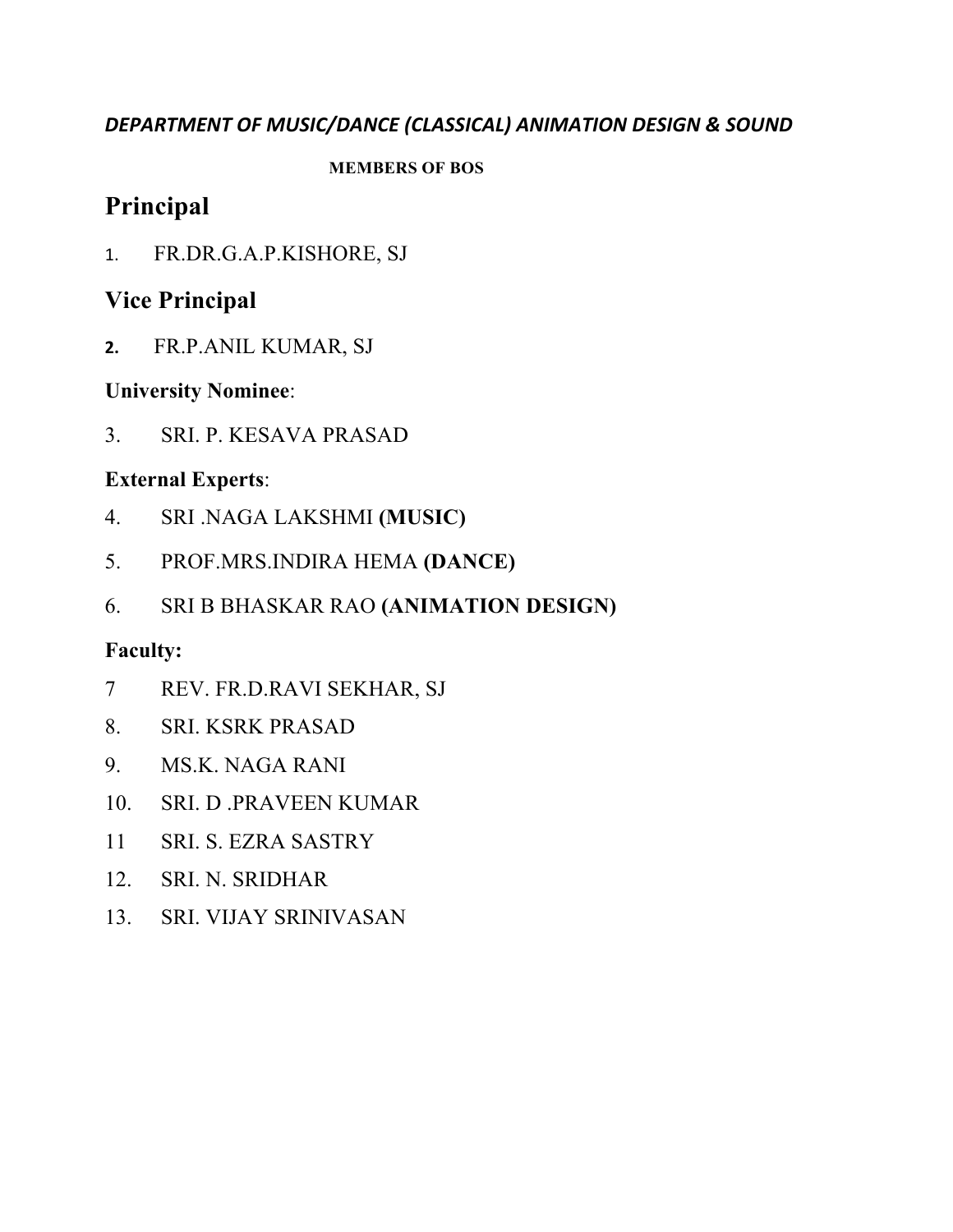***DEPARTMENT OF MUSIC/DANCE (CLASSICAL) ANIMATION DESIGN & SOUND***

**MEMBERS OF BOS**

# Principal

1. FR.DR.G.A.P.KISHORE, SJ

# Vice Principal

2. FR.P.ANIL KUMAR, SJ

**University Nominee**:

3. SRI. P. KESAVA PRASAD

**External Experts**:

4. SRI .NAGA LAKSHMI **(MUSIC)**
5. PROF.MRS.INDIRA HEMA **(DANCE)**
6. SRI B BHASKAR RAO **(ANIMATION DESIGN)**

**Faculty:**

7 REV. FR.D.RAVI SEKHAR, SJ

8. SRI. KSRK PRASAD
9. MS.K. NAGA RANI
10. SRI. D .PRAVEEN KUMAR

11 SRI. S. EZRA SASTRY

12. SRI. N. SRIDHAR
13. SRI. VIJAY SRINIVASAN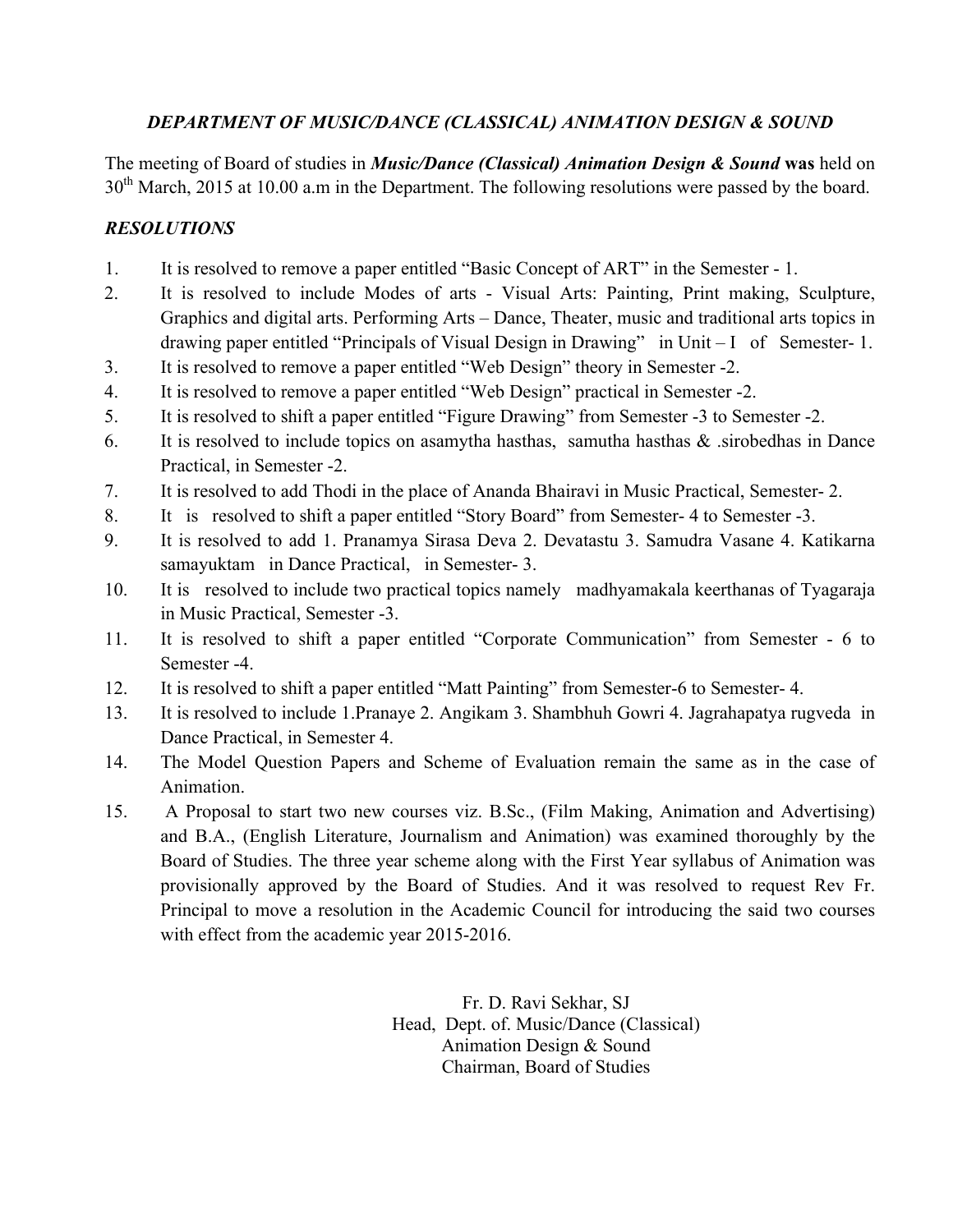### *DEPARTMENT OF MUSIC/DANCE (CLASSICAL) ANIMATION DESIGN & SOUND*

The meeting of Board of studies in ***Music/Dance (Classical) Animation Design & Sound*** **was** held on 30th March, 2015 at 10.00 a.m in the Department. The following resolutions were passed by the board.

### *RESOLUTIONS*

1. It is resolved to remove a paper entitled "Basic Concept of ART" in the Semester - 1.
2. It is resolved to include Modes of arts - Visual Arts: Painting, Print making, Sculpture, Graphics and digital arts. Performing Arts – Dance, Theater, music and traditional arts topics in drawing paper entitled "Principals of Visual Design in Drawing" in Unit – I of Semester- 1.
3. It is resolved to remove a paper entitled "Web Design" theory in Semester -2.
4. It is resolved to remove a paper entitled "Web Design" practical in Semester -2.
5. It is resolved to shift a paper entitled "Figure Drawing" from Semester -3 to Semester -2.
6. It is resolved to include topics on asamytha hasthas, samutha hasthas & .sirobedhas in Dance Practical, in Semester -2.
7. It is resolved to add Thodi in the place of Ananda Bhairavi in Music Practical, Semester- 2.
8. It is resolved to shift a paper entitled "Story Board" from Semester- 4 to Semester -3.
9. It is resolved to add 1. Pranamya Sirasa Deva 2. Devatastu 3. Samudra Vasane 4. Katikarna samayuktam in Dance Practical, in Semester- 3.
10. It is resolved to include two practical topics namely madhyamakala keerthanas of Tyagaraja in Music Practical, Semester -3.
11. It is resolved to shift a paper entitled "Corporate Communication" from Semester - 6 to Semester -4.
12. It is resolved to shift a paper entitled "Matt Painting" from Semester-6 to Semester- 4.
13. It is resolved to include 1.Pranaye 2. Angikam 3. Shambhuh Gowri 4. Jagrahapatya rugveda in Dance Practical, in Semester 4.
14. The Model Question Papers and Scheme of Evaluation remain the same as in the case of Animation.
15. A Proposal to start two new courses viz. B.Sc., (Film Making, Animation and Advertising) and B.A., (English Literature, Journalism and Animation) was examined thoroughly by the Board of Studies. The three year scheme along with the First Year syllabus of Animation was provisionally approved by the Board of Studies. And it was resolved to request Rev Fr. Principal to move a resolution in the Academic Council for introducing the said two courses with effect from the academic year 2015-2016.

Fr. D. Ravi Sekhar, SJ
Head, Dept. of. Music/Dance (Classical)
Animation Design & Sound
Chairman, Board of Studies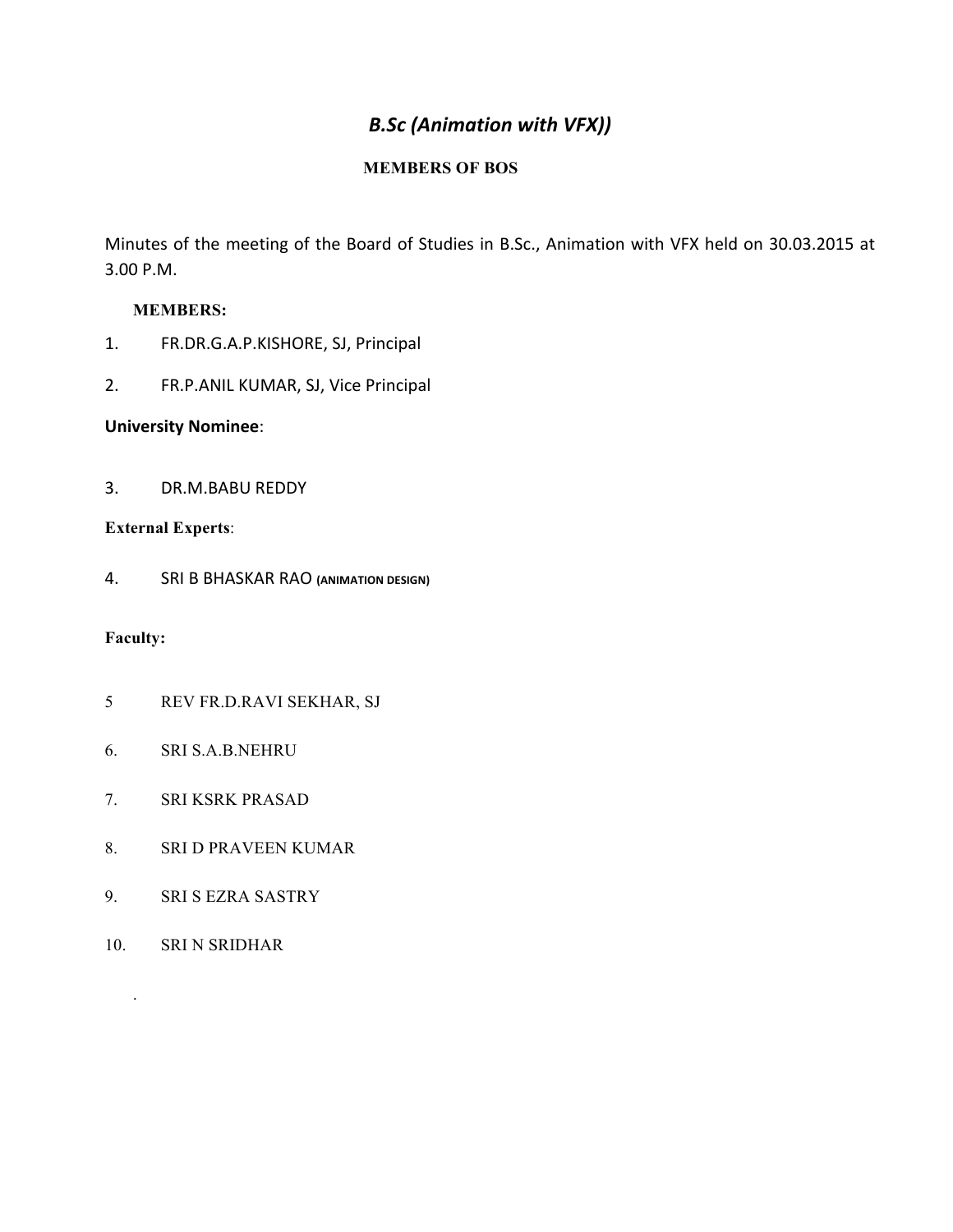# *B.Sc (Animation with VFX))*

**MEMBERS OF BOS**

Minutes of the meeting of the Board of Studies in B.Sc., Animation with VFX held on 30.03.2015 at 3.00 P.M.

**MEMBERS:**

1. FR.DR.G.A.P.KISHORE, SJ, Principal
2. FR.P.ANIL KUMAR, SJ, Vice Principal

**University Nominee**:

3. DR.M.BABU REDDY

**External Experts**:

4. SRI B BHASKAR RAO (ANIMATION DESIGN)

**Faculty:**

5 REV FR.D.RAVI SEKHAR, SJ

6. SRI S.A.B.NEHRU

7. SRI KSRK PRASAD

8. SRI D PRAVEEN KUMAR

9. SRI S EZRA SASTRY

10. SRI N SRIDHAR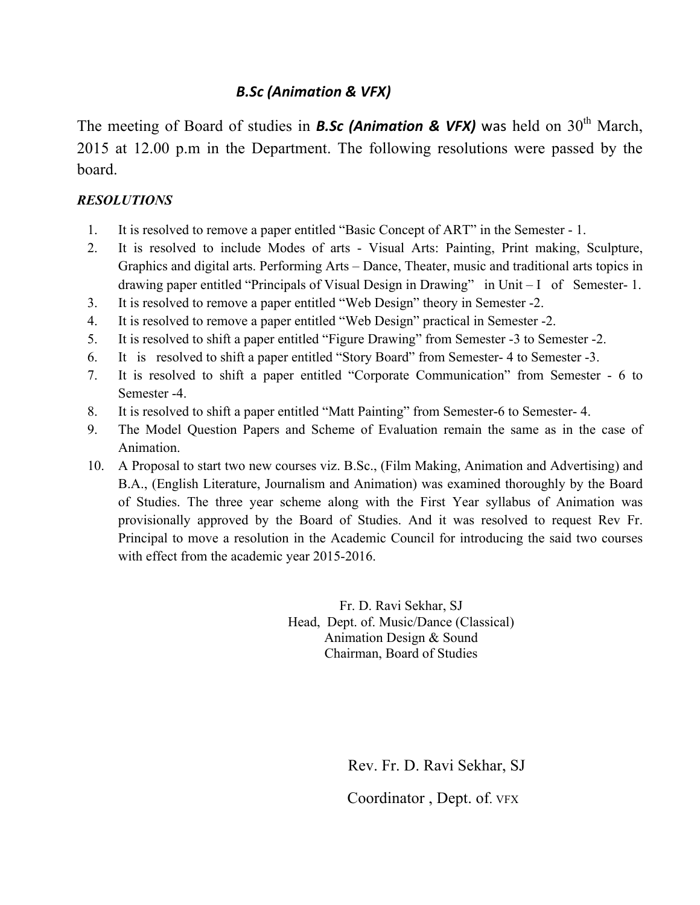### *B.Sc (Animation & VFX)*

The meeting of Board of studies in ***B.Sc (Animation & VFX)*** was held on 30th March, 2015 at 12.00 p.m in the Department. The following resolutions were passed by the board.

***RESOLUTIONS***

1. It is resolved to remove a paper entitled "Basic Concept of ART" in the Semester - 1.
2. It is resolved to include Modes of arts - Visual Arts: Painting, Print making, Sculpture, Graphics and digital arts. Performing Arts – Dance, Theater, music and traditional arts topics in drawing paper entitled "Principals of Visual Design in Drawing" in Unit – I of Semester- 1.
3. It is resolved to remove a paper entitled "Web Design" theory in Semester -2.
4. It is resolved to remove a paper entitled "Web Design" practical in Semester -2.
5. It is resolved to shift a paper entitled "Figure Drawing" from Semester -3 to Semester -2.
6. It is resolved to shift a paper entitled "Story Board" from Semester- 4 to Semester -3.
7. It is resolved to shift a paper entitled "Corporate Communication" from Semester - 6 to Semester -4.
8. It is resolved to shift a paper entitled "Matt Painting" from Semester-6 to Semester- 4.
9. The Model Question Papers and Scheme of Evaluation remain the same as in the case of Animation.
10. A Proposal to start two new courses viz. B.Sc., (Film Making, Animation and Advertising) and B.A., (English Literature, Journalism and Animation) was examined thoroughly by the Board of Studies. The three year scheme along with the First Year syllabus of Animation was provisionally approved by the Board of Studies. And it was resolved to request Rev Fr. Principal to move a resolution in the Academic Council for introducing the said two courses with effect from the academic year 2015-2016.

Fr. D. Ravi Sekhar, SJ
Head, Dept. of. Music/Dance (Classical)
Animation Design & Sound
Chairman, Board of Studies

Rev. Fr. D. Ravi Sekhar, SJ

Coordinator , Dept. of. VFX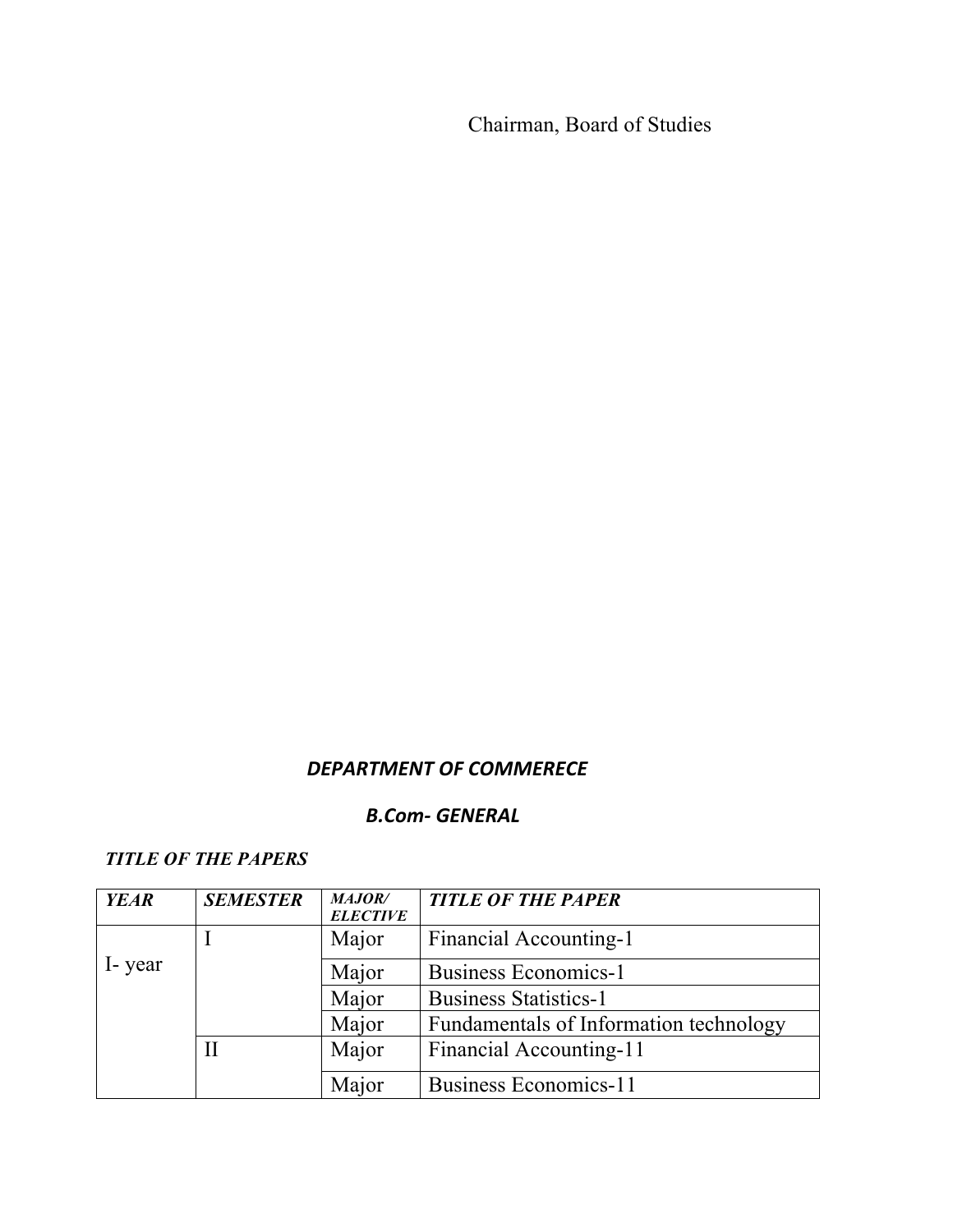Chairman, Board of Studies

## ***DEPARTMENT OF COMMERECE***

### ***B.Com- GENERAL***

***TITLE OF THE PAPERS***

| ***YEAR*** | ***SEMESTER*** | ***MAJOR/ ELECTIVE*** | ***TITLE OF THE PAPER*** |
|---|---|---|---|
| I- year | I | Major | Financial Accounting-1 |
| | | Major | Business Economics-1 |
| | | Major | Business Statistics-1 |
| | | Major | Fundamentals of Information technology |
| | II | Major | Financial Accounting-11 |
| | | Major | Business Economics-11 |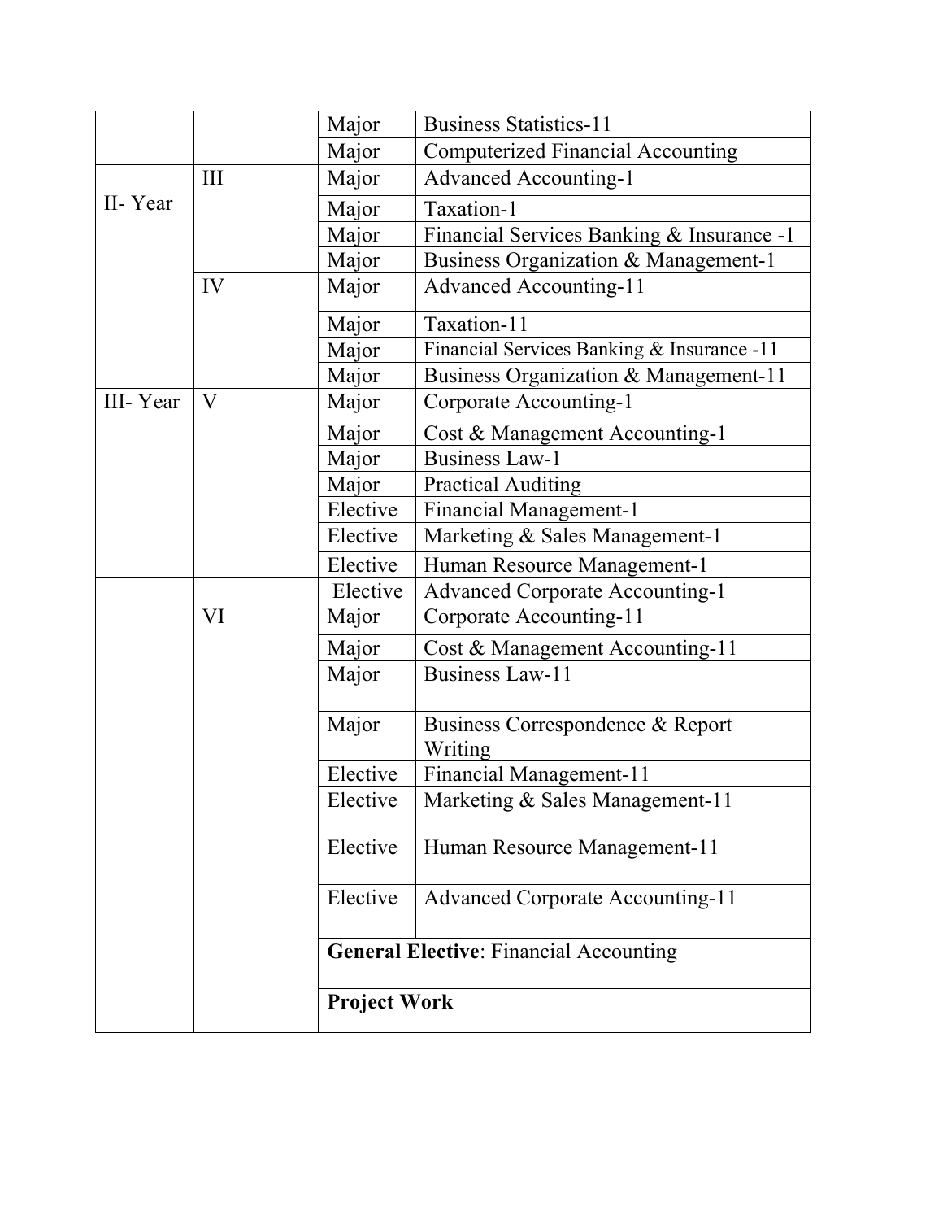| | | | |
|---|---|---|---|
| | | Major | Business Statistics-11 |
| | | Major | Computerized Financial Accounting |
| II- Year | III | Major | Advanced Accounting-1 |
| | | Major | Taxation-1 |
| | | Major | Financial Services Banking & Insurance -1 |
| | | Major | Business Organization & Management-1 |
| | IV | Major | Advanced Accounting-11 |
| | | Major | Taxation-11 |
| | | Major | Financial Services Banking & Insurance -11 |
| | | Major | Business Organization & Management-11 |
| III- Year | V | Major | Corporate Accounting-1 |
| | | Major | Cost & Management Accounting-1 |
| | | Major | Business Law-1 |
| | | Major | Practical Auditing |
| | | Elective | Financial Management-1 |
| | | Elective | Marketing & Sales Management-1 |
| | | Elective | Human Resource Management-1 |
| | | Elective | Advanced Corporate Accounting-1 |
| | VI | Major | Corporate Accounting-11 |
| | | Major | Cost & Management Accounting-11 |
| | | Major | Business Law-11 |
| | | Major | Business Correspondence & Report Writing |
| | | Elective | Financial Management-11 |
| | | Elective | Marketing & Sales Management-11 |
| | | Elective | Human Resource Management-11 |
| | | Elective | Advanced Corporate Accounting-11 |
| | | **General Elective**: Financial Accounting | |
| | | **Project Work** | |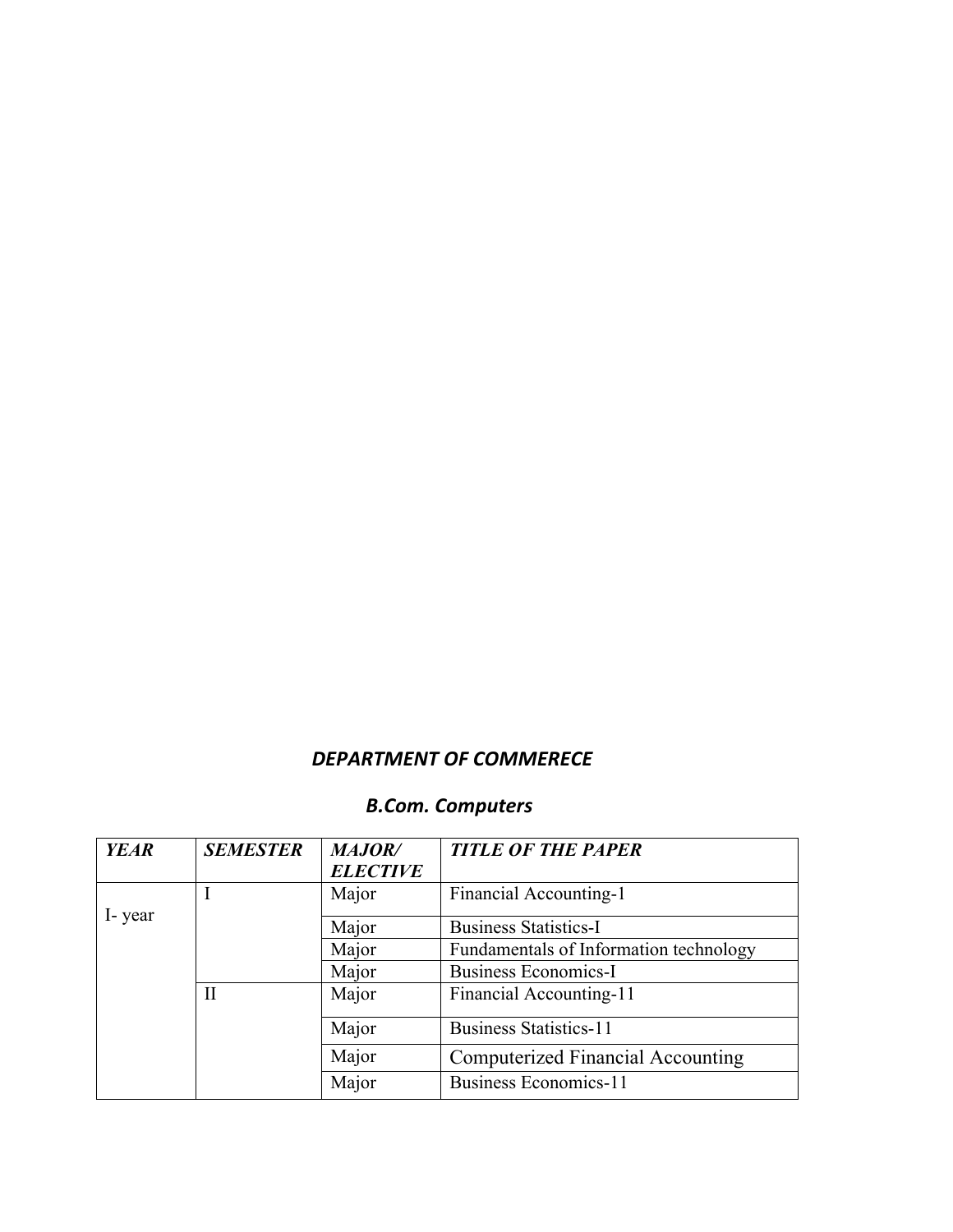## ***DEPARTMENT OF COMMERECE***

### ***B.Com. Computers***

| *YEAR* | *SEMESTER* | *MAJOR/ ELECTIVE* | *TITLE OF THE PAPER* |
|---|---|---|---|
| I- year | I | Major | Financial Accounting-1 |
| | | Major | Business Statistics-I |
| | | Major | Fundamentals of Information technology |
| | | Major | Business Economics-I |
| | II | Major | Financial Accounting-11 |
| | | Major | Business Statistics-11 |
| | | Major | Computerized Financial Accounting |
| | | Major | Business Economics-11 |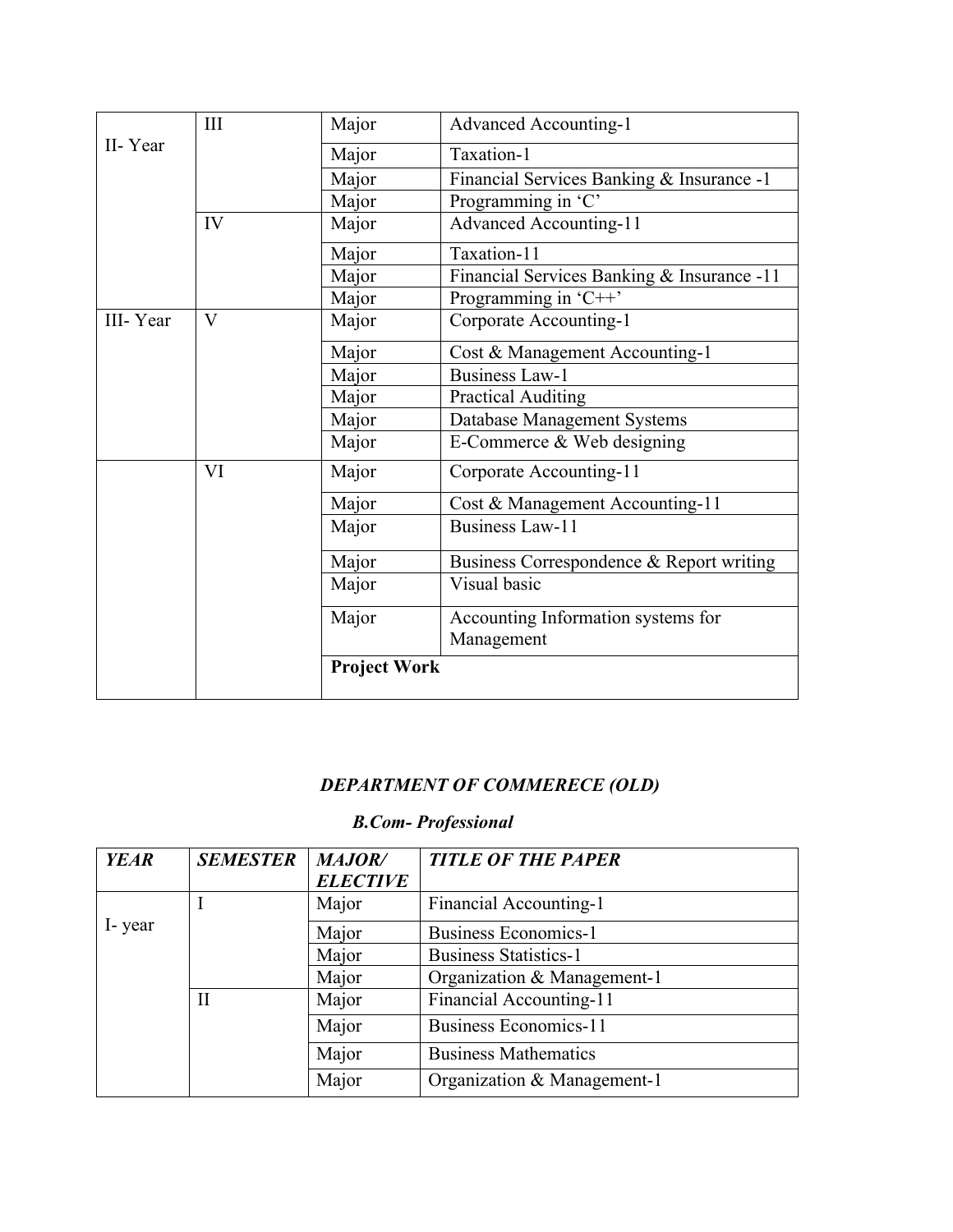| | | | |
|---|---|---|---|
| II- Year | III | Major | Advanced Accounting-1 |
| | | Major | Taxation-1 |
| | | Major | Financial Services Banking & Insurance -1 |
| | | Major | Programming in 'C' |
| | IV | Major | Advanced Accounting-11 |
| | | Major | Taxation-11 |
| | | Major | Financial Services Banking & Insurance -11 |
| | | Major | Programming in 'C++' |
| III- Year | V | Major | Corporate Accounting-1 |
| | | Major | Cost & Management Accounting-1 |
| | | Major | Business Law-1 |
| | | Major | Practical Auditing |
| | | Major | Database Management Systems |
| | | Major | E-Commerce & Web designing |
| | VI | Major | Corporate Accounting-11 |
| | | Major | Cost & Management Accounting-11 |
| | | Major | Business Law-11 |
| | | Major | Business Correspondence & Report writing |
| | | Major | Visual basic |
| | | Major | Accounting Information systems for Management |
| | | **Project Work** | |

***DEPARTMENT OF COMMERECE (OLD)***

***B.Com- Professional***

| *YEAR* | *SEMESTER* | *MAJOR/ ELECTIVE* | *TITLE OF THE PAPER* |
|---|---|---|---|
| I- year | I | Major | Financial Accounting-1 |
| | | Major | Business Economics-1 |
| | | Major | Business Statistics-1 |
| | | Major | Organization & Management-1 |
| | II | Major | Financial Accounting-11 |
| | | Major | Business Economics-11 |
| | | Major | Business Mathematics |
| | | Major | Organization & Management-1 |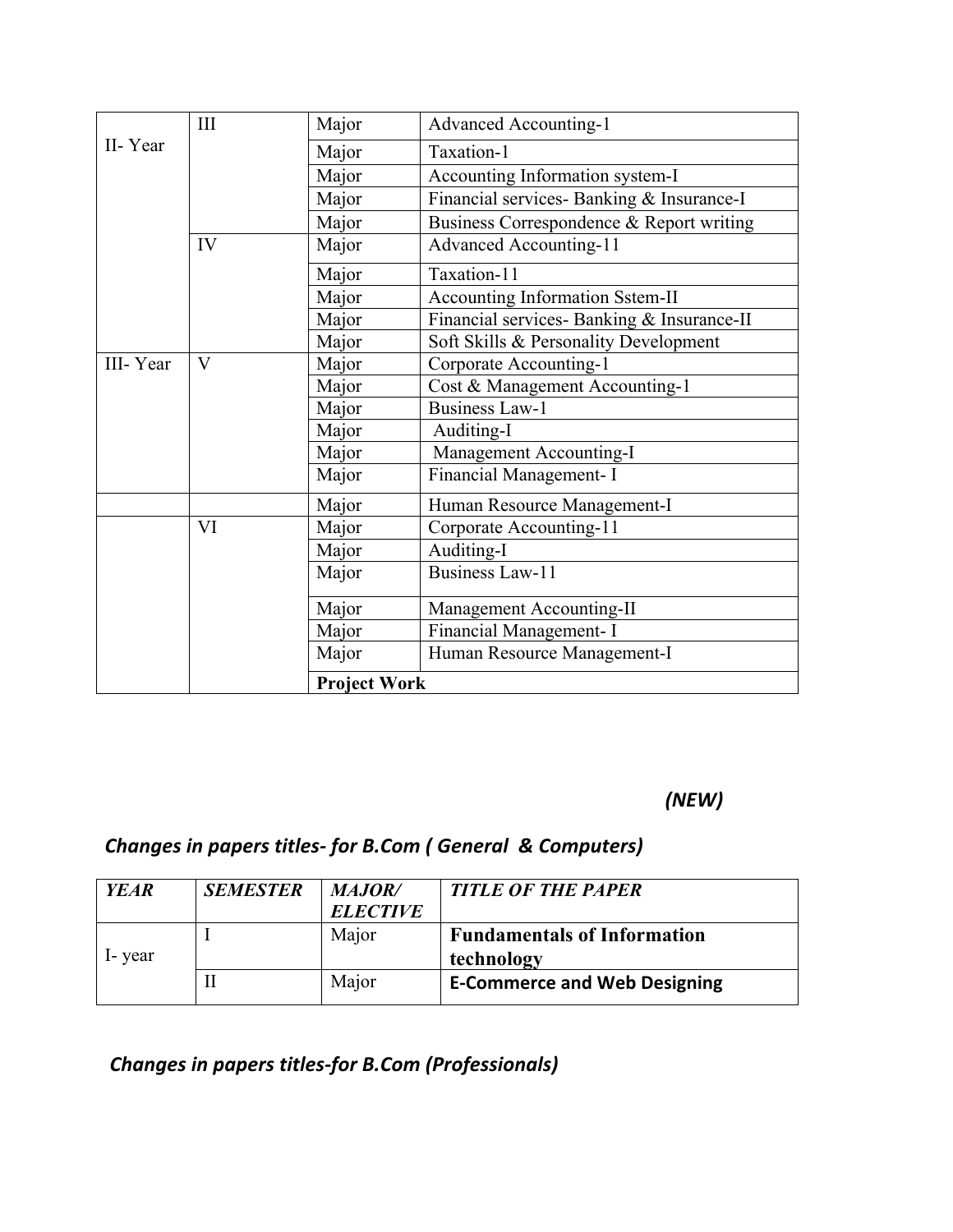| | | | |
|---|---|---|---|
| II- Year | III | Major | Advanced Accounting-1 |
| | | Major | Taxation-1 |
| | | Major | Accounting Information system-I |
| | | Major | Financial services- Banking & Insurance-I |
| | | Major | Business Correspondence & Report writing |
| | IV | Major | Advanced Accounting-11 |
| | | Major | Taxation-11 |
| | | Major | Accounting Information Sstem-II |
| | | Major | Financial services- Banking & Insurance-II |
| | | Major | Soft Skills & Personality Development |
| III- Year | V | Major | Corporate Accounting-1 |
| | | Major | Cost & Management Accounting-1 |
| | | Major | Business Law-1 |
| | | Major | Auditing-I |
| | | Major | Management Accounting-I |
| | | Major | Financial Management- I |
| | | Major | Human Resource Management-I |
| | VI | Major | Corporate Accounting-11 |
| | | Major | Auditing-I |
| | | Major | Business Law-11 |
| | | Major | Management Accounting-II |
| | | Major | Financial Management- I |
| | | Major | Human Resource Management-I |
| | | **Project Work** | |

***(NEW)***

## *Changes in papers titles- for B.Com ( General & Computers)*

| *YEAR* | *SEMESTER* | *MAJOR/ ELECTIVE* | *TITLE OF THE PAPER* |
|---|---|---|---|
| I- year | I | Major | **Fundamentals of Information technology** |
| | II | Major | **E-Commerce and Web Designing** |

## *Changes in papers titles-for B.Com (Professionals)*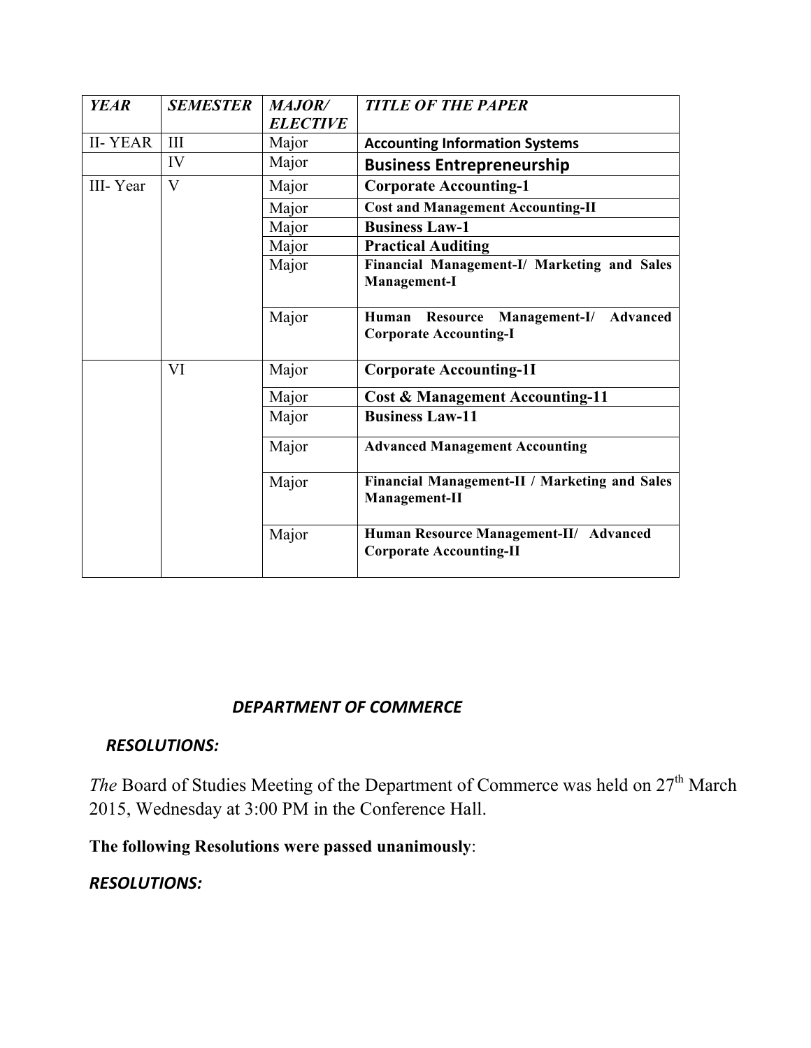| *YEAR* | *SEMESTER* | *MAJOR/ ELECTIVE* | *TITLE OF THE PAPER* |
|---|---|---|---|
| II- YEAR | III | Major | **Accounting Information Systems** |
| | IV | Major | **Business Entrepreneurship** |
| III- Year | V | Major | **Corporate Accounting-1** |
| | | Major | **Cost and Management Accounting-II** |
| | | Major | **Business Law-1** |
| | | Major | **Practical Auditing** |
| | | Major | **Financial Management-I/ Marketing and Sales Management-I** |
| | | Major | **Human Resource Management-I/ Advanced Corporate Accounting-I** |
| | VI | Major | **Corporate Accounting-1I** |
| | | Major | **Cost & Management Accounting-11** |
| | | Major | **Business Law-11** |
| | | Major | **Advanced Management Accounting** |
| | | Major | **Financial Management-II / Marketing and Sales Management-II** |
| | | Major | **Human Resource Management-II/ Advanced Corporate Accounting-II** |

## *DEPARTMENT OF COMMERCE*

***RESOLUTIONS:***

*The* Board of Studies Meeting of the Department of Commerce was held on 27th March 2015, Wednesday at 3:00 PM in the Conference Hall.

**The following Resolutions were passed unanimously**:

***RESOLUTIONS:***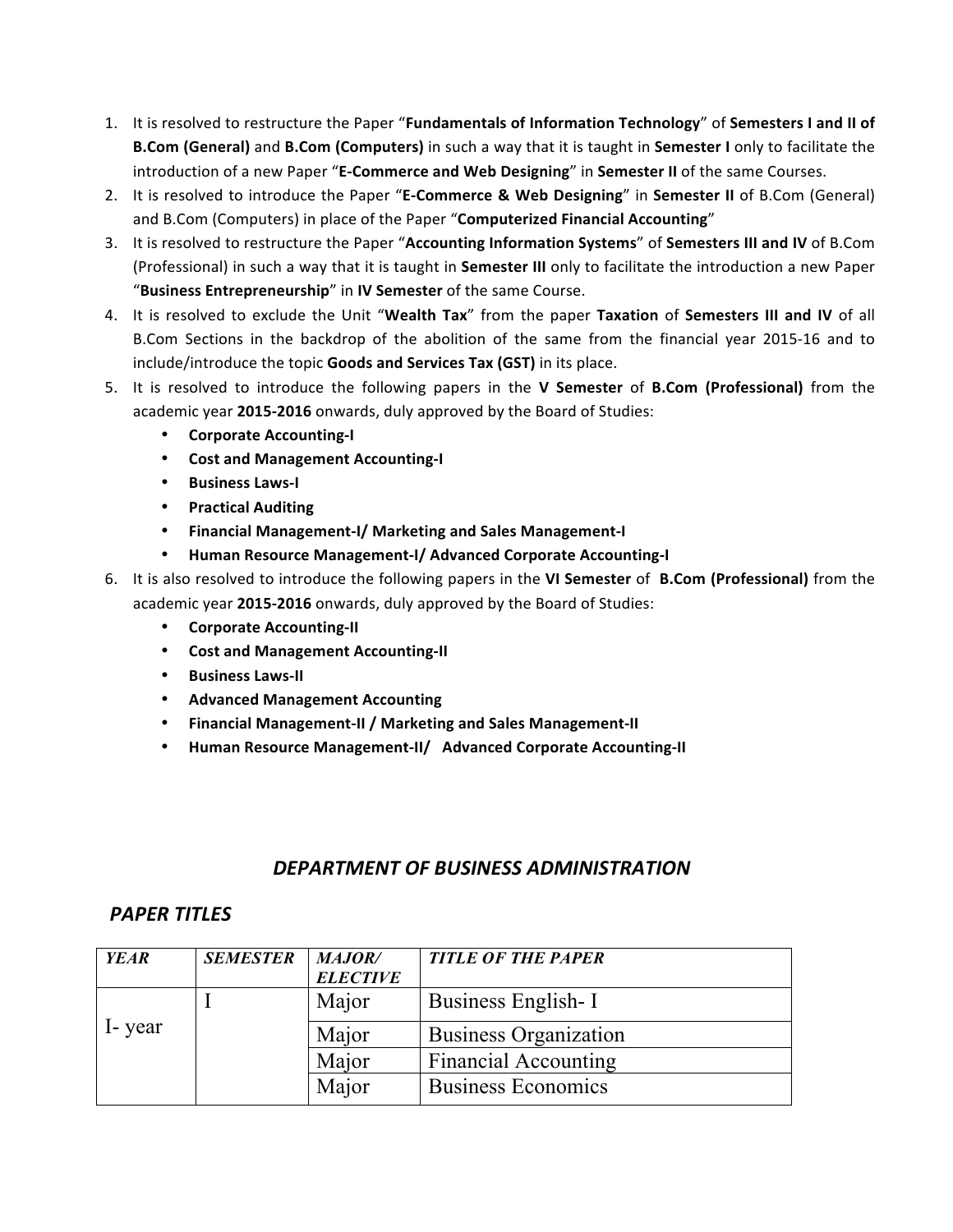1. It is resolved to restructure the Paper "**Fundamentals of Information Technology**" of **Semesters I and II of B.Com (General)** and **B.Com (Computers)** in such a way that it is taught in **Semester I** only to facilitate the introduction of a new Paper "**E-Commerce and Web Designing**" in **Semester II** of the same Courses.
2. It is resolved to introduce the Paper "**E-Commerce & Web Designing**" in **Semester II** of B.Com (General) and B.Com (Computers) in place of the Paper "**Computerized Financial Accounting**"
3. It is resolved to restructure the Paper "**Accounting Information Systems**" of **Semesters III and IV** of B.Com (Professional) in such a way that it is taught in **Semester III** only to facilitate the introduction a new Paper "**Business Entrepreneurship**" in **IV Semester** of the same Course.
4. It is resolved to exclude the Unit "**Wealth Tax**" from the paper **Taxation** of **Semesters III and IV** of all B.Com Sections in the backdrop of the abolition of the same from the financial year 2015-16 and to include/introduce the topic **Goods and Services Tax (GST)** in its place.
5. It is resolved to introduce the following papers in the **V Semester** of **B.Com (Professional)** from the academic year **2015-2016** onwards, duly approved by the Board of Studies:
   - **Corporate Accounting-I**
   - **Cost and Management Accounting-I**
   - **Business Laws-I**
   - **Practical Auditing**
   - **Financial Management-I/ Marketing and Sales Management-I**
   - **Human Resource Management-I/ Advanced Corporate Accounting-I**
6. It is also resolved to introduce the following papers in the **VI Semester** of **B.Com (Professional)** from the academic year **2015-2016** onwards, duly approved by the Board of Studies:
   - **Corporate Accounting-II**
   - **Cost and Management Accounting-II**
   - **Business Laws-II**
   - **Advanced Management Accounting**
   - **Financial Management-II / Marketing and Sales Management-II**
   - **Human Resource Management-II/ Advanced Corporate Accounting-II**

## *DEPARTMENT OF BUSINESS ADMINISTRATION*

### *PAPER TITLES*

| *YEAR* | *SEMESTER* | *MAJOR/ ELECTIVE* | *TITLE OF THE PAPER* |
|---|---|---|---|
| I- year | I | Major | Business English- I |
| | | Major | Business Organization |
| | | Major | Financial Accounting |
| | | Major | Business Economics |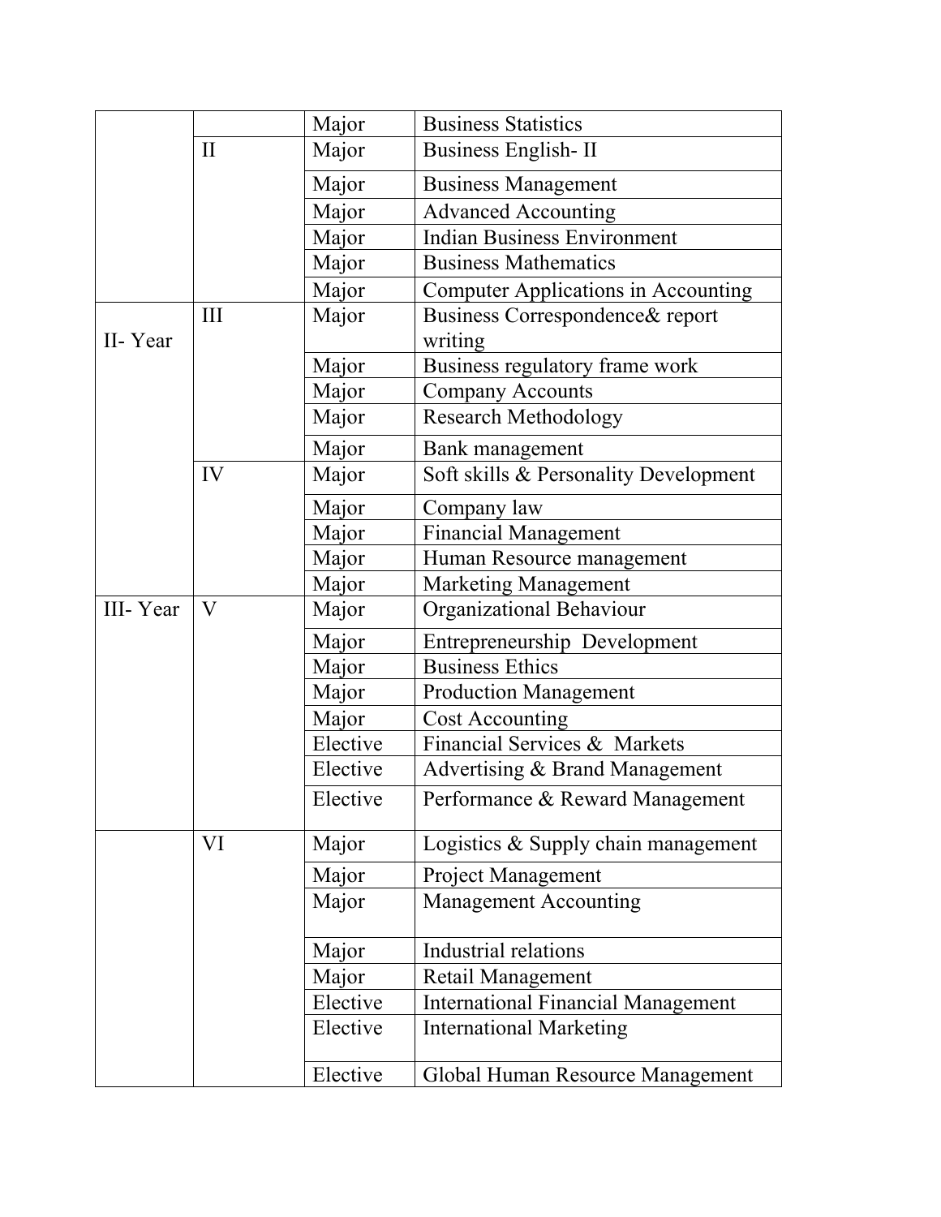| | | | |
|---|---|---|---|
| | | Major | Business Statistics |
| | II | Major | Business English- II |
| | | Major | Business Management |
| | | Major | Advanced Accounting |
| | | Major | Indian Business Environment |
| | | Major | Business Mathematics |
| | | Major | Computer Applications in Accounting |
| II- Year | III | Major | Business Correspondence& report writing |
| | | Major | Business regulatory frame work |
| | | Major | Company Accounts |
| | | Major | Research Methodology |
| | | Major | Bank management |
| | IV | Major | Soft skills & Personality Development |
| | | Major | Company law |
| | | Major | Financial Management |
| | | Major | Human Resource management |
| | | Major | Marketing Management |
| III- Year | V | Major | Organizational Behaviour |
| | | Major | Entrepreneurship  Development |
| | | Major | Business Ethics |
| | | Major | Production Management |
| | | Major | Cost Accounting |
| | | Elective | Financial Services &  Markets |
| | | Elective | Advertising & Brand Management |
| | | Elective | Performance & Reward Management |
| | VI | Major | Logistics & Supply chain management |
| | | Major | Project Management |
| | | Major | Management Accounting |
| | | Major | Industrial relations |
| | | Major | Retail Management |
| | | Elective | International Financial Management |
| | | Elective | International Marketing |
| | | Elective | Global Human Resource Management |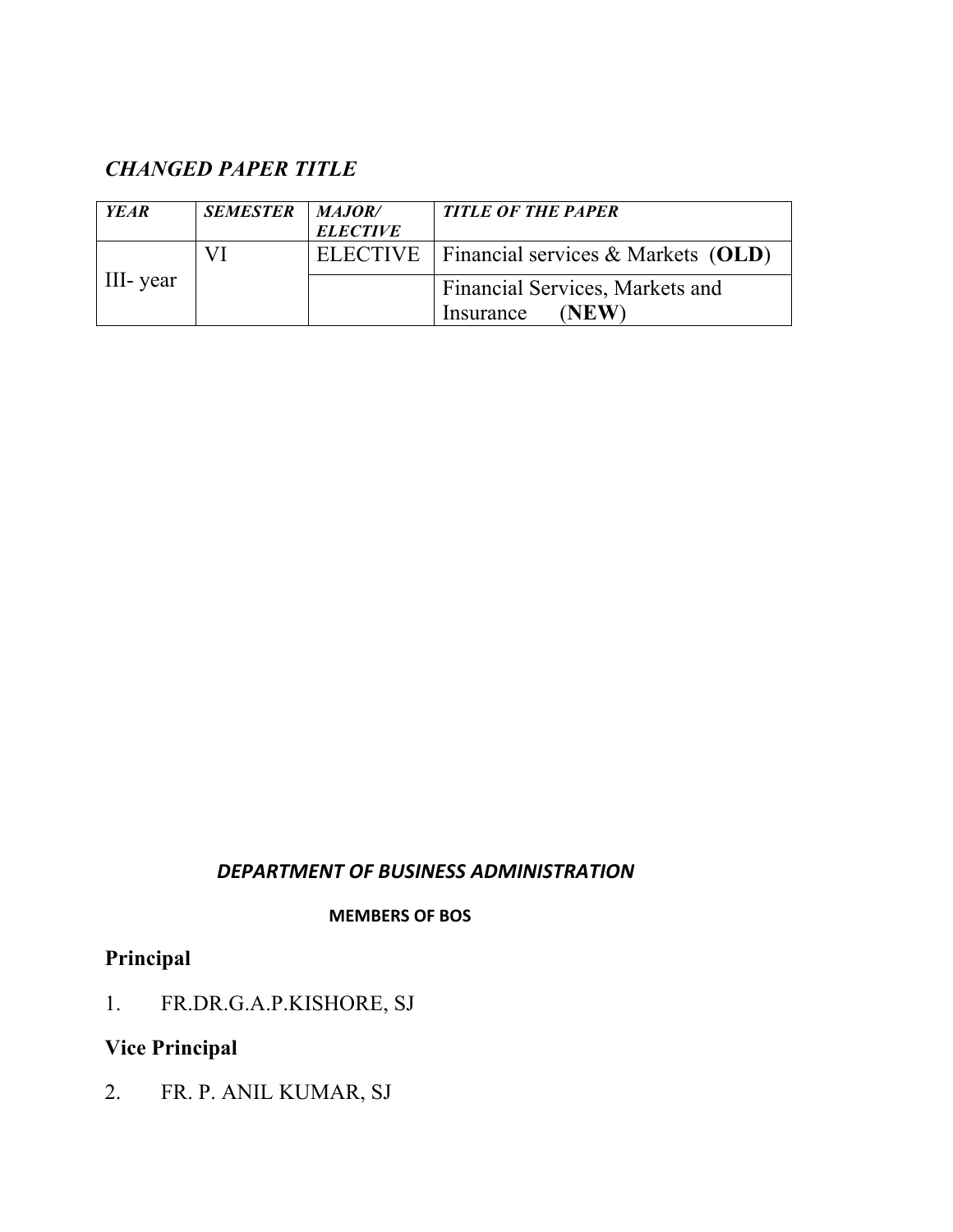### *CHANGED PAPER TITLE*

| *YEAR* | *SEMESTER* | *MAJOR/ ELECTIVE* | *TITLE OF THE PAPER* |
|---|---|---|---|
| III- year | VI | ELECTIVE | Financial services & Markets (**OLD**) |
| | | | Financial Services, Markets and Insurance (**NEW**) |

***DEPARTMENT OF BUSINESS ADMINISTRATION***

**MEMBERS OF BOS**

**Principal**

1. FR.DR.G.A.P.KISHORE, SJ

**Vice Principal**

2. FR. P. ANIL KUMAR, SJ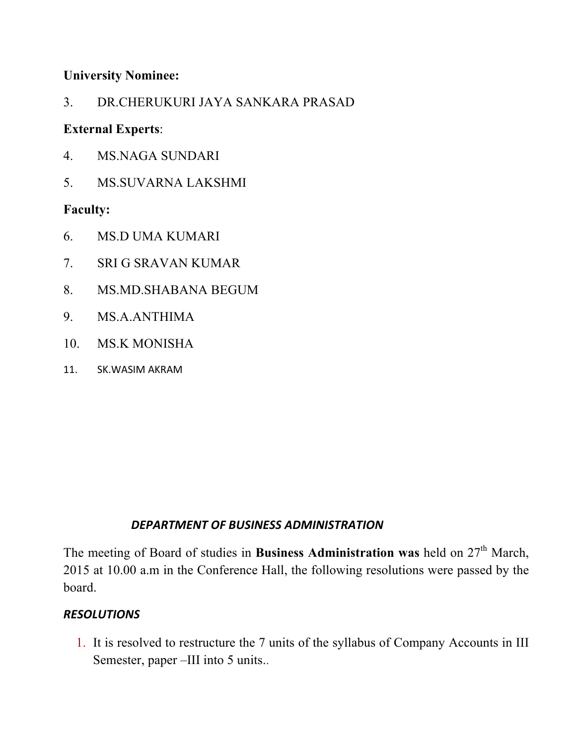**University Nominee:**

3. DR.CHERUKURI JAYA SANKARA PRASAD

**External Experts**:

4. MS.NAGA SUNDARI
5. MS.SUVARNA LAKSHMI

**Faculty:**

6. MS.D UMA KUMARI
7. SRI G SRAVAN KUMAR
8. MS.MD.SHABANA BEGUM
9. MS.A.ANTHIMA
10. MS.K MONISHA
11. SK.WASIM AKRAM

***DEPARTMENT OF BUSINESS ADMINISTRATION***

The meeting of Board of studies in **Business Administration was** held on 27th March, 2015 at 10.00 a.m in the Conference Hall, the following resolutions were passed by the board.

***RESOLUTIONS***

1. It is resolved to restructure the 7 units of the syllabus of Company Accounts in III Semester, paper –III into 5 units..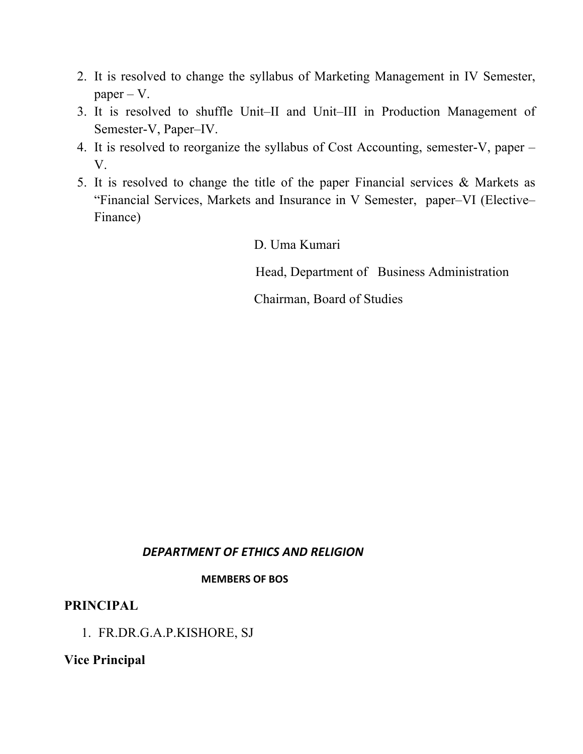2. It is resolved to change the syllabus of Marketing Management in IV Semester, paper – V.
3. It is resolved to shuffle Unit–II and Unit–III in Production Management of Semester-V, Paper–IV.
4. It is resolved to reorganize the syllabus of Cost Accounting, semester-V, paper – V.
5. It is resolved to change the title of the paper Financial services & Markets as "Financial Services, Markets and Insurance in V Semester, paper–VI (Elective–Finance)

D. Uma Kumari

Head, Department of Business Administration

Chairman, Board of Studies

## *DEPARTMENT OF ETHICS AND RELIGION*

**MEMBERS OF BOS**

**PRINCIPAL**

1. FR.DR.G.A.P.KISHORE, SJ

**Vice Principal**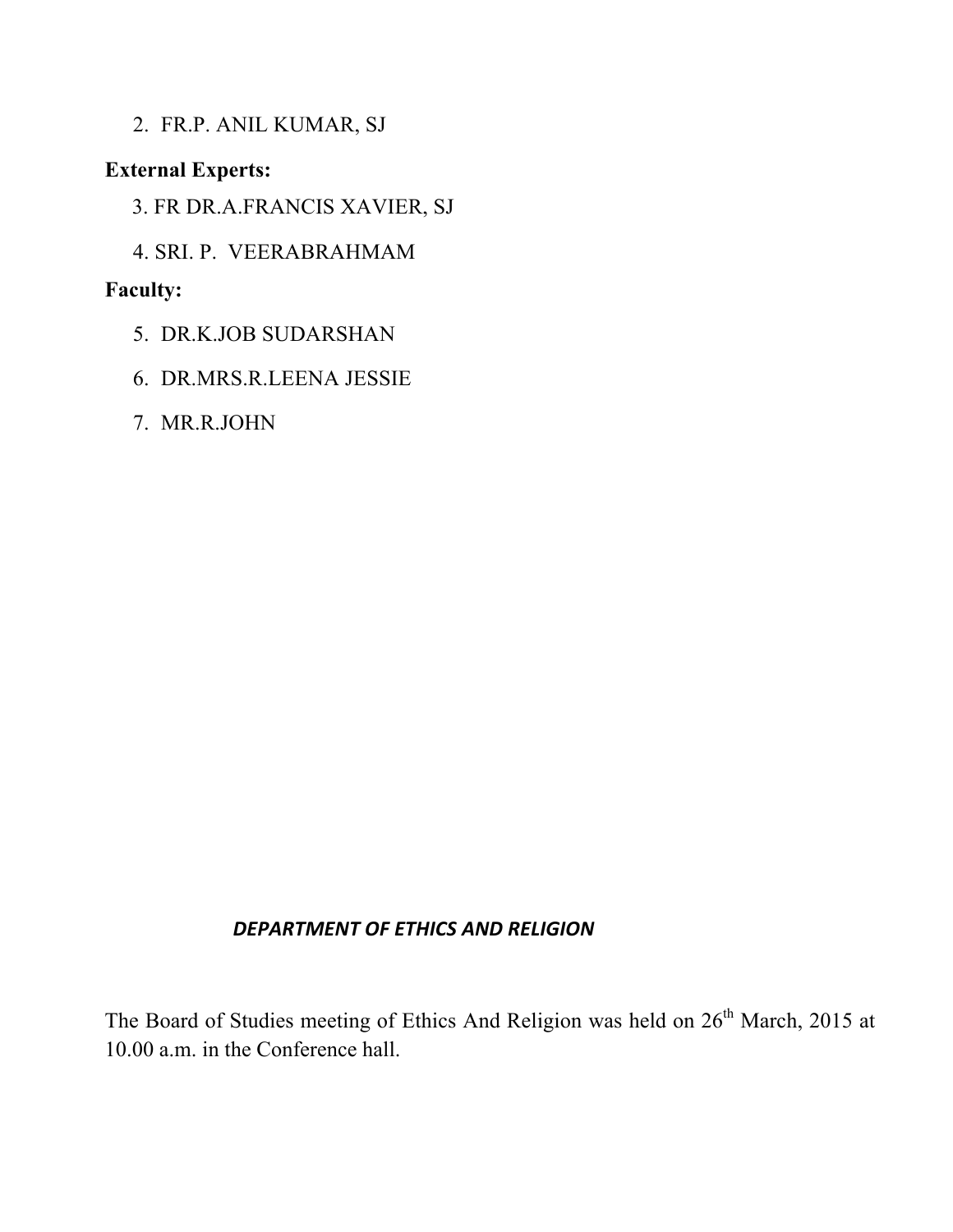2. FR.P. ANIL KUMAR, SJ

**External Experts:**

3. FR DR.A.FRANCIS XAVIER, SJ
4. SRI. P. VEERABRAHMAM

**Faculty:**

5. DR.K.JOB SUDARSHAN
6. DR.MRS.R.LEENA JESSIE
7. MR.R.JOHN

***DEPARTMENT OF ETHICS AND RELIGION***

The Board of Studies meeting of Ethics And Religion was held on 26th March, 2015 at 10.00 a.m. in the Conference hall.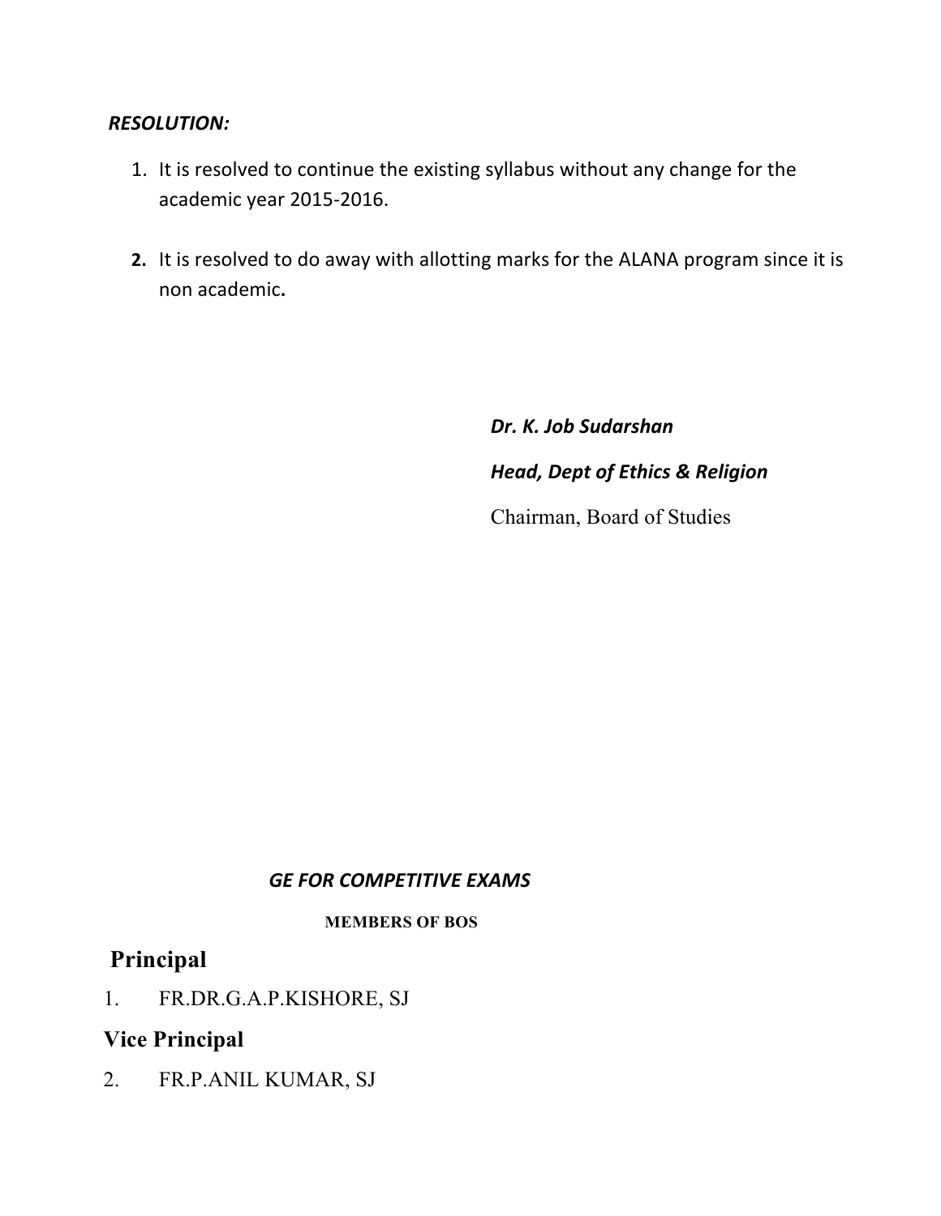***RESOLUTION:***

1. It is resolved to continue the existing syllabus without any change for the academic year 2015-2016.

2. It is resolved to do away with allotting marks for the ALANA program since it is non academic**.**

***Dr. K. Job Sudarshan***

***Head, Dept of Ethics & Religion***

Chairman, Board of Studies

***GE FOR COMPETITIVE EXAMS***

**MEMBERS OF BOS**

## Principal

1. FR.DR.G.A.P.KISHORE, SJ

### Vice Principal

2. FR.P.ANIL KUMAR, SJ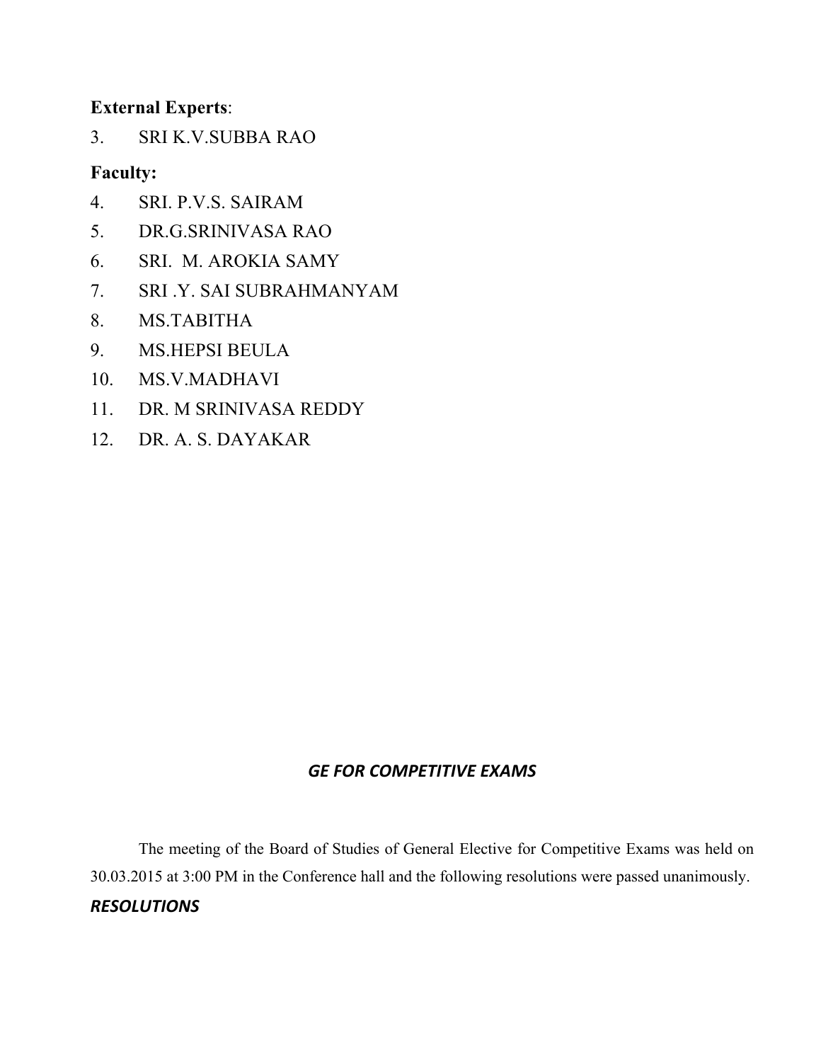**External Experts**:

3. SRI K.V.SUBBA RAO

**Faculty:**

4. SRI. P.V.S. SAIRAM
5. DR.G.SRINIVASA RAO
6. SRI. M. AROKIA SAMY
7. SRI .Y. SAI SUBRAHMANYAM
8. MS.TABITHA
9. MS.HEPSI BEULA
10. MS.V.MADHAVI
11. DR. M SRINIVASA REDDY
12. DR. A. S. DAYAKAR

***GE FOR COMPETITIVE EXAMS***

The meeting of the Board of Studies of General Elective for Competitive Exams was held on 30.03.2015 at 3:00 PM in the Conference hall and the following resolutions were passed unanimously.

***RESOLUTIONS***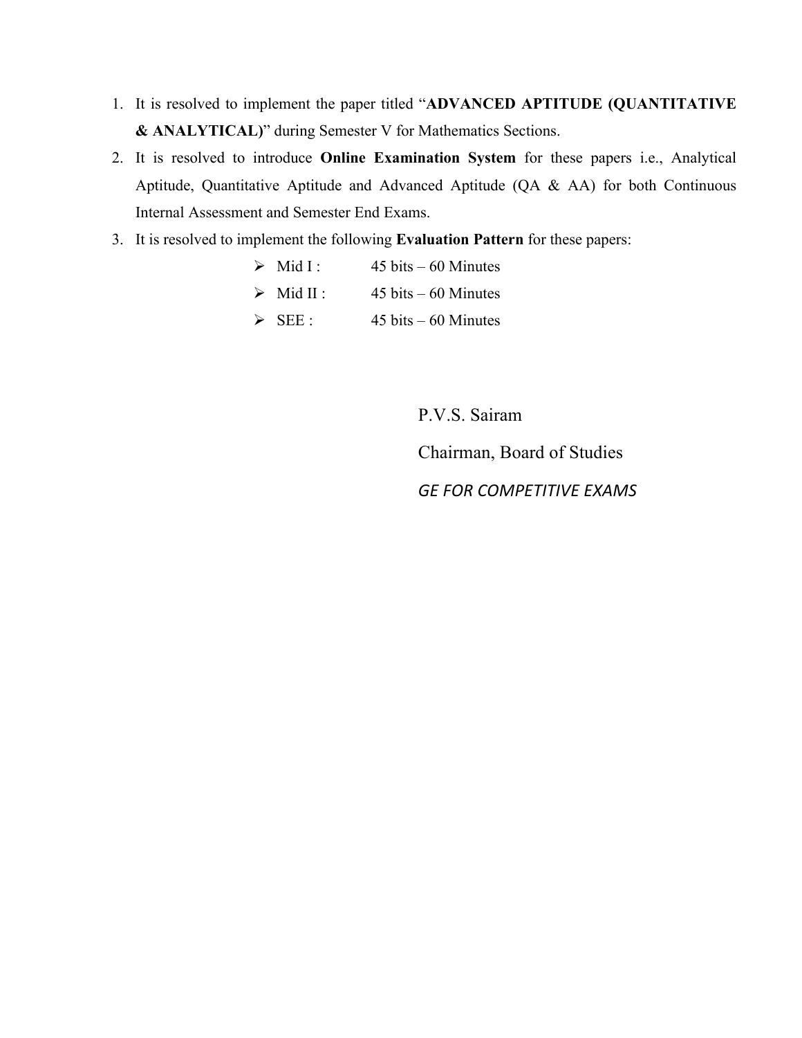1. It is resolved to implement the paper titled "**ADVANCED APTITUDE (QUANTITATIVE & ANALYTICAL)**" during Semester V for Mathematics Sections.
2. It is resolved to introduce **Online Examination System** for these papers i.e., Analytical Aptitude, Quantitative Aptitude and Advanced Aptitude (QA & AA) for both Continuous Internal Assessment and Semester End Exams.
3. It is resolved to implement the following **Evaluation Pattern** for these papers:
   - Mid I : 45 bits – 60 Minutes
   - Mid II : 45 bits – 60 Minutes
   - SEE : 45 bits – 60 Minutes

P.V.S. Sairam

Chairman, Board of Studies

*GE FOR COMPETITIVE EXAMS*